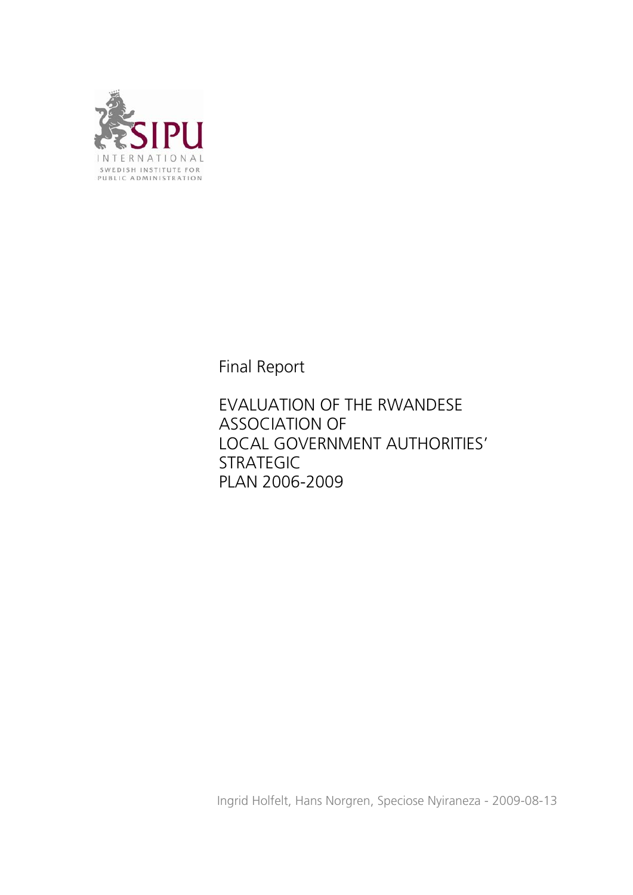SIPU

INTERNATIONAL

SWEDISH INSTITUTE FOR PUBLIC ADMINISTRATION

Final Report

# EVALUATION OF THE RWANDESE ASSOCIATION OF LOCAL GOVERNMENT AUTHORITIES' STRATEGIC PLAN 2006-2009

Ingrid Holfelt, Hans Norgren, Speciose Nyiraneza - 2009-08-13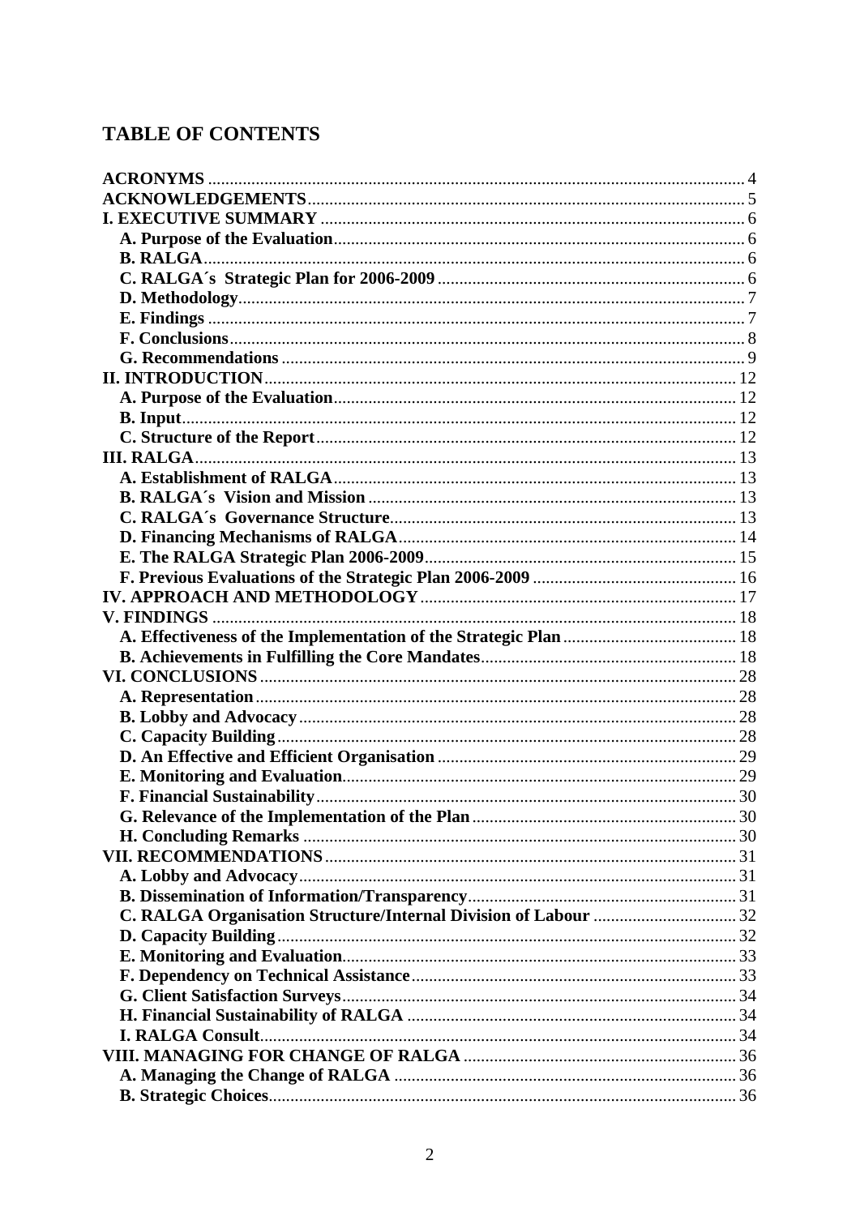## TABLE OF CONTENTS

- **ACRONYMS** ... 4
- **ACKNOWLEDGEMENTS** ... 5
- **I. EXECUTIVE SUMMARY** ... 6
  - **A. Purpose of the Evaluation** ... 6
  - **B. RALGA** ... 6
  - **C. RALGA´s Strategic Plan for 2006-2009** ... 6
  - **D. Methodology** ... 7
  - **E. Findings** ... 7
  - **F. Conclusions** ... 8
  - **G. Recommendations** ... 9
- **II. INTRODUCTION** ... 12
  - **A. Purpose of the Evaluation** ... 12
  - **B. Input** ... 12
  - **C. Structure of the Report** ... 12
- **III. RALGA** ... 13
  - **A. Establishment of RALGA** ... 13
  - **B. RALGA´s Vision and Mission** ... 13
  - **C. RALGA´s Governance Structure** ... 13
  - **D. Financing Mechanisms of RALGA** ... 14
  - **E. The RALGA Strategic Plan 2006-2009** ... 15
  - **F. Previous Evaluations of the Strategic Plan 2006-2009** ... 16
- **IV. APPROACH AND METHODOLOGY** ... 17
- **V. FINDINGS** ... 18
  - **A. Effectiveness of the Implementation of the Strategic Plan** ... 18
  - **B. Achievements in Fulfilling the Core Mandates** ... 18
- **VI. CONCLUSIONS** ... 28
  - **A. Representation** ... 28
  - **B. Lobby and Advocacy** ... 28
  - **C. Capacity Building** ... 28
  - **D. An Effective and Efficient Organisation** ... 29
  - **E. Monitoring and Evaluation** ... 29
  - **F. Financial Sustainability** ... 30
  - **G. Relevance of the Implementation of the Plan** ... 30
  - **H. Concluding Remarks** ... 30
- **VII. RECOMMENDATIONS** ... 31
  - **A. Lobby and Advocacy** ... 31
  - **B. Dissemination of Information/Transparency** ... 31
  - **C. RALGA Organisation Structure/Internal Division of Labour** ... 32
  - **D. Capacity Building** ... 32
  - **E. Monitoring and Evaluation** ... 33
  - **F. Dependency on Technical Assistance** ... 33
  - **G. Client Satisfaction Surveys** ... 34
  - **H. Financial Sustainability of RALGA** ... 34
  - **I. RALGA Consult** ... 34
- **VIII. MANAGING FOR CHANGE OF RALGA** ... 36
  - **A. Managing the Change of RALGA** ... 36
  - **B. Strategic Choices** ... 36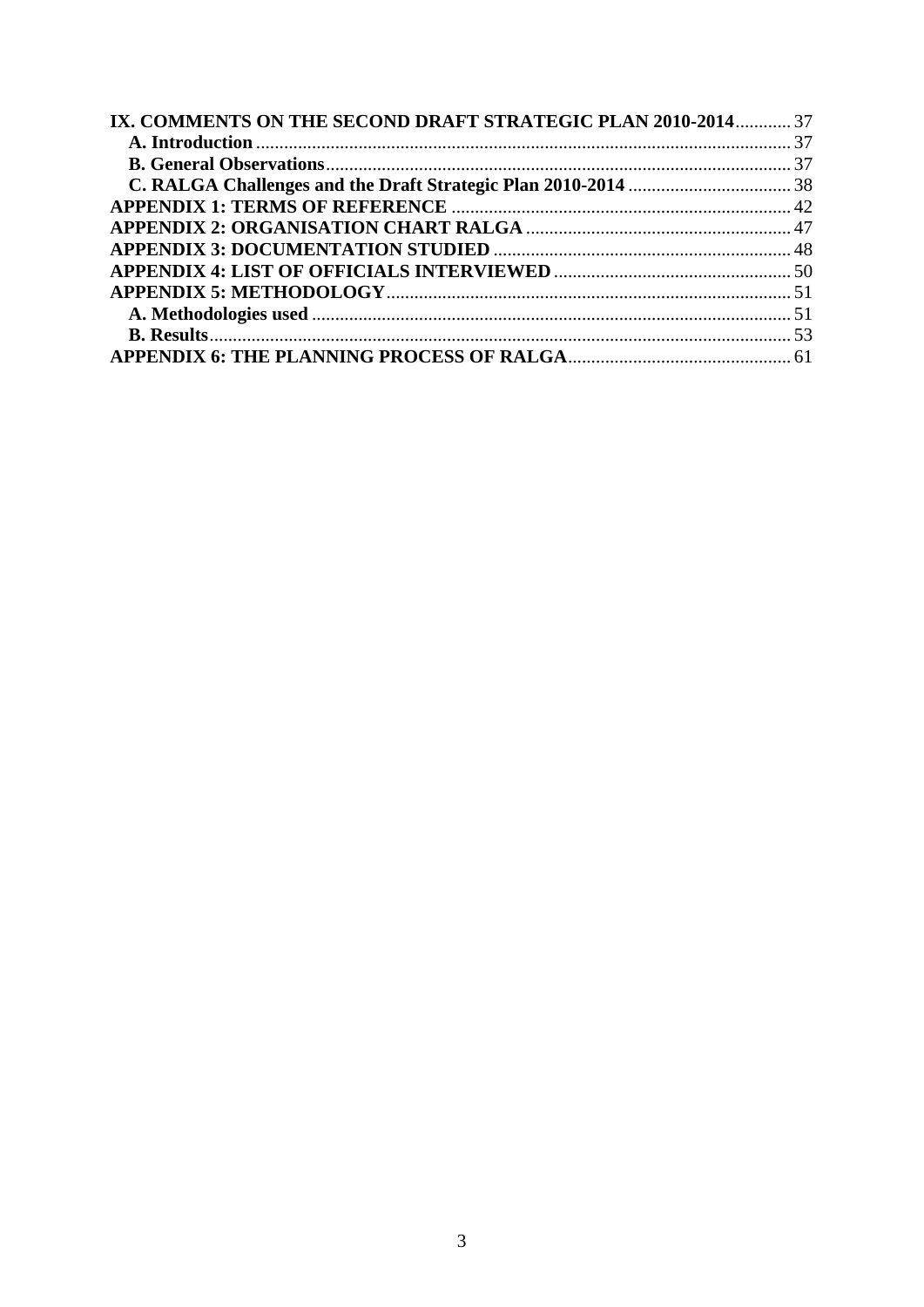IX. COMMENTS ON THE SECOND DRAFT STRATEGIC PLAN 2010-2014 ............ 37
A. Introduction ............ 37
B. General Observations ............ 37
C. RALGA Challenges and the Draft Strategic Plan 2010-2014 ............ 38
APPENDIX 1: TERMS OF REFERENCE ............ 42
APPENDIX 2: ORGANISATION CHART RALGA ............ 47
APPENDIX 3: DOCUMENTATION STUDIED ............ 48
APPENDIX 4: LIST OF OFFICIALS INTERVIEWED ............ 50
APPENDIX 5: METHODOLOGY ............ 51
A. Methodologies used ............ 51
B. Results ............ 53
APPENDIX 6: THE PLANNING PROCESS OF RALGA ............ 61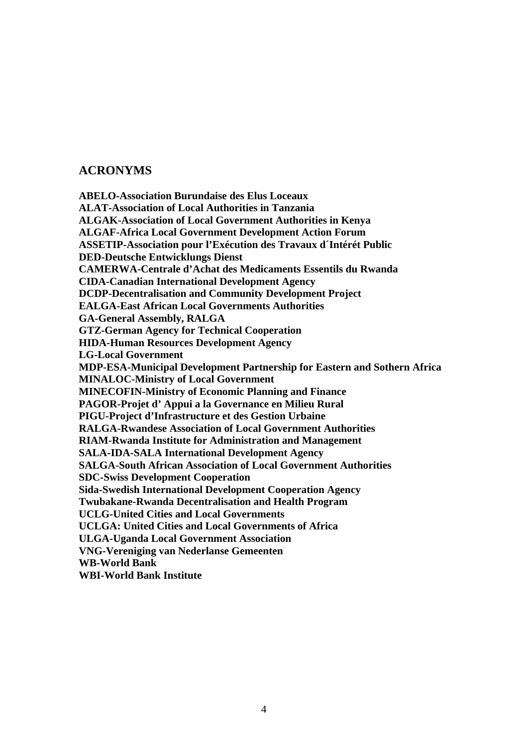## ACRONYMS

**ABELO-Association Burundaise des Elus Loceaux**
**ALAT-Association of Local Authorities in Tanzania**
**ALGAK-Association of Local Government Authorities in Kenya**
**ALGAF-Africa Local Government Development Action Forum**
**ASSETIP-Association pour l'Exécution des Travaux d´Intérét Public**
**DED-Deutsche Entwicklungs Dienst**
**CAMERWA-Centrale d'Achat des Medicaments Essentils du Rwanda**
**CIDA-Canadian International Development Agency**
**DCDP-Decentralisation and Community Development Project**
**EALGA-East African Local Governments Authorities**
**GA-General Assembly, RALGA**
**GTZ-German Agency for Technical Cooperation**
**HIDA-Human Resources Development Agency**
**LG-Local Government**
**MDP-ESA-Municipal Development Partnership for Eastern and Sothern Africa**
**MINALOC-Ministry of Local Government**
**MINECOFIN-Ministry of Economic Planning and Finance**
**PAGOR-Projet d' Appui a la Governance en Milieu Rural**
**PIGU-Project d'Infrastructure et des Gestion Urbaine**
**RALGA-Rwandese Association of Local Government Authorities**
**RIAM-Rwanda Institute for Administration and Management**
**SALA-IDA-SALA International Development Agency**
**SALGA-South African Association of Local Government Authorities**
**SDC-Swiss Development Cooperation**
**Sida-Swedish International Development Cooperation Agency**
**Twubakane-Rwanda Decentralisation and Health Program**
**UCLG-United Cities and Local Governments**
**UCLGA: United Cities and Local Governments of Africa**
**ULGA-Uganda Local Government Association**
**VNG-Vereniging van Nederlanse Gemeenten**
**WB-World Bank**
**WBI-World Bank Institute**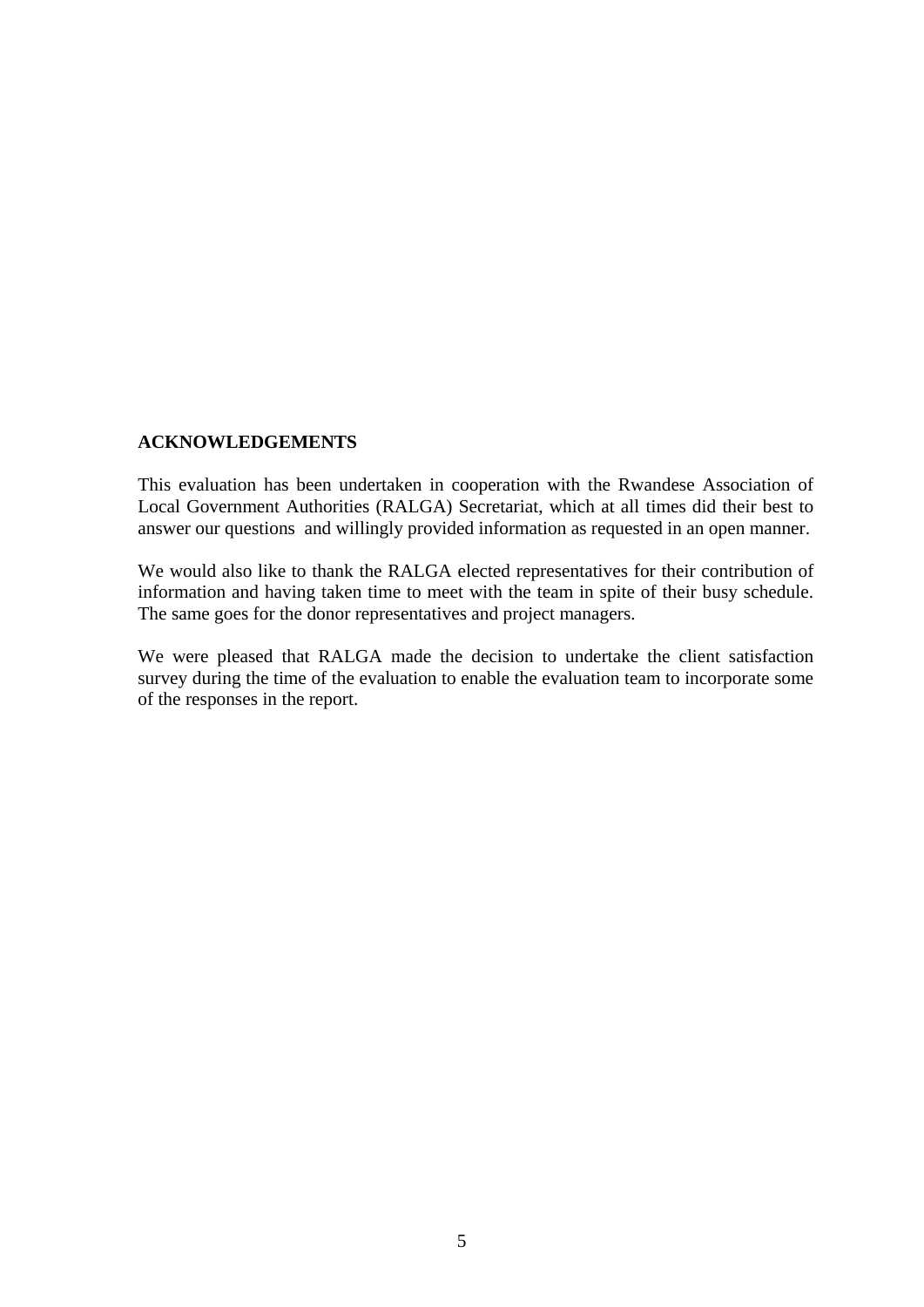## ACKNOWLEDGEMENTS

This evaluation has been undertaken in cooperation with the Rwandese Association of Local Government Authorities (RALGA) Secretariat, which at all times did their best to answer our questions and willingly provided information as requested in an open manner.

We would also like to thank the RALGA elected representatives for their contribution of information and having taken time to meet with the team in spite of their busy schedule. The same goes for the donor representatives and project managers.

We were pleased that RALGA made the decision to undertake the client satisfaction survey during the time of the evaluation to enable the evaluation team to incorporate some of the responses in the report.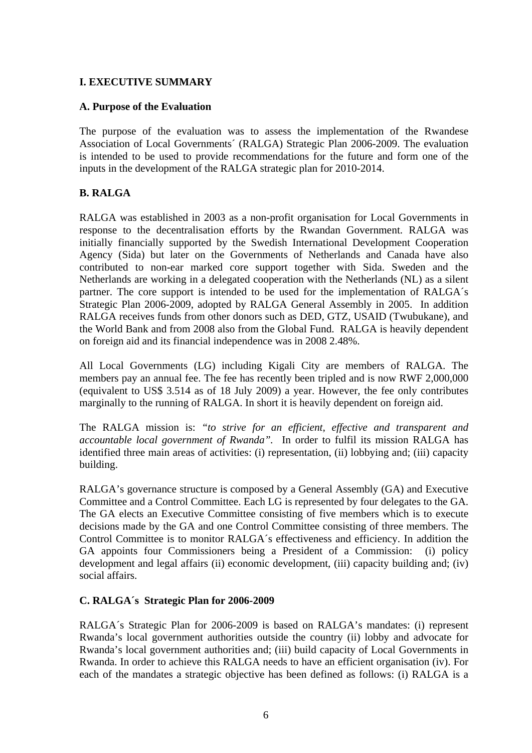## I. EXECUTIVE SUMMARY

### A. Purpose of the Evaluation

The purpose of the evaluation was to assess the implementation of the Rwandese Association of Local Governments´ (RALGA) Strategic Plan 2006-2009. The evaluation is intended to be used to provide recommendations for the future and form one of the inputs in the development of the RALGA strategic plan for 2010-2014.

### B. RALGA

RALGA was established in 2003 as a non-profit organisation for Local Governments in response to the decentralisation efforts by the Rwandan Government. RALGA was initially financially supported by the Swedish International Development Cooperation Agency (Sida) but later on the Governments of Netherlands and Canada have also contributed to non-ear marked core support together with Sida. Sweden and the Netherlands are working in a delegated cooperation with the Netherlands (NL) as a silent partner. The core support is intended to be used for the implementation of RALGA´s Strategic Plan 2006-2009, adopted by RALGA General Assembly in 2005. In addition RALGA receives funds from other donors such as DED, GTZ, USAID (Twubukane), and the World Bank and from 2008 also from the Global Fund. RALGA is heavily dependent on foreign aid and its financial independence was in 2008 2.48%.

All Local Governments (LG) including Kigali City are members of RALGA. The members pay an annual fee. The fee has recently been tripled and is now RWF 2,000,000 (equivalent to US$ 3.514 as of 18 July 2009) a year. However, the fee only contributes marginally to the running of RALGA. In short it is heavily dependent on foreign aid.

The RALGA mission is: *"to strive for an efficient, effective and transparent and accountable local government of Rwanda"*. In order to fulfil its mission RALGA has identified three main areas of activities: (i) representation, (ii) lobbying and; (iii) capacity building.

RALGA's governance structure is composed by a General Assembly (GA) and Executive Committee and a Control Committee. Each LG is represented by four delegates to the GA. The GA elects an Executive Committee consisting of five members which is to execute decisions made by the GA and one Control Committee consisting of three members. The Control Committee is to monitor RALGA´s effectiveness and efficiency. In addition the GA appoints four Commissioners being a President of a Commission: (i) policy development and legal affairs (ii) economic development, (iii) capacity building and; (iv) social affairs.

### C. RALGA´s Strategic Plan for 2006-2009

RALGA´s Strategic Plan for 2006-2009 is based on RALGA's mandates: (i) represent Rwanda's local government authorities outside the country (ii) lobby and advocate for Rwanda's local government authorities and; (iii) build capacity of Local Governments in Rwanda. In order to achieve this RALGA needs to have an efficient organisation (iv). For each of the mandates a strategic objective has been defined as follows: (i) RALGA is a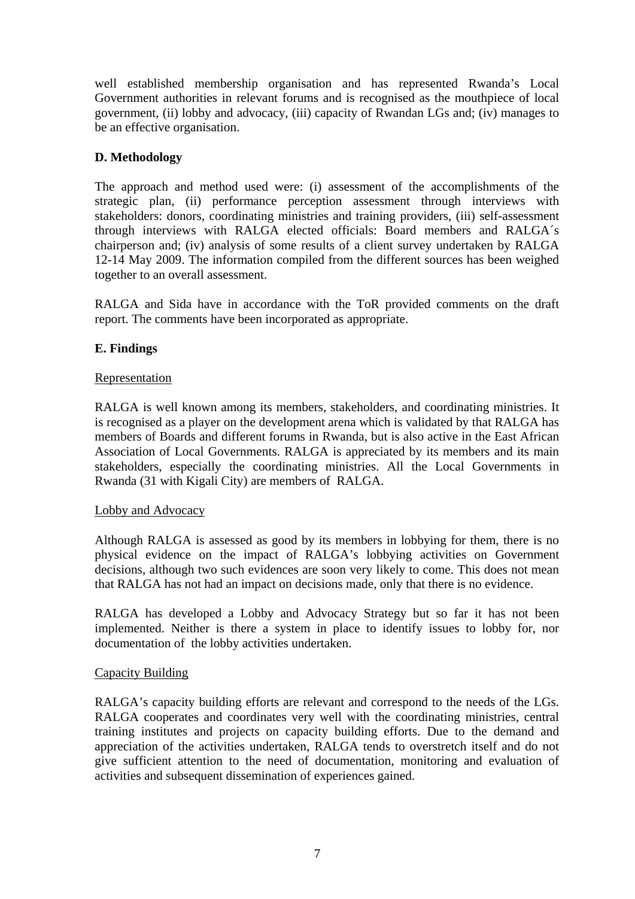well established membership organisation and has represented Rwanda's Local Government authorities in relevant forums and is recognised as the mouthpiece of local government, (ii) lobby and advocacy, (iii) capacity of Rwandan LGs and; (iv) manages to be an effective organisation.

**D. Methodology**

The approach and method used were: (i) assessment of the accomplishments of the strategic plan, (ii) performance perception assessment through interviews with stakeholders: donors, coordinating ministries and training providers, (iii) self-assessment through interviews with RALGA elected officials: Board members and RALGA´s chairperson and; (iv) analysis of some results of a client survey undertaken by RALGA 12-14 May 2009. The information compiled from the different sources has been weighed together to an overall assessment.

RALGA and Sida have in accordance with the ToR provided comments on the draft report. The comments have been incorporated as appropriate.

**E. Findings**

Representation

RALGA is well known among its members, stakeholders, and coordinating ministries. It is recognised as a player on the development arena which is validated by that RALGA has members of Boards and different forums in Rwanda, but is also active in the East African Association of Local Governments. RALGA is appreciated by its members and its main stakeholders, especially the coordinating ministries. All the Local Governments in Rwanda (31 with Kigali City) are members of RALGA.

Lobby and Advocacy

Although RALGA is assessed as good by its members in lobbying for them, there is no physical evidence on the impact of RALGA's lobbying activities on Government decisions, although two such evidences are soon very likely to come. This does not mean that RALGA has not had an impact on decisions made, only that there is no evidence.

RALGA has developed a Lobby and Advocacy Strategy but so far it has not been implemented. Neither is there a system in place to identify issues to lobby for, nor documentation of the lobby activities undertaken.

Capacity Building

RALGA's capacity building efforts are relevant and correspond to the needs of the LGs. RALGA cooperates and coordinates very well with the coordinating ministries, central training institutes and projects on capacity building efforts. Due to the demand and appreciation of the activities undertaken, RALGA tends to overstretch itself and do not give sufficient attention to the need of documentation, monitoring and evaluation of activities and subsequent dissemination of experiences gained.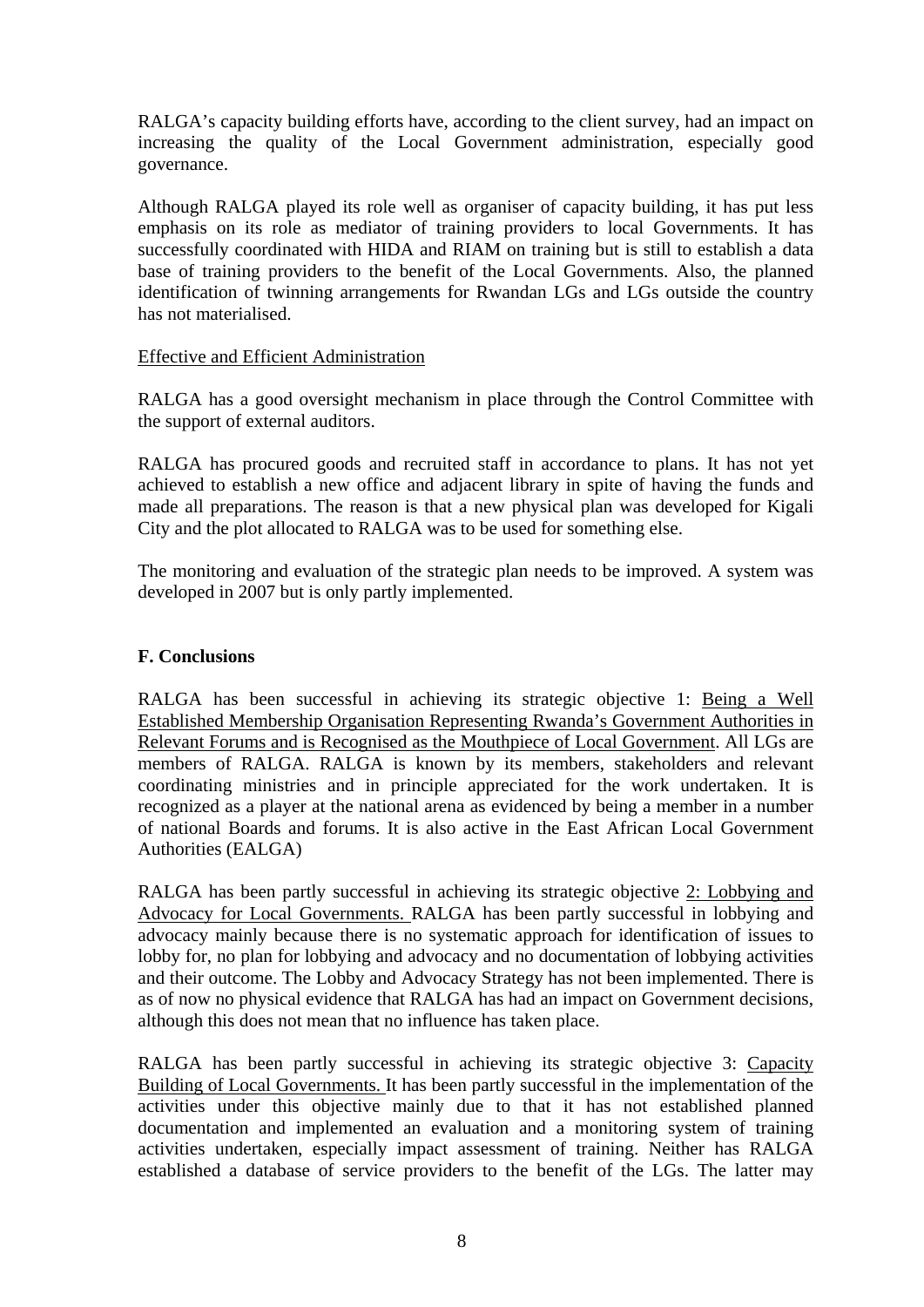RALGA's capacity building efforts have, according to the client survey, had an impact on increasing the quality of the Local Government administration, especially good governance.

Although RALGA played its role well as organiser of capacity building, it has put less emphasis on its role as mediator of training providers to local Governments. It has successfully coordinated with HIDA and RIAM on training but is still to establish a data base of training providers to the benefit of the Local Governments. Also, the planned identification of twinning arrangements for Rwandan LGs and LGs outside the country has not materialised.

<u>Effective and Efficient Administration</u>

RALGA has a good oversight mechanism in place through the Control Committee with the support of external auditors.

RALGA has procured goods and recruited staff in accordance to plans. It has not yet achieved to establish a new office and adjacent library in spite of having the funds and made all preparations. The reason is that a new physical plan was developed for Kigali City and the plot allocated to RALGA was to be used for something else.

The monitoring and evaluation of the strategic plan needs to be improved. A system was developed in 2007 but is only partly implemented.

**F. Conclusions**

RALGA has been successful in achieving its strategic objective 1: <u>Being a Well Established Membership Organisation Representing Rwanda's Government Authorities in Relevant Forums and is Recognised as the Mouthpiece of Local Government</u>. All LGs are members of RALGA. RALGA is known by its members, stakeholders and relevant coordinating ministries and in principle appreciated for the work undertaken. It is recognized as a player at the national arena as evidenced by being a member in a number of national Boards and forums. It is also active in the East African Local Government Authorities (EALGA)

RALGA has been partly successful in achieving its strategic objective <u>2: Lobbying and Advocacy for Local Governments.</u> RALGA has been partly successful in lobbying and advocacy mainly because there is no systematic approach for identification of issues to lobby for, no plan for lobbying and advocacy and no documentation of lobbying activities and their outcome. The Lobby and Advocacy Strategy has not been implemented. There is as of now no physical evidence that RALGA has had an impact on Government decisions, although this does not mean that no influence has taken place.

RALGA has been partly successful in achieving its strategic objective 3: <u>Capacity Building of Local Governments.</u> It has been partly successful in the implementation of the activities under this objective mainly due to that it has not established planned documentation and implemented an evaluation and a monitoring system of training activities undertaken, especially impact assessment of training. Neither has RALGA established a database of service providers to the benefit of the LGs. The latter may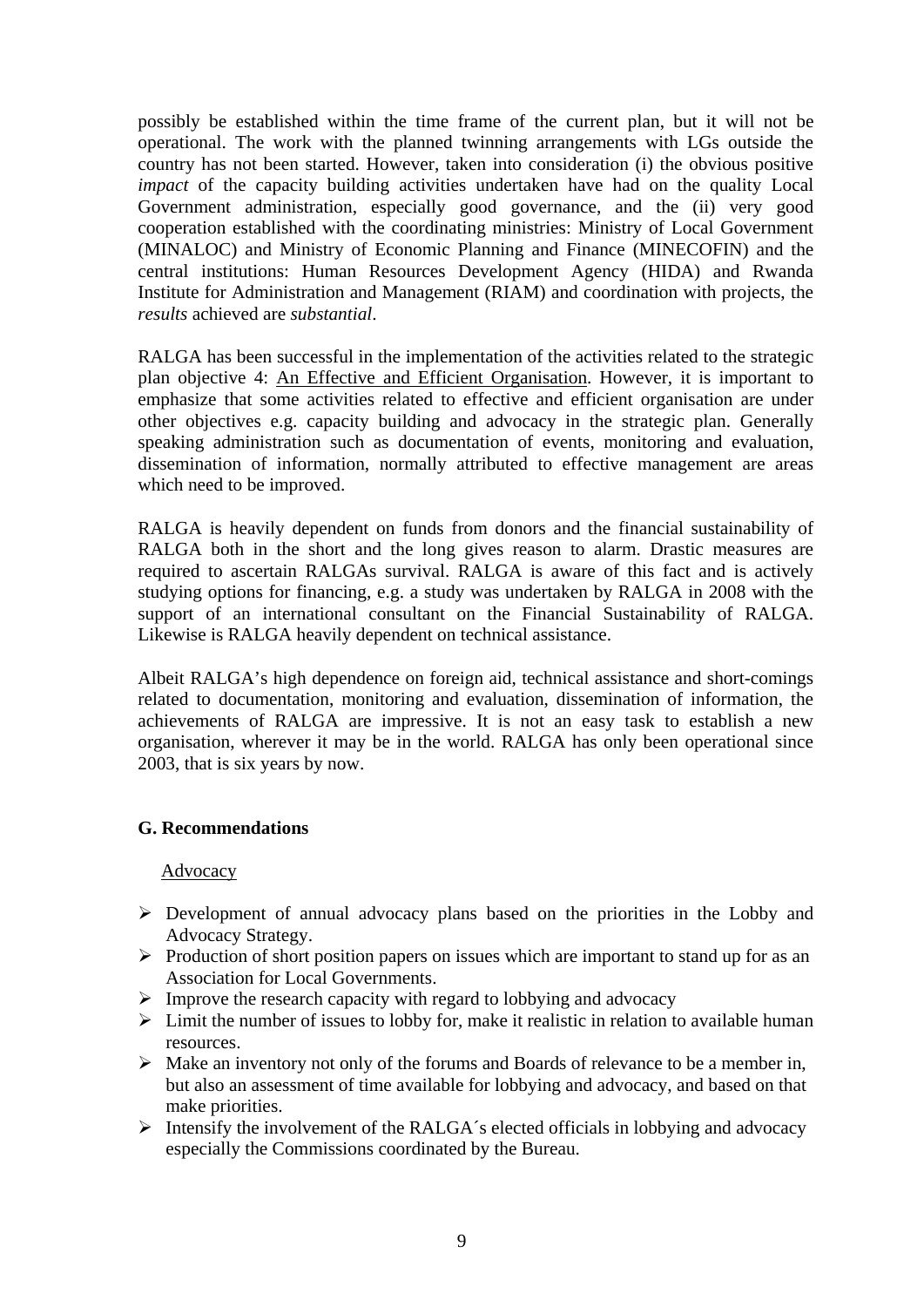possibly be established within the time frame of the current plan, but it will not be operational. The work with the planned twinning arrangements with LGs outside the country has not been started. However, taken into consideration (i) the obvious positive *impact* of the capacity building activities undertaken have had on the quality Local Government administration, especially good governance, and the (ii) very good cooperation established with the coordinating ministries: Ministry of Local Government (MINALOC) and Ministry of Economic Planning and Finance (MINECOFIN) and the central institutions: Human Resources Development Agency (HIDA) and Rwanda Institute for Administration and Management (RIAM) and coordination with projects, the *results* achieved are *substantial*.

RALGA has been successful in the implementation of the activities related to the strategic plan objective 4: An Effective and Efficient Organisation. However, it is important to emphasize that some activities related to effective and efficient organisation are under other objectives e.g. capacity building and advocacy in the strategic plan. Generally speaking administration such as documentation of events, monitoring and evaluation, dissemination of information, normally attributed to effective management are areas which need to be improved.

RALGA is heavily dependent on funds from donors and the financial sustainability of RALGA both in the short and the long gives reason to alarm. Drastic measures are required to ascertain RALGAs survival. RALGA is aware of this fact and is actively studying options for financing, e.g. a study was undertaken by RALGA in 2008 with the support of an international consultant on the Financial Sustainability of RALGA. Likewise is RALGA heavily dependent on technical assistance.

Albeit RALGA's high dependence on foreign aid, technical assistance and short-comings related to documentation, monitoring and evaluation, dissemination of information, the achievements of RALGA are impressive. It is not an easy task to establish a new organisation, wherever it may be in the world. RALGA has only been operational since 2003, that is six years by now.

## G. Recommendations

Advocacy

- Development of annual advocacy plans based on the priorities in the Lobby and Advocacy Strategy.
- Production of short position papers on issues which are important to stand up for as an Association for Local Governments.
- Improve the research capacity with regard to lobbying and advocacy
- Limit the number of issues to lobby for, make it realistic in relation to available human resources.
- Make an inventory not only of the forums and Boards of relevance to be a member in, but also an assessment of time available for lobbying and advocacy, and based on that make priorities.
- Intensify the involvement of the RALGA´s elected officials in lobbying and advocacy especially the Commissions coordinated by the Bureau.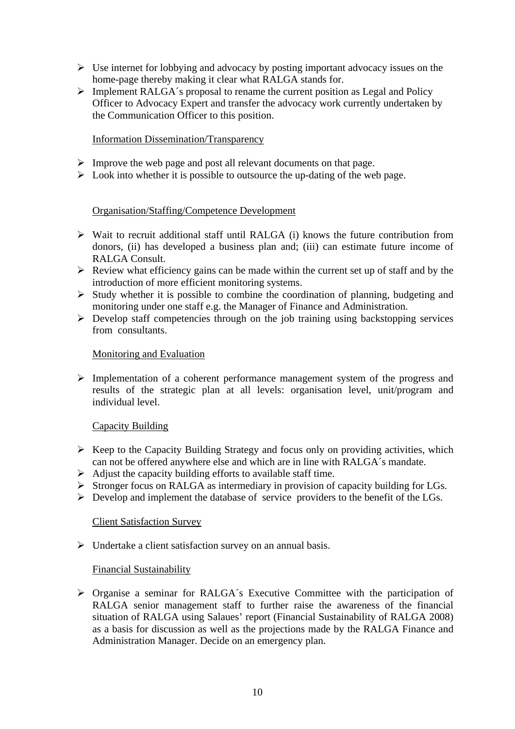- Use internet for lobbying and advocacy by posting important advocacy issues on the home-page thereby making it clear what RALGA stands for.
- Implement RALGA´s proposal to rename the current position as Legal and Policy Officer to Advocacy Expert and transfer the advocacy work currently undertaken by the Communication Officer to this position.

<u>Information Dissemination/Transparency</u>

- Improve the web page and post all relevant documents on that page.
- Look into whether it is possible to outsource the up-dating of the web page.

<u>Organisation/Staffing/Competence Development</u>

- Wait to recruit additional staff until RALGA (i) knows the future contribution from donors, (ii) has developed a business plan and; (iii) can estimate future income of RALGA Consult.
- Review what efficiency gains can be made within the current set up of staff and by the introduction of more efficient monitoring systems.
- Study whether it is possible to combine the coordination of planning, budgeting and monitoring under one staff e.g. the Manager of Finance and Administration.
- Develop staff competencies through on the job training using backstopping services from consultants.

<u>Monitoring and Evaluation</u>

- Implementation of a coherent performance management system of the progress and results of the strategic plan at all levels: organisation level, unit/program and individual level.

<u>Capacity Building</u>

- Keep to the Capacity Building Strategy and focus only on providing activities, which can not be offered anywhere else and which are in line with RALGA´s mandate.
- Adjust the capacity building efforts to available staff time.
- Stronger focus on RALGA as intermediary in provision of capacity building for LGs.
- Develop and implement the database of service providers to the benefit of the LGs.

<u>Client Satisfaction Survey</u>

- Undertake a client satisfaction survey on an annual basis.

<u>Financial Sustainability</u>

- Organise a seminar for RALGA´s Executive Committee with the participation of RALGA senior management staff to further raise the awareness of the financial situation of RALGA using Salaues' report (Financial Sustainability of RALGA 2008) as a basis for discussion as well as the projections made by the RALGA Finance and Administration Manager. Decide on an emergency plan.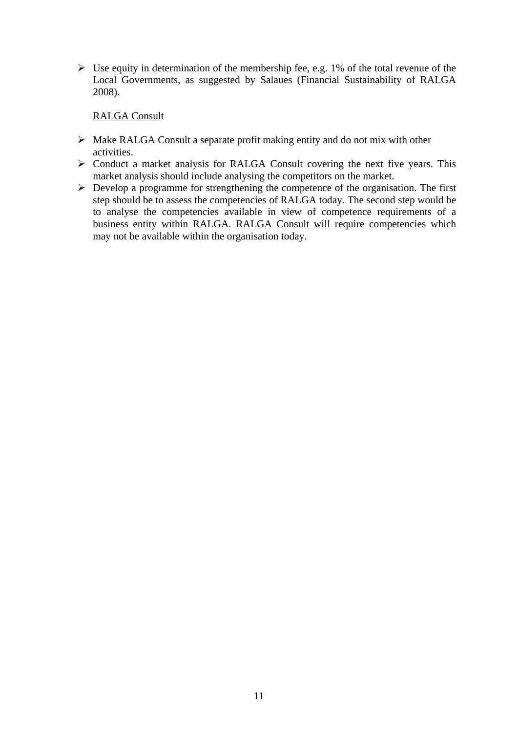- Use equity in determination of the membership fee, e.g. 1% of the total revenue of the Local Governments, as suggested by Salaues (Financial Sustainability of RALGA 2008).

<u>RALGA Consult</u>

- Make RALGA Consult a separate profit making entity and do not mix with other activities.
- Conduct a market analysis for RALGA Consult covering the next five years. This market analysis should include analysing the competitors on the market.
- Develop a programme for strengthening the competence of the organisation. The first step should be to assess the competencies of RALGA today. The second step would be to analyse the competencies available in view of competence requirements of a business entity within RALGA. RALGA Consult will require competencies which may not be available within the organisation today.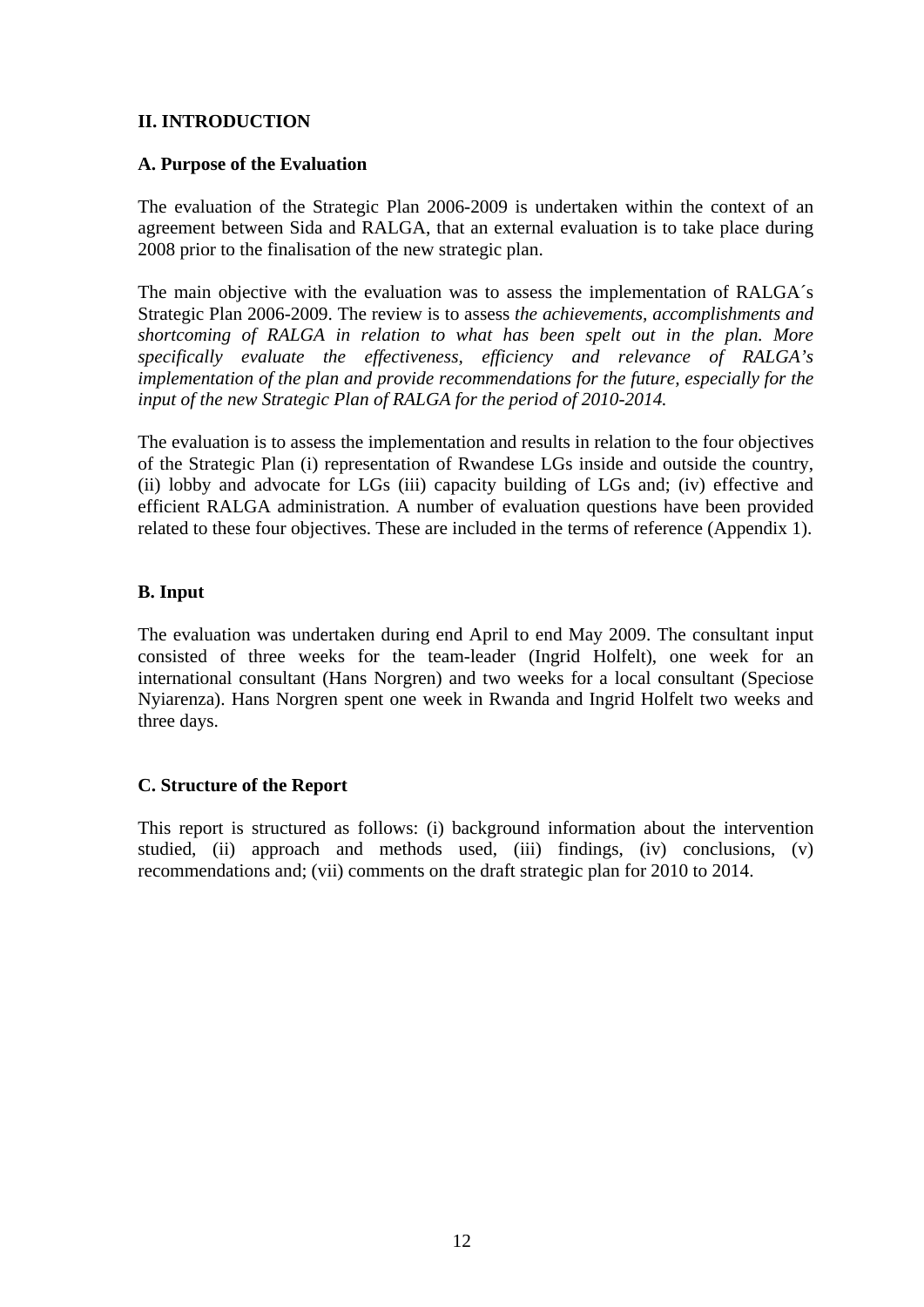## II. INTRODUCTION

### A. Purpose of the Evaluation

The evaluation of the Strategic Plan 2006-2009 is undertaken within the context of an agreement between Sida and RALGA, that an external evaluation is to take place during 2008 prior to the finalisation of the new strategic plan.

The main objective with the evaluation was to assess the implementation of RALGA´s Strategic Plan 2006-2009. The review is to assess *the achievements, accomplishments and shortcoming of RALGA in relation to what has been spelt out in the plan. More specifically evaluate the effectiveness, efficiency and relevance of RALGA's implementation of the plan and provide recommendations for the future, especially for the input of the new Strategic Plan of RALGA for the period of 2010-2014.*

The evaluation is to assess the implementation and results in relation to the four objectives of the Strategic Plan (i) representation of Rwandese LGs inside and outside the country, (ii) lobby and advocate for LGs (iii) capacity building of LGs and; (iv) effective and efficient RALGA administration. A number of evaluation questions have been provided related to these four objectives. These are included in the terms of reference (Appendix 1).

### B. Input

The evaluation was undertaken during end April to end May 2009. The consultant input consisted of three weeks for the team-leader (Ingrid Holfelt), one week for an international consultant (Hans Norgren) and two weeks for a local consultant (Speciose Nyiarenza). Hans Norgren spent one week in Rwanda and Ingrid Holfelt two weeks and three days.

### C. Structure of the Report

This report is structured as follows: (i) background information about the intervention studied, (ii) approach and methods used, (iii) findings, (iv) conclusions, (v) recommendations and; (vii) comments on the draft strategic plan for 2010 to 2014.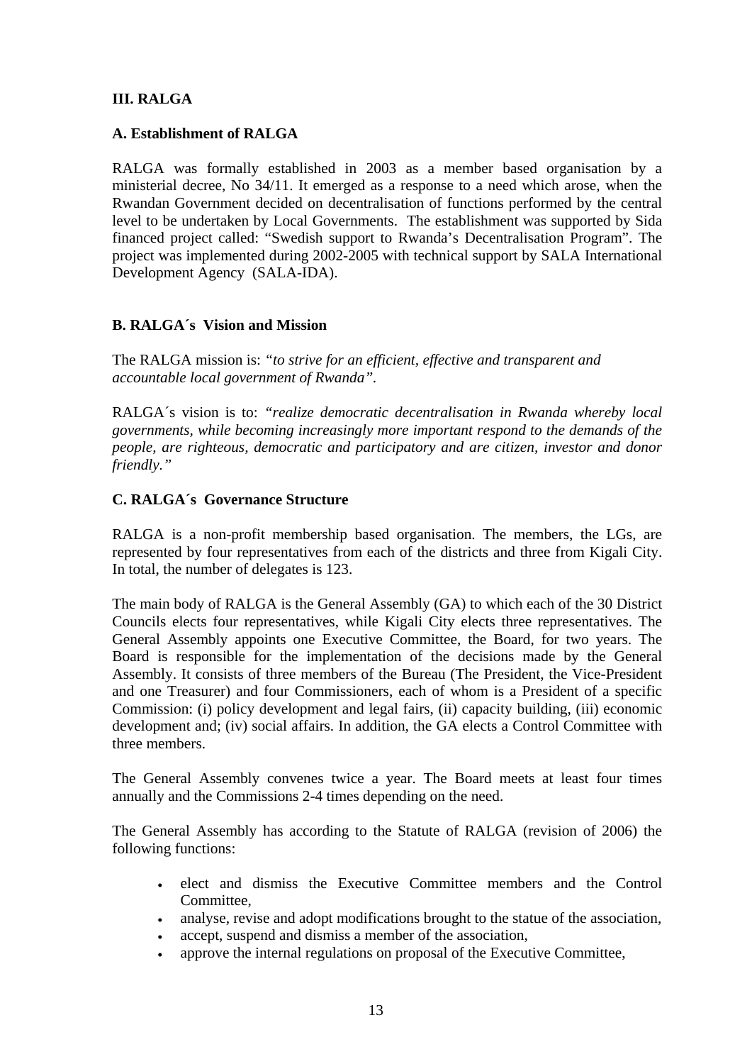## III. RALGA

### A. Establishment of RALGA

RALGA was formally established in 2003 as a member based organisation by a ministerial decree, No 34/11. It emerged as a response to a need which arose, when the Rwandan Government decided on decentralisation of functions performed by the central level to be undertaken by Local Governments. The establishment was supported by Sida financed project called: "Swedish support to Rwanda's Decentralisation Program". The project was implemented during 2002-2005 with technical support by SALA International Development Agency (SALA-IDA).

### B. RALGA´s Vision and Mission

The RALGA mission is: *"to strive for an efficient, effective and transparent and accountable local government of Rwanda".*

RALGA´s vision is to: *"realize democratic decentralisation in Rwanda whereby local governments, while becoming increasingly more important respond to the demands of the people, are righteous, democratic and participatory and are citizen, investor and donor friendly."*

### C. RALGA´s Governance Structure

RALGA is a non-profit membership based organisation. The members, the LGs, are represented by four representatives from each of the districts and three from Kigali City. In total, the number of delegates is 123.

The main body of RALGA is the General Assembly (GA) to which each of the 30 District Councils elects four representatives, while Kigali City elects three representatives. The General Assembly appoints one Executive Committee, the Board, for two years. The Board is responsible for the implementation of the decisions made by the General Assembly. It consists of three members of the Bureau (The President, the Vice-President and one Treasurer) and four Commissioners, each of whom is a President of a specific Commission: (i) policy development and legal fairs, (ii) capacity building, (iii) economic development and; (iv) social affairs. In addition, the GA elects a Control Committee with three members.

The General Assembly convenes twice a year. The Board meets at least four times annually and the Commissions 2-4 times depending on the need.

The General Assembly has according to the Statute of RALGA (revision of 2006) the following functions:

- elect and dismiss the Executive Committee members and the Control Committee,
- analyse, revise and adopt modifications brought to the statue of the association,
- accept, suspend and dismiss a member of the association,
- approve the internal regulations on proposal of the Executive Committee,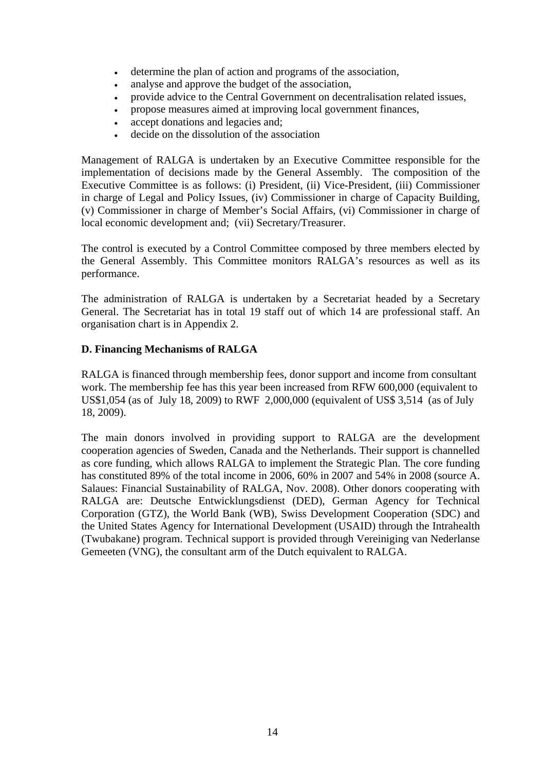- determine the plan of action and programs of the association,
- analyse and approve the budget of the association,
- provide advice to the Central Government on decentralisation related issues,
- propose measures aimed at improving local government finances,
- accept donations and legacies and;
- decide on the dissolution of the association

Management of RALGA is undertaken by an Executive Committee responsible for the implementation of decisions made by the General Assembly. The composition of the Executive Committee is as follows: (i) President, (ii) Vice-President, (iii) Commissioner in charge of Legal and Policy Issues, (iv) Commissioner in charge of Capacity Building, (v) Commissioner in charge of Member's Social Affairs, (vi) Commissioner in charge of local economic development and; (vii) Secretary/Treasurer.

The control is executed by a Control Committee composed by three members elected by the General Assembly. This Committee monitors RALGA's resources as well as its performance.

The administration of RALGA is undertaken by a Secretariat headed by a Secretary General. The Secretariat has in total 19 staff out of which 14 are professional staff. An organisation chart is in Appendix 2.

**D. Financing Mechanisms of RALGA**

RALGA is financed through membership fees, donor support and income from consultant work. The membership fee has this year been increased from RFW 600,000 (equivalent to US$1,054 (as of July 18, 2009) to RWF 2,000,000 (equivalent of US$ 3,514 (as of July 18, 2009).

The main donors involved in providing support to RALGA are the development cooperation agencies of Sweden, Canada and the Netherlands. Their support is channelled as core funding, which allows RALGA to implement the Strategic Plan. The core funding has constituted 89% of the total income in 2006, 60% in 2007 and 54% in 2008 (source A. Salaues: Financial Sustainability of RALGA, Nov. 2008). Other donors cooperating with RALGA are: Deutsche Entwicklungsdienst (DED), German Agency for Technical Corporation (GTZ), the World Bank (WB), Swiss Development Cooperation (SDC) and the United States Agency for International Development (USAID) through the Intrahealth (Twubakane) program. Technical support is provided through Vereiniging van Nederlanse Gemeeten (VNG), the consultant arm of the Dutch equivalent to RALGA.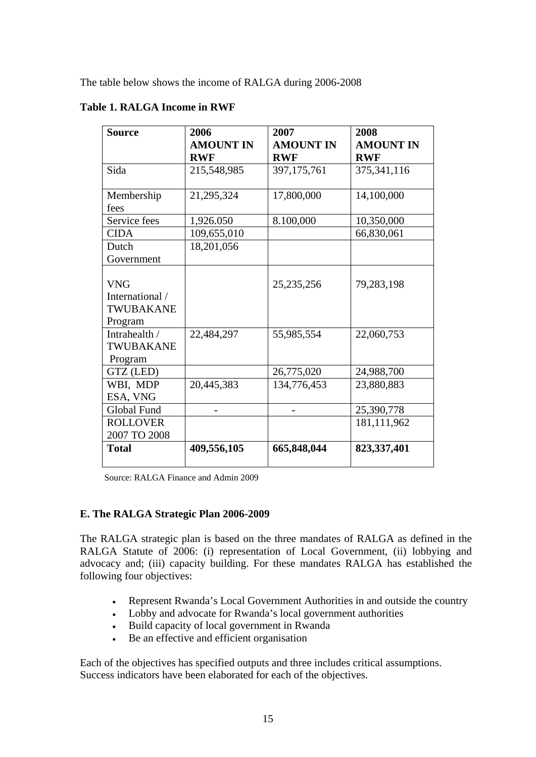The table below shows the income of RALGA during 2006-2008

**Table 1. RALGA Income in RWF**

| **Source** | **2006 AMOUNT IN RWF** | **2007 AMOUNT IN RWF** | **2008 AMOUNT IN RWF** |
|---|---|---|---|
| Sida | 215,548,985 | 397,175,761 | 375,341,116 |
| Membership fees | 21,295,324 | 17,800,000 | 14,100,000 |
| Service fees | 1,926.050 | 8.100,000 | 10,350,000 |
| CIDA | 109,655,010 | | 66,830,061 |
| Dutch Government | 18,201,056 | | |
| VNG International / TWUBAKANE Program | | 25,235,256 | 79,283,198 |
| Intrahealth / TWUBAKANE Program | 22,484,297 | 55,985,554 | 22,060,753 |
| GTZ (LED) | | 26,775,020 | 24,988,700 |
| WBI, MDP ESA, VNG | 20,445,383 | 134,776,453 | 23,880,883 |
| Global Fund | - | - | 25,390,778 |
| ROLLOVER 2007 TO 2008 | | | 181,111,962 |
| **Total** | **409,556,105** | **665,848,044** | **823,337,401** |

Source: RALGA Finance and Admin 2009

### E. The RALGA Strategic Plan 2006-2009

The RALGA strategic plan is based on the three mandates of RALGA as defined in the RALGA Statute of 2006: (i) representation of Local Government, (ii) lobbying and advocacy and; (iii) capacity building. For these mandates RALGA has established the following four objectives:

- Represent Rwanda's Local Government Authorities in and outside the country
- Lobby and advocate for Rwanda's local government authorities
- Build capacity of local government in Rwanda
- Be an effective and efficient organisation

Each of the objectives has specified outputs and three includes critical assumptions. Success indicators have been elaborated for each of the objectives.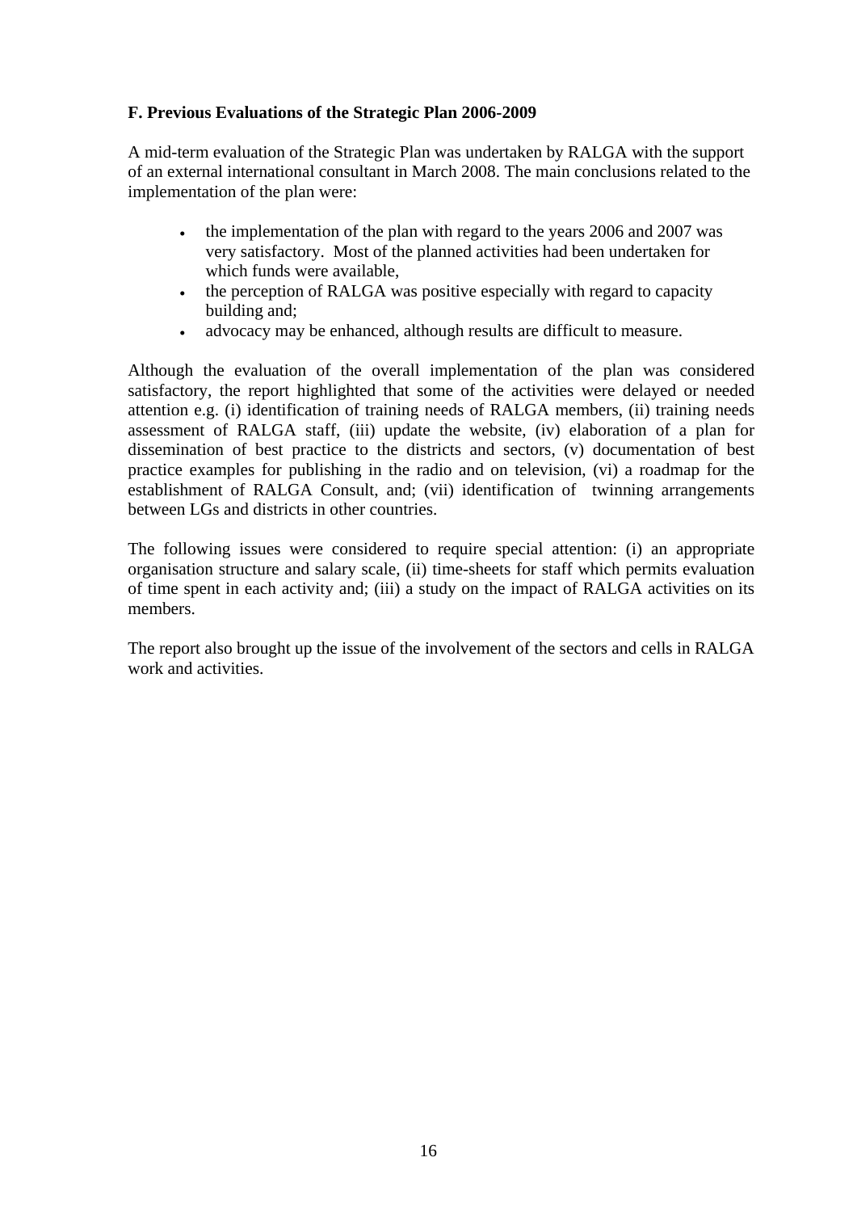**F. Previous Evaluations of the Strategic Plan 2006-2009**

A mid-term evaluation of the Strategic Plan was undertaken by RALGA with the support of an external international consultant in March 2008. The main conclusions related to the implementation of the plan were:

- the implementation of the plan with regard to the years 2006 and 2007 was very satisfactory. Most of the planned activities had been undertaken for which funds were available,
- the perception of RALGA was positive especially with regard to capacity building and;
- advocacy may be enhanced, although results are difficult to measure.

Although the evaluation of the overall implementation of the plan was considered satisfactory, the report highlighted that some of the activities were delayed or needed attention e.g. (i) identification of training needs of RALGA members, (ii) training needs assessment of RALGA staff, (iii) update the website, (iv) elaboration of a plan for dissemination of best practice to the districts and sectors, (v) documentation of best practice examples for publishing in the radio and on television, (vi) a roadmap for the establishment of RALGA Consult, and; (vii) identification of twinning arrangements between LGs and districts in other countries.

The following issues were considered to require special attention: (i) an appropriate organisation structure and salary scale, (ii) time-sheets for staff which permits evaluation of time spent in each activity and; (iii) a study on the impact of RALGA activities on its members.

The report also brought up the issue of the involvement of the sectors and cells in RALGA work and activities.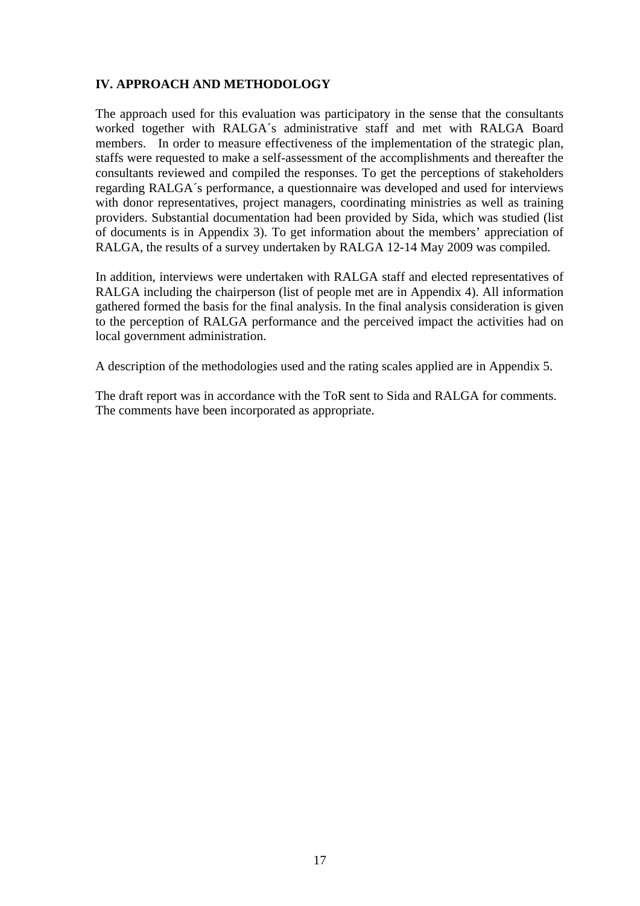## IV. APPROACH AND METHODOLOGY

The approach used for this evaluation was participatory in the sense that the consultants worked together with RALGA´s administrative staff and met with RALGA Board members. In order to measure effectiveness of the implementation of the strategic plan, staffs were requested to make a self-assessment of the accomplishments and thereafter the consultants reviewed and compiled the responses. To get the perceptions of stakeholders regarding RALGA´s performance, a questionnaire was developed and used for interviews with donor representatives, project managers, coordinating ministries as well as training providers. Substantial documentation had been provided by Sida, which was studied (list of documents is in Appendix 3). To get information about the members' appreciation of RALGA, the results of a survey undertaken by RALGA 12-14 May 2009 was compiled.

In addition, interviews were undertaken with RALGA staff and elected representatives of RALGA including the chairperson (list of people met are in Appendix 4). All information gathered formed the basis for the final analysis. In the final analysis consideration is given to the perception of RALGA performance and the perceived impact the activities had on local government administration.

A description of the methodologies used and the rating scales applied are in Appendix 5.

The draft report was in accordance with the ToR sent to Sida and RALGA for comments. The comments have been incorporated as appropriate.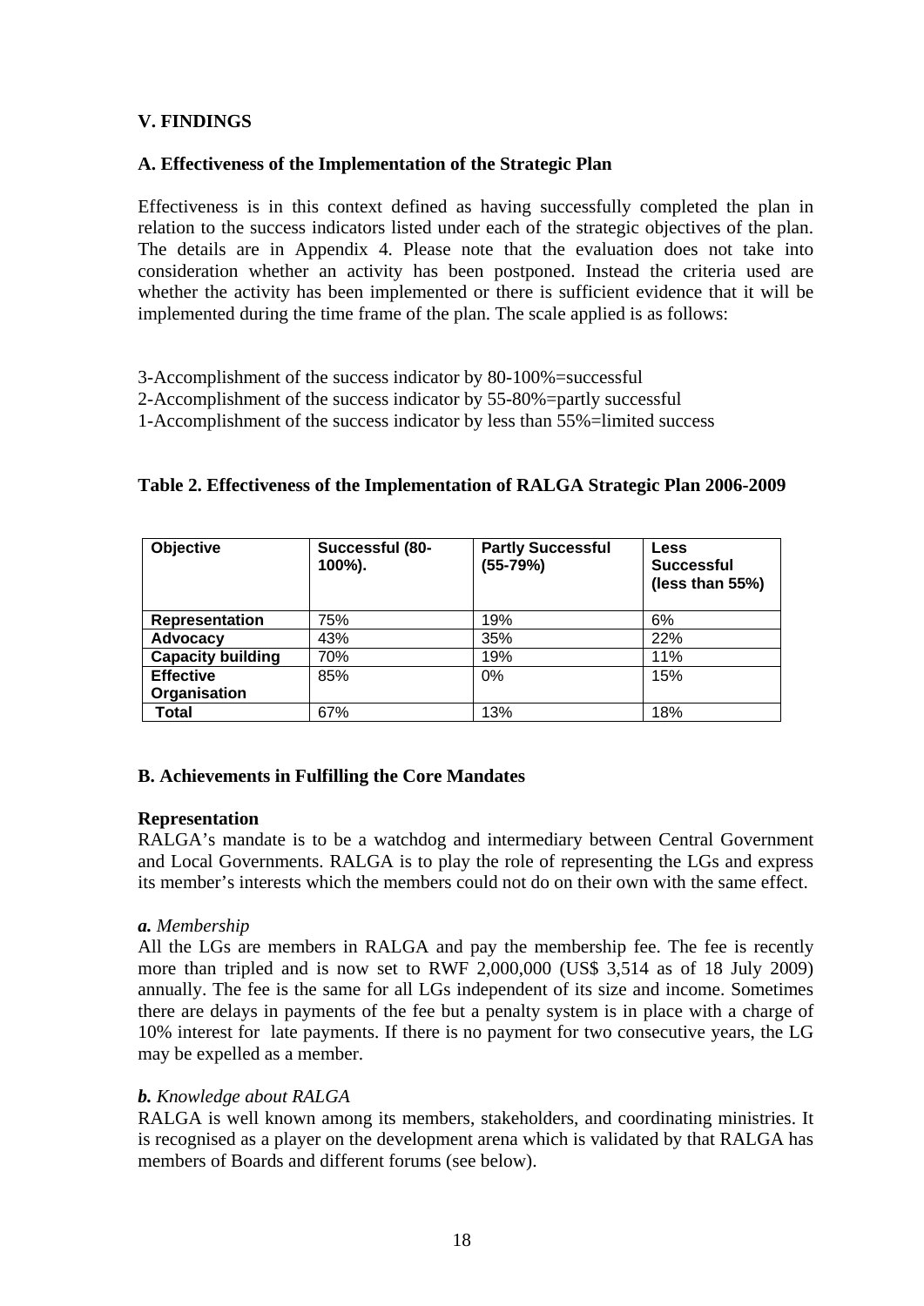## V. FINDINGS

### A. Effectiveness of the Implementation of the Strategic Plan

Effectiveness is in this context defined as having successfully completed the plan in relation to the success indicators listed under each of the strategic objectives of the plan. The details are in Appendix 4. Please note that the evaluation does not take into consideration whether an activity has been postponed. Instead the criteria used are whether the activity has been implemented or there is sufficient evidence that it will be implemented during the time frame of the plan. The scale applied is as follows:

3-Accomplishment of the success indicator by 80-100%=successful
2-Accomplishment of the success indicator by 55-80%=partly successful
1-Accomplishment of the success indicator by less than 55%=limited success

**Table 2. Effectiveness of the Implementation of RALGA Strategic Plan 2006-2009**

| Objective | Successful (80-100%). | Partly Successful (55-79%) | Less Successful (less than 55%) |
|---|---|---|---|
| **Representation** | 75% | 19% | 6% |
| **Advocacy** | 43% | 35% | 22% |
| **Capacity building** | 70% | 19% | 11% |
| **Effective Organisation** | 85% | 0% | 15% |
| **Total** | 67% | 13% | 18% |

### B. Achievements in Fulfilling the Core Mandates

**Representation**
RALGA's mandate is to be a watchdog and intermediary between Central Government and Local Governments. RALGA is to play the role of representing the LGs and express its member's interests which the members could not do on their own with the same effect.

***a.*** *Membership*
All the LGs are members in RALGA and pay the membership fee. The fee is recently more than tripled and is now set to RWF 2,000,000 (US$ 3,514 as of 18 July 2009) annually. The fee is the same for all LGs independent of its size and income. Sometimes there are delays in payments of the fee but a penalty system is in place with a charge of 10% interest for late payments. If there is no payment for two consecutive years, the LG may be expelled as a member.

***b.*** *Knowledge about RALGA*
RALGA is well known among its members, stakeholders, and coordinating ministries. It is recognised as a player on the development arena which is validated by that RALGA has members of Boards and different forums (see below).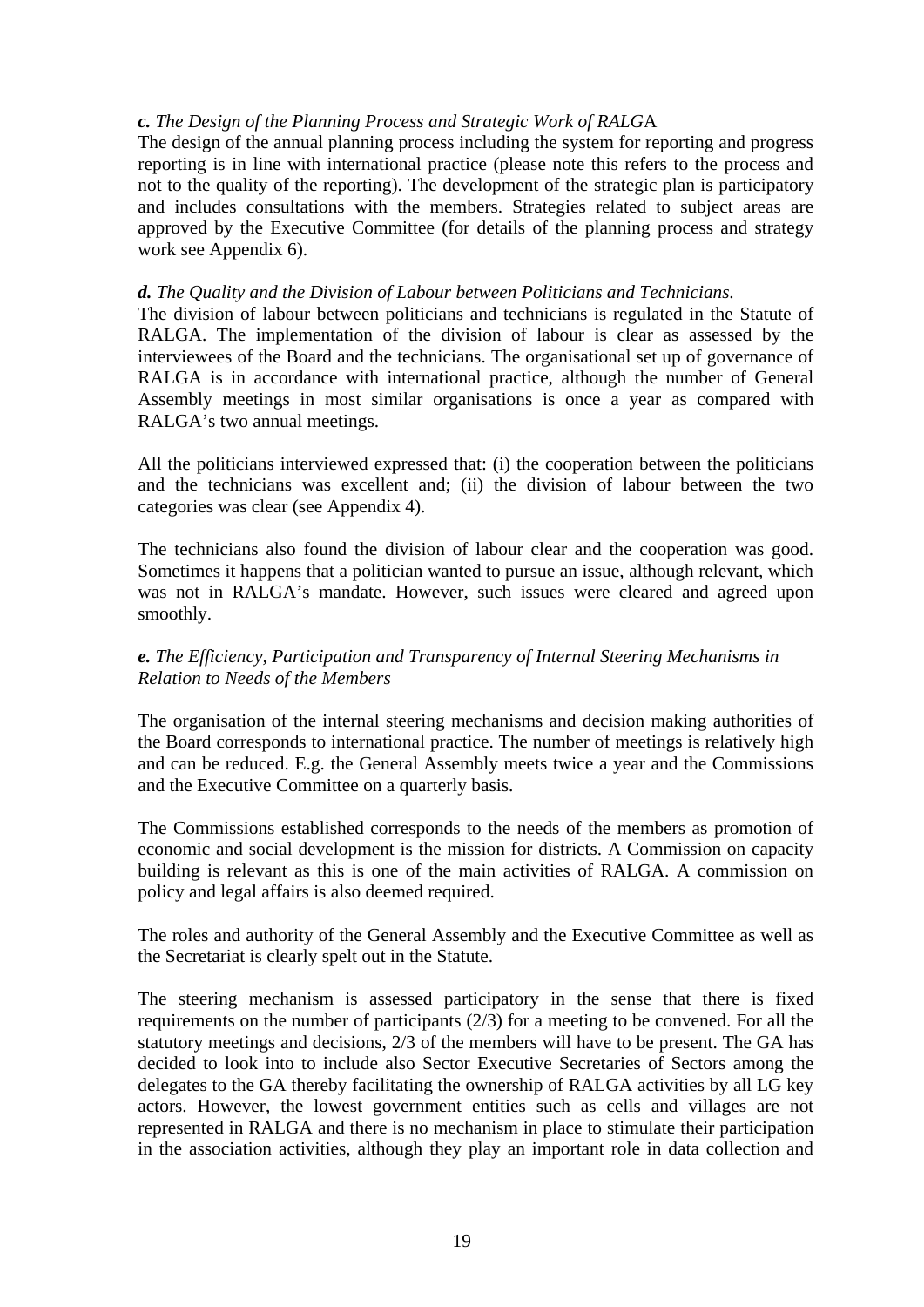***c.*** *The Design of the Planning Process and Strategic Work of RALGA*

The design of the annual planning process including the system for reporting and progress reporting is in line with international practice (please note this refers to the process and not to the quality of the reporting). The development of the strategic plan is participatory and includes consultations with the members. Strategies related to subject areas are approved by the Executive Committee (for details of the planning process and strategy work see Appendix 6).

***d.*** *The Quality and the Division of Labour between Politicians and Technicians.*

The division of labour between politicians and technicians is regulated in the Statute of RALGA. The implementation of the division of labour is clear as assessed by the interviewees of the Board and the technicians. The organisational set up of governance of RALGA is in accordance with international practice, although the number of General Assembly meetings in most similar organisations is once a year as compared with RALGA's two annual meetings.

All the politicians interviewed expressed that: (i) the cooperation between the politicians and the technicians was excellent and; (ii) the division of labour between the two categories was clear (see Appendix 4).

The technicians also found the division of labour clear and the cooperation was good. Sometimes it happens that a politician wanted to pursue an issue, although relevant, which was not in RALGA's mandate. However, such issues were cleared and agreed upon smoothly.

***e.*** *The Efficiency, Participation and Transparency of Internal Steering Mechanisms in Relation to Needs of the Members*

The organisation of the internal steering mechanisms and decision making authorities of the Board corresponds to international practice. The number of meetings is relatively high and can be reduced. E.g. the General Assembly meets twice a year and the Commissions and the Executive Committee on a quarterly basis.

The Commissions established corresponds to the needs of the members as promotion of economic and social development is the mission for districts. A Commission on capacity building is relevant as this is one of the main activities of RALGA. A commission on policy and legal affairs is also deemed required.

The roles and authority of the General Assembly and the Executive Committee as well as the Secretariat is clearly spelt out in the Statute.

The steering mechanism is assessed participatory in the sense that there is fixed requirements on the number of participants (2/3) for a meeting to be convened. For all the statutory meetings and decisions, 2/3 of the members will have to be present. The GA has decided to look into to include also Sector Executive Secretaries of Sectors among the delegates to the GA thereby facilitating the ownership of RALGA activities by all LG key actors. However, the lowest government entities such as cells and villages are not represented in RALGA and there is no mechanism in place to stimulate their participation in the association activities, although they play an important role in data collection and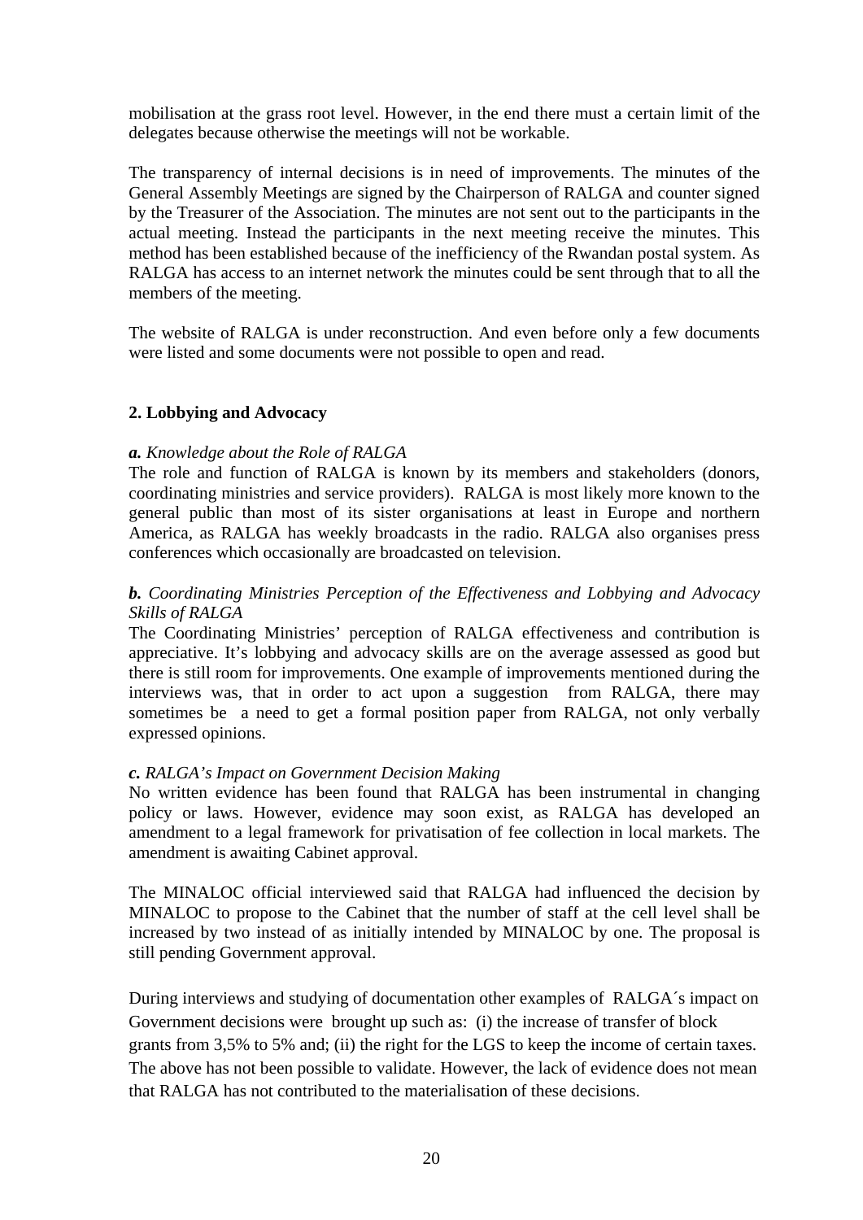mobilisation at the grass root level. However, in the end there must a certain limit of the delegates because otherwise the meetings will not be workable.

The transparency of internal decisions is in need of improvements. The minutes of the General Assembly Meetings are signed by the Chairperson of RALGA and counter signed by the Treasurer of the Association. The minutes are not sent out to the participants in the actual meeting. Instead the participants in the next meeting receive the minutes. This method has been established because of the inefficiency of the Rwandan postal system. As RALGA has access to an internet network the minutes could be sent through that to all the members of the meeting.

The website of RALGA is under reconstruction. And even before only a few documents were listed and some documents were not possible to open and read.

### 2. Lobbying and Advocacy

***a.*** *Knowledge about the Role of RALGA*

The role and function of RALGA is known by its members and stakeholders (donors, coordinating ministries and service providers). RALGA is most likely more known to the general public than most of its sister organisations at least in Europe and northern America, as RALGA has weekly broadcasts in the radio. RALGA also organises press conferences which occasionally are broadcasted on television.

***b.*** *Coordinating Ministries Perception of the Effectiveness and Lobbying and Advocacy Skills of RALGA*

The Coordinating Ministries' perception of RALGA effectiveness and contribution is appreciative. It's lobbying and advocacy skills are on the average assessed as good but there is still room for improvements. One example of improvements mentioned during the interviews was, that in order to act upon a suggestion from RALGA, there may sometimes be a need to get a formal position paper from RALGA, not only verbally expressed opinions.

***c.*** *RALGA's Impact on Government Decision Making*

No written evidence has been found that RALGA has been instrumental in changing policy or laws. However, evidence may soon exist, as RALGA has developed an amendment to a legal framework for privatisation of fee collection in local markets. The amendment is awaiting Cabinet approval.

The MINALOC official interviewed said that RALGA had influenced the decision by MINALOC to propose to the Cabinet that the number of staff at the cell level shall be increased by two instead of as initially intended by MINALOC by one. The proposal is still pending Government approval.

During interviews and studying of documentation other examples of RALGA´s impact on Government decisions were brought up such as: (i) the increase of transfer of block grants from 3,5% to 5% and; (ii) the right for the LGS to keep the income of certain taxes. The above has not been possible to validate. However, the lack of evidence does not mean that RALGA has not contributed to the materialisation of these decisions.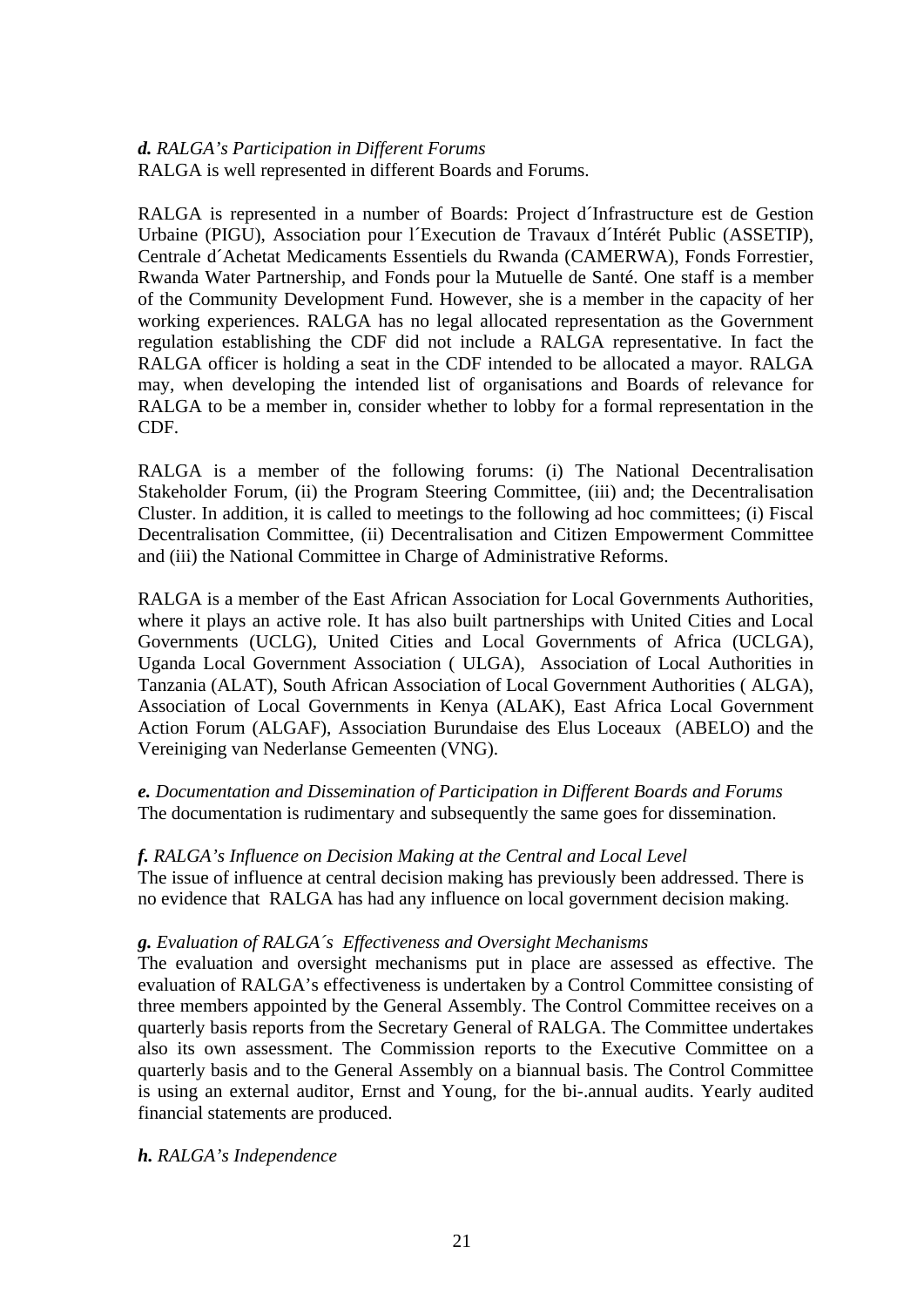***d.*** *RALGA's Participation in Different Forums*
RALGA is well represented in different Boards and Forums.

RALGA is represented in a number of Boards: Project d´Infrastructure est de Gestion Urbaine (PIGU), Association pour l´Execution de Travaux d´Intérét Public (ASSETIP), Centrale d´Achetat Medicaments Essentiels du Rwanda (CAMERWA), Fonds Forrestier, Rwanda Water Partnership, and Fonds pour la Mutuelle de Santé. One staff is a member of the Community Development Fund. However, she is a member in the capacity of her working experiences. RALGA has no legal allocated representation as the Government regulation establishing the CDF did not include a RALGA representative. In fact the RALGA officer is holding a seat in the CDF intended to be allocated a mayor. RALGA may, when developing the intended list of organisations and Boards of relevance for RALGA to be a member in, consider whether to lobby for a formal representation in the CDF.

RALGA is a member of the following forums: (i) The National Decentralisation Stakeholder Forum, (ii) the Program Steering Committee, (iii) and; the Decentralisation Cluster. In addition, it is called to meetings to the following ad hoc committees; (i) Fiscal Decentralisation Committee, (ii) Decentralisation and Citizen Empowerment Committee and (iii) the National Committee in Charge of Administrative Reforms.

RALGA is a member of the East African Association for Local Governments Authorities, where it plays an active role. It has also built partnerships with United Cities and Local Governments (UCLG), United Cities and Local Governments of Africa (UCLGA), Uganda Local Government Association ( ULGA), Association of Local Authorities in Tanzania (ALAT), South African Association of Local Government Authorities ( ALGA), Association of Local Governments in Kenya (ALAK), East Africa Local Government Action Forum (ALGAF), Association Burundaise des Elus Loceaux (ABELO) and the Vereiniging van Nederlanse Gemeenten (VNG).

***e.*** *Documentation and Dissemination of Participation in Different Boards and Forums*
The documentation is rudimentary and subsequently the same goes for dissemination.

***f.*** *RALGA's Influence on Decision Making at the Central and Local Level*
The issue of influence at central decision making has previously been addressed. There is no evidence that RALGA has had any influence on local government decision making.

***g.*** *Evaluation of RALGA´s Effectiveness and Oversight Mechanisms*
The evaluation and oversight mechanisms put in place are assessed as effective. The evaluation of RALGA's effectiveness is undertaken by a Control Committee consisting of three members appointed by the General Assembly. The Control Committee receives on a quarterly basis reports from the Secretary General of RALGA. The Committee undertakes also its own assessment. The Commission reports to the Executive Committee on a quarterly basis and to the General Assembly on a biannual basis. The Control Committee is using an external auditor, Ernst and Young, for the bi-.annual audits. Yearly audited financial statements are produced.

***h.*** *RALGA's Independence*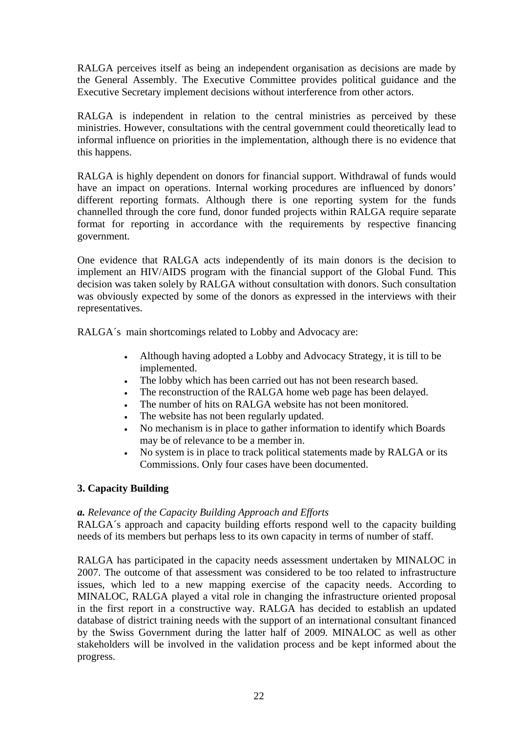RALGA perceives itself as being an independent organisation as decisions are made by the General Assembly. The Executive Committee provides political guidance and the Executive Secretary implement decisions without interference from other actors.

RALGA is independent in relation to the central ministries as perceived by these ministries. However, consultations with the central government could theoretically lead to informal influence on priorities in the implementation, although there is no evidence that this happens.

RALGA is highly dependent on donors for financial support. Withdrawal of funds would have an impact on operations. Internal working procedures are influenced by donors' different reporting formats. Although there is one reporting system for the funds channelled through the core fund, donor funded projects within RALGA require separate format for reporting in accordance with the requirements by respective financing government.

One evidence that RALGA acts independently of its main donors is the decision to implement an HIV/AIDS program with the financial support of the Global Fund. This decision was taken solely by RALGA without consultation with donors. Such consultation was obviously expected by some of the donors as expressed in the interviews with their representatives.

RALGA´s main shortcomings related to Lobby and Advocacy are:

- Although having adopted a Lobby and Advocacy Strategy, it is till to be implemented.
- The lobby which has been carried out has not been research based.
- The reconstruction of the RALGA home web page has been delayed.
- The number of hits on RALGA website has not been monitored.
- The website has not been regularly updated.
- No mechanism is in place to gather information to identify which Boards may be of relevance to be a member in.
- No system is in place to track political statements made by RALGA or its Commissions. Only four cases have been documented.

### 3. Capacity Building

***a.*** *Relevance of the Capacity Building Approach and Efforts*

RALGA´s approach and capacity building efforts respond well to the capacity building needs of its members but perhaps less to its own capacity in terms of number of staff.

RALGA has participated in the capacity needs assessment undertaken by MINALOC in 2007. The outcome of that assessment was considered to be too related to infrastructure issues, which led to a new mapping exercise of the capacity needs. According to MINALOC, RALGA played a vital role in changing the infrastructure oriented proposal in the first report in a constructive way. RALGA has decided to establish an updated database of district training needs with the support of an international consultant financed by the Swiss Government during the latter half of 2009. MINALOC as well as other stakeholders will be involved in the validation process and be kept informed about the progress.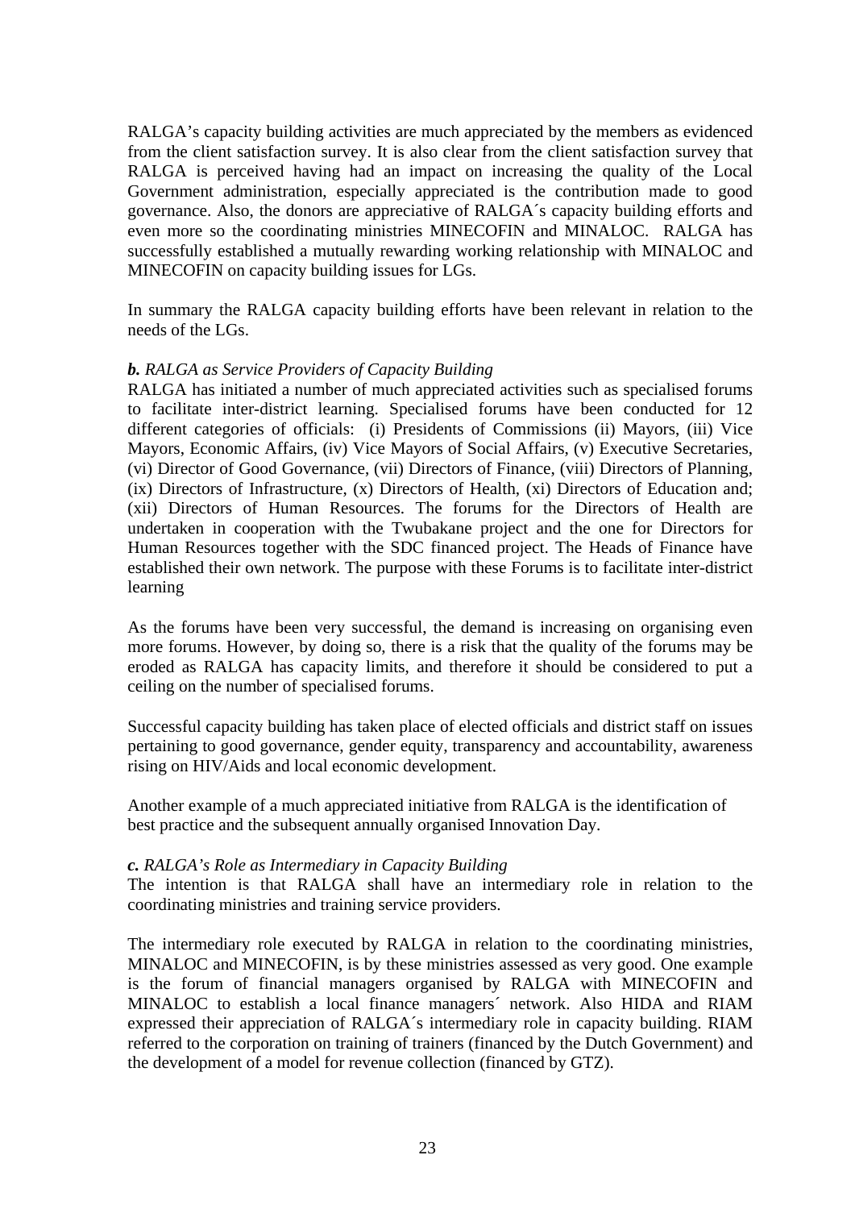RALGA's capacity building activities are much appreciated by the members as evidenced from the client satisfaction survey. It is also clear from the client satisfaction survey that RALGA is perceived having had an impact on increasing the quality of the Local Government administration, especially appreciated is the contribution made to good governance. Also, the donors are appreciative of RALGA´s capacity building efforts and even more so the coordinating ministries MINECOFIN and MINALOC. RALGA has successfully established a mutually rewarding working relationship with MINALOC and MINECOFIN on capacity building issues for LGs.

In summary the RALGA capacity building efforts have been relevant in relation to the needs of the LGs.

***b.*** *RALGA as Service Providers of Capacity Building*

RALGA has initiated a number of much appreciated activities such as specialised forums to facilitate inter-district learning. Specialised forums have been conducted for 12 different categories of officials: (i) Presidents of Commissions (ii) Mayors, (iii) Vice Mayors, Economic Affairs, (iv) Vice Mayors of Social Affairs, (v) Executive Secretaries, (vi) Director of Good Governance, (vii) Directors of Finance, (viii) Directors of Planning, (ix) Directors of Infrastructure, (x) Directors of Health, (xi) Directors of Education and; (xii) Directors of Human Resources. The forums for the Directors of Health are undertaken in cooperation with the Twubakane project and the one for Directors for Human Resources together with the SDC financed project. The Heads of Finance have established their own network. The purpose with these Forums is to facilitate inter-district learning

As the forums have been very successful, the demand is increasing on organising even more forums. However, by doing so, there is a risk that the quality of the forums may be eroded as RALGA has capacity limits, and therefore it should be considered to put a ceiling on the number of specialised forums.

Successful capacity building has taken place of elected officials and district staff on issues pertaining to good governance, gender equity, transparency and accountability, awareness rising on HIV/Aids and local economic development.

Another example of a much appreciated initiative from RALGA is the identification of best practice and the subsequent annually organised Innovation Day.

***c.*** *RALGA's Role as Intermediary in Capacity Building*

The intention is that RALGA shall have an intermediary role in relation to the coordinating ministries and training service providers.

The intermediary role executed by RALGA in relation to the coordinating ministries, MINALOC and MINECOFIN, is by these ministries assessed as very good. One example is the forum of financial managers organised by RALGA with MINECOFIN and MINALOC to establish a local finance managers´ network. Also HIDA and RIAM expressed their appreciation of RALGA´s intermediary role in capacity building. RIAM referred to the corporation on training of trainers (financed by the Dutch Government) and the development of a model for revenue collection (financed by GTZ).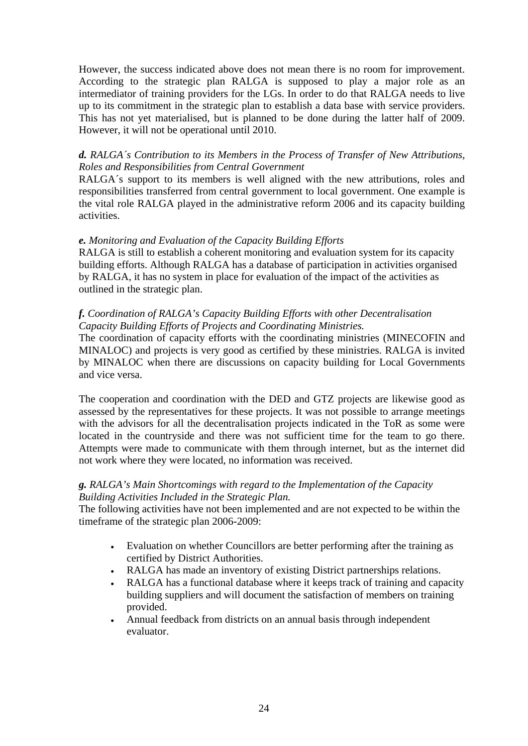However, the success indicated above does not mean there is no room for improvement. According to the strategic plan RALGA is supposed to play a major role as an intermediator of training providers for the LGs. In order to do that RALGA needs to live up to its commitment in the strategic plan to establish a data base with service providers. This has not yet materialised, but is planned to be done during the latter half of 2009. However, it will not be operational until 2010.

***d.*** *RALGA´s Contribution to its Members in the Process of Transfer of New Attributions, Roles and Responsibilities from Central Government*

RALGA´s support to its members is well aligned with the new attributions, roles and responsibilities transferred from central government to local government. One example is the vital role RALGA played in the administrative reform 2006 and its capacity building activities.

***e.*** *Monitoring and Evaluation of the Capacity Building Efforts*

RALGA is still to establish a coherent monitoring and evaluation system for its capacity building efforts. Although RALGA has a database of participation in activities organised by RALGA, it has no system in place for evaluation of the impact of the activities as outlined in the strategic plan.

***f.*** *Coordination of RALGA's Capacity Building Efforts with other Decentralisation Capacity Building Efforts of Projects and Coordinating Ministries.*

The coordination of capacity efforts with the coordinating ministries (MINECOFIN and MINALOC) and projects is very good as certified by these ministries. RALGA is invited by MINALOC when there are discussions on capacity building for Local Governments and vice versa.

The cooperation and coordination with the DED and GTZ projects are likewise good as assessed by the representatives for these projects. It was not possible to arrange meetings with the advisors for all the decentralisation projects indicated in the ToR as some were located in the countryside and there was not sufficient time for the team to go there. Attempts were made to communicate with them through internet, but as the internet did not work where they were located, no information was received.

***g.*** *RALGA's Main Shortcomings with regard to the Implementation of the Capacity Building Activities Included in the Strategic Plan.*

The following activities have not been implemented and are not expected to be within the timeframe of the strategic plan 2006-2009:

- Evaluation on whether Councillors are better performing after the training as certified by District Authorities.
- RALGA has made an inventory of existing District partnerships relations.
- RALGA has a functional database where it keeps track of training and capacity building suppliers and will document the satisfaction of members on training provided.
- Annual feedback from districts on an annual basis through independent evaluator.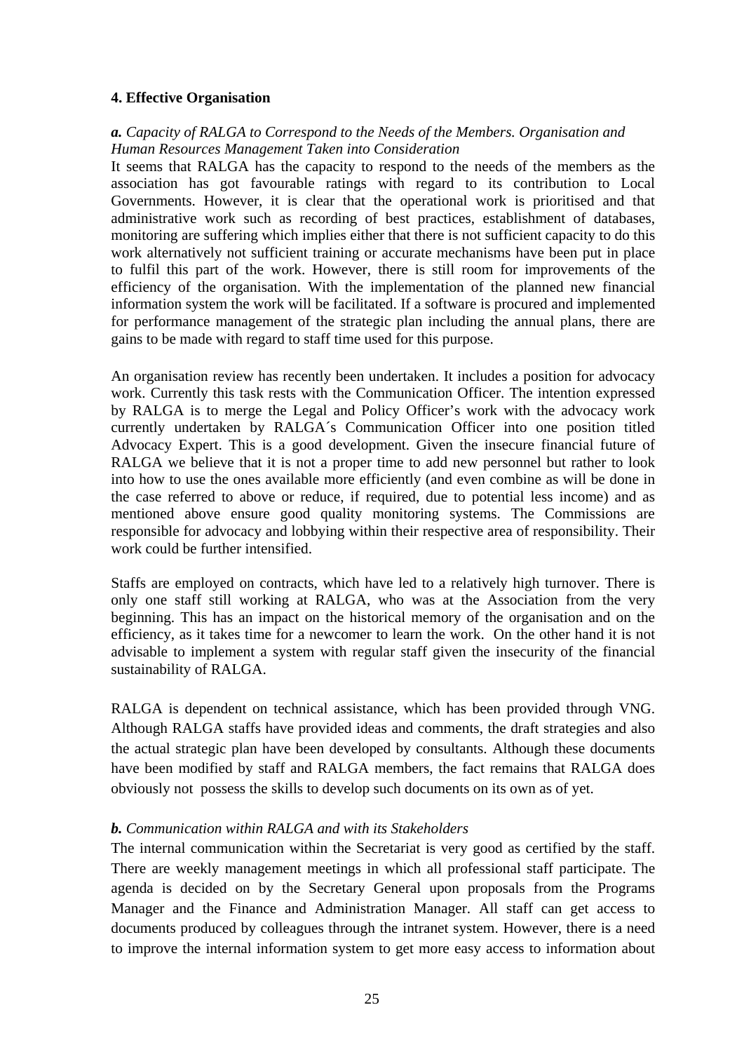## 4. Effective Organisation

### *a. Capacity of RALGA to Correspond to the Needs of the Members. Organisation and Human Resources Management Taken into Consideration*

It seems that RALGA has the capacity to respond to the needs of the members as the association has got favourable ratings with regard to its contribution to Local Governments. However, it is clear that the operational work is prioritised and that administrative work such as recording of best practices, establishment of databases, monitoring are suffering which implies either that there is not sufficient capacity to do this work alternatively not sufficient training or accurate mechanisms have been put in place to fulfil this part of the work. However, there is still room for improvements of the efficiency of the organisation. With the implementation of the planned new financial information system the work will be facilitated. If a software is procured and implemented for performance management of the strategic plan including the annual plans, there are gains to be made with regard to staff time used for this purpose.

An organisation review has recently been undertaken. It includes a position for advocacy work. Currently this task rests with the Communication Officer. The intention expressed by RALGA is to merge the Legal and Policy Officer's work with the advocacy work currently undertaken by RALGA´s Communication Officer into one position titled Advocacy Expert. This is a good development. Given the insecure financial future of RALGA we believe that it is not a proper time to add new personnel but rather to look into how to use the ones available more efficiently (and even combine as will be done in the case referred to above or reduce, if required, due to potential less income) and as mentioned above ensure good quality monitoring systems. The Commissions are responsible for advocacy and lobbying within their respective area of responsibility. Their work could be further intensified.

Staffs are employed on contracts, which have led to a relatively high turnover. There is only one staff still working at RALGA, who was at the Association from the very beginning. This has an impact on the historical memory of the organisation and on the efficiency, as it takes time for a newcomer to learn the work. On the other hand it is not advisable to implement a system with regular staff given the insecurity of the financial sustainability of RALGA.

RALGA is dependent on technical assistance, which has been provided through VNG. Although RALGA staffs have provided ideas and comments, the draft strategies and also the actual strategic plan have been developed by consultants. Although these documents have been modified by staff and RALGA members, the fact remains that RALGA does obviously not possess the skills to develop such documents on its own as of yet.

### *b. Communication within RALGA and with its Stakeholders*

The internal communication within the Secretariat is very good as certified by the staff. There are weekly management meetings in which all professional staff participate. The agenda is decided on by the Secretary General upon proposals from the Programs Manager and the Finance and Administration Manager. All staff can get access to documents produced by colleagues through the intranet system. However, there is a need to improve the internal information system to get more easy access to information about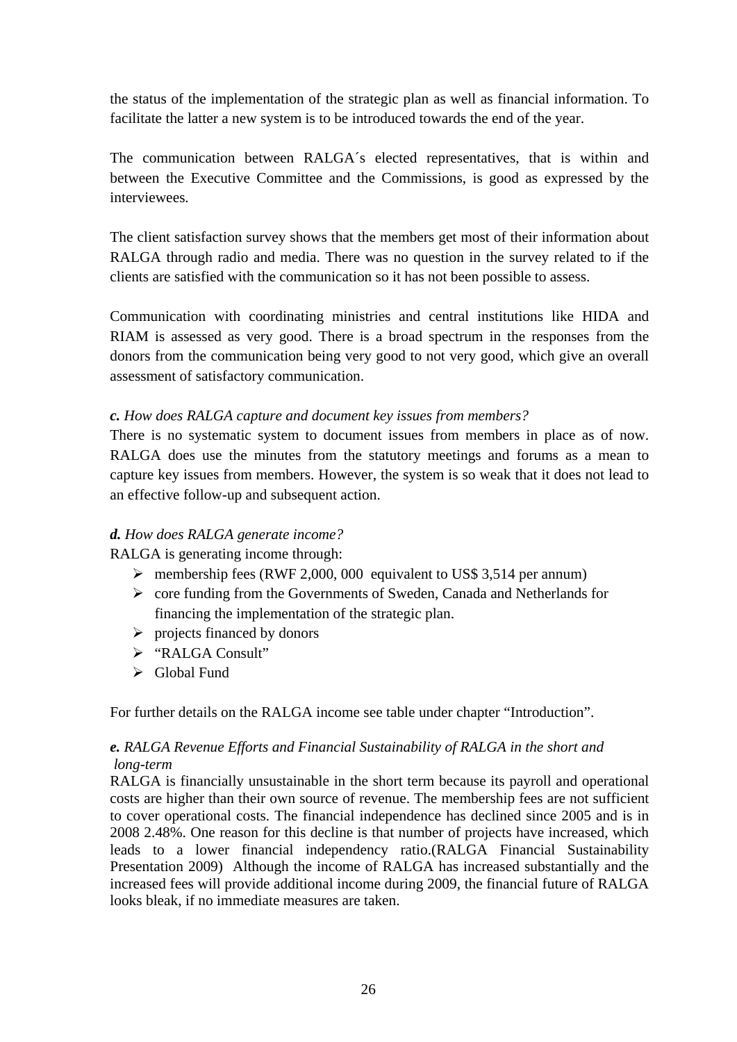the status of the implementation of the strategic plan as well as financial information. To facilitate the latter a new system is to be introduced towards the end of the year.

The communication between RALGA´s elected representatives, that is within and between the Executive Committee and the Commissions, is good as expressed by the interviewees.

The client satisfaction survey shows that the members get most of their information about RALGA through radio and media. There was no question in the survey related to if the clients are satisfied with the communication so it has not been possible to assess.

Communication with coordinating ministries and central institutions like HIDA and RIAM is assessed as very good. There is a broad spectrum in the responses from the donors from the communication being very good to not very good, which give an overall assessment of satisfactory communication.

***c.*** *How does RALGA capture and document key issues from members?*

There is no systematic system to document issues from members in place as of now. RALGA does use the minutes from the statutory meetings and forums as a mean to capture key issues from members. However, the system is so weak that it does not lead to an effective follow-up and subsequent action.

***d.*** *How does RALGA generate income?*

RALGA is generating income through:

- membership fees (RWF 2,000, 000 equivalent to US$ 3,514 per annum)
- core funding from the Governments of Sweden, Canada and Netherlands for financing the implementation of the strategic plan.
- projects financed by donors
- "RALGA Consult"
- Global Fund

For further details on the RALGA income see table under chapter "Introduction".

***e.*** *RALGA Revenue Efforts and Financial Sustainability of RALGA in the short and long-term*

RALGA is financially unsustainable in the short term because its payroll and operational costs are higher than their own source of revenue. The membership fees are not sufficient to cover operational costs. The financial independence has declined since 2005 and is in 2008 2.48%. One reason for this decline is that number of projects have increased, which leads to a lower financial independency ratio.(RALGA Financial Sustainability Presentation 2009) Although the income of RALGA has increased substantially and the increased fees will provide additional income during 2009, the financial future of RALGA looks bleak, if no immediate measures are taken.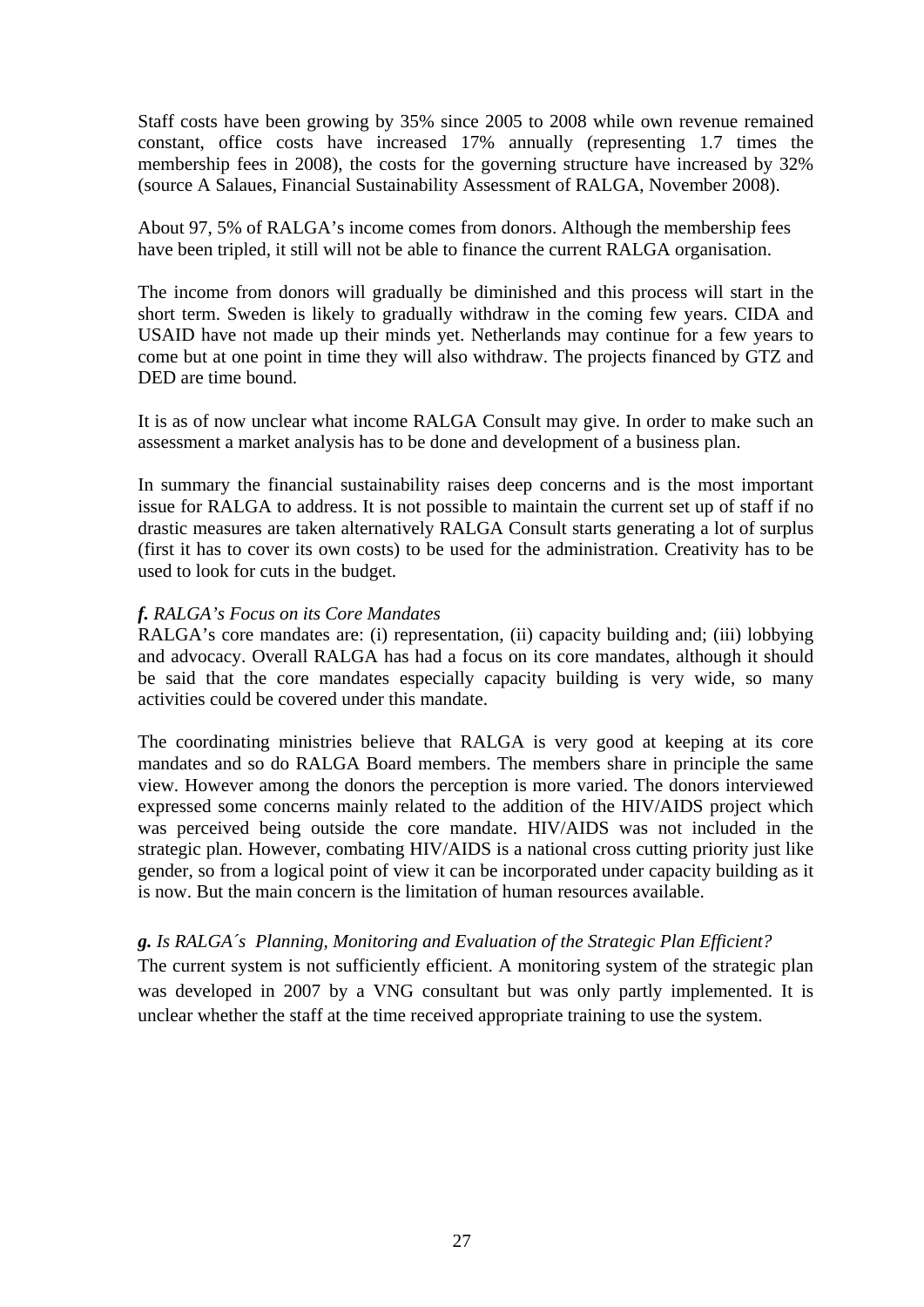Staff costs have been growing by 35% since 2005 to 2008 while own revenue remained constant, office costs have increased 17% annually (representing 1.7 times the membership fees in 2008), the costs for the governing structure have increased by 32% (source A Salaues, Financial Sustainability Assessment of RALGA, November 2008).

About 97, 5% of RALGA's income comes from donors. Although the membership fees have been tripled, it still will not be able to finance the current RALGA organisation.

The income from donors will gradually be diminished and this process will start in the short term. Sweden is likely to gradually withdraw in the coming few years. CIDA and USAID have not made up their minds yet. Netherlands may continue for a few years to come but at one point in time they will also withdraw. The projects financed by GTZ and DED are time bound.

It is as of now unclear what income RALGA Consult may give. In order to make such an assessment a market analysis has to be done and development of a business plan.

In summary the financial sustainability raises deep concerns and is the most important issue for RALGA to address. It is not possible to maintain the current set up of staff if no drastic measures are taken alternatively RALGA Consult starts generating a lot of surplus (first it has to cover its own costs) to be used for the administration. Creativity has to be used to look for cuts in the budget.

***f.*** *RALGA's Focus on its Core Mandates*

RALGA's core mandates are: (i) representation, (ii) capacity building and; (iii) lobbying and advocacy. Overall RALGA has had a focus on its core mandates, although it should be said that the core mandates especially capacity building is very wide, so many activities could be covered under this mandate.

The coordinating ministries believe that RALGA is very good at keeping at its core mandates and so do RALGA Board members. The members share in principle the same view. However among the donors the perception is more varied. The donors interviewed expressed some concerns mainly related to the addition of the HIV/AIDS project which was perceived being outside the core mandate. HIV/AIDS was not included in the strategic plan. However, combating HIV/AIDS is a national cross cutting priority just like gender, so from a logical point of view it can be incorporated under capacity building as it is now. But the main concern is the limitation of human resources available.

***g.*** *Is RALGA´s Planning, Monitoring and Evaluation of the Strategic Plan Efficient?*

The current system is not sufficiently efficient. A monitoring system of the strategic plan was developed in 2007 by a VNG consultant but was only partly implemented. It is unclear whether the staff at the time received appropriate training to use the system.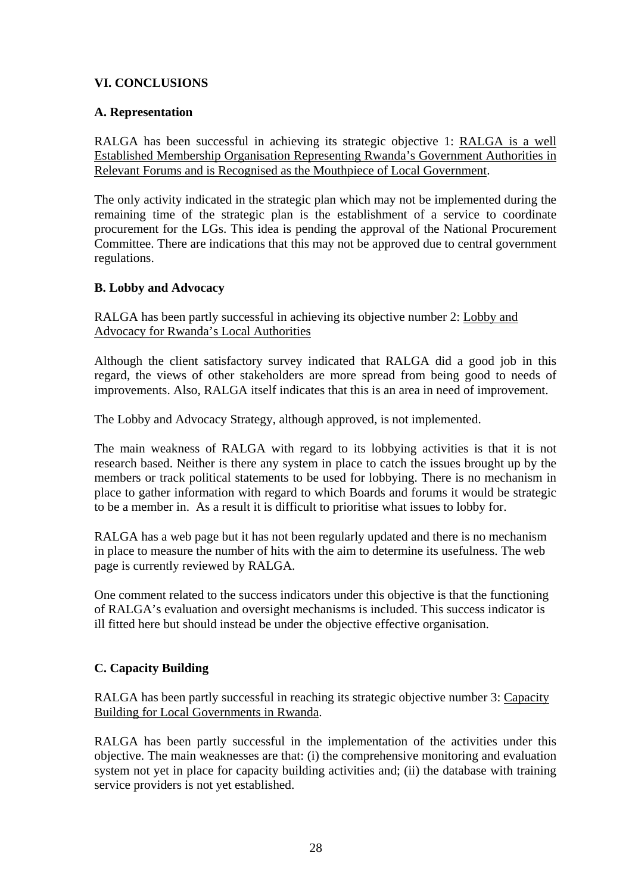## VI. CONCLUSIONS

### A. Representation

RALGA has been successful in achieving its strategic objective 1: <u>RALGA is a well Established Membership Organisation Representing Rwanda's Government Authorities in Relevant Forums and is Recognised as the Mouthpiece of Local Government</u>.

The only activity indicated in the strategic plan which may not be implemented during the remaining time of the strategic plan is the establishment of a service to coordinate procurement for the LGs. This idea is pending the approval of the National Procurement Committee. There are indications that this may not be approved due to central government regulations.

### B. Lobby and Advocacy

RALGA has been partly successful in achieving its objective number 2: <u>Lobby and Advocacy for Rwanda's Local Authorities</u>

Although the client satisfactory survey indicated that RALGA did a good job in this regard, the views of other stakeholders are more spread from being good to needs of improvements. Also, RALGA itself indicates that this is an area in need of improvement.

The Lobby and Advocacy Strategy, although approved, is not implemented.

The main weakness of RALGA with regard to its lobbying activities is that it is not research based. Neither is there any system in place to catch the issues brought up by the members or track political statements to be used for lobbying. There is no mechanism in place to gather information with regard to which Boards and forums it would be strategic to be a member in. As a result it is difficult to prioritise what issues to lobby for.

RALGA has a web page but it has not been regularly updated and there is no mechanism in place to measure the number of hits with the aim to determine its usefulness. The web page is currently reviewed by RALGA.

One comment related to the success indicators under this objective is that the functioning of RALGA's evaluation and oversight mechanisms is included. This success indicator is ill fitted here but should instead be under the objective effective organisation.

### C. Capacity Building

RALGA has been partly successful in reaching its strategic objective number 3: <u>Capacity Building for Local Governments in Rwanda</u>.

RALGA has been partly successful in the implementation of the activities under this objective. The main weaknesses are that: (i) the comprehensive monitoring and evaluation system not yet in place for capacity building activities and; (ii) the database with training service providers is not yet established.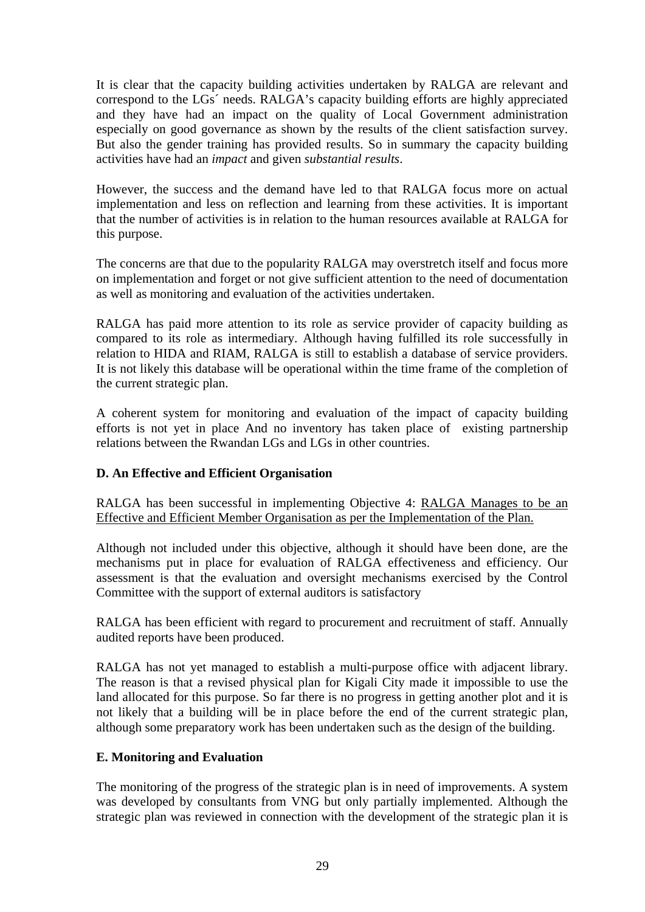It is clear that the capacity building activities undertaken by RALGA are relevant and correspond to the LGs´ needs. RALGA's capacity building efforts are highly appreciated and they have had an impact on the quality of Local Government administration especially on good governance as shown by the results of the client satisfaction survey. But also the gender training has provided results. So in summary the capacity building activities have had an *impact* and given *substantial results*.

However, the success and the demand have led to that RALGA focus more on actual implementation and less on reflection and learning from these activities. It is important that the number of activities is in relation to the human resources available at RALGA for this purpose.

The concerns are that due to the popularity RALGA may overstretch itself and focus more on implementation and forget or not give sufficient attention to the need of documentation as well as monitoring and evaluation of the activities undertaken.

RALGA has paid more attention to its role as service provider of capacity building as compared to its role as intermediary. Although having fulfilled its role successfully in relation to HIDA and RIAM, RALGA is still to establish a database of service providers. It is not likely this database will be operational within the time frame of the completion of the current strategic plan.

A coherent system for monitoring and evaluation of the impact of capacity building efforts is not yet in place And no inventory has taken place of existing partnership relations between the Rwandan LGs and LGs in other countries.

**D. An Effective and Efficient Organisation**

RALGA has been successful in implementing Objective 4: RALGA Manages to be an Effective and Efficient Member Organisation as per the Implementation of the Plan.

Although not included under this objective, although it should have been done, are the mechanisms put in place for evaluation of RALGA effectiveness and efficiency. Our assessment is that the evaluation and oversight mechanisms exercised by the Control Committee with the support of external auditors is satisfactory

RALGA has been efficient with regard to procurement and recruitment of staff. Annually audited reports have been produced.

RALGA has not yet managed to establish a multi-purpose office with adjacent library. The reason is that a revised physical plan for Kigali City made it impossible to use the land allocated for this purpose. So far there is no progress in getting another plot and it is not likely that a building will be in place before the end of the current strategic plan, although some preparatory work has been undertaken such as the design of the building.

**E. Monitoring and Evaluation**

The monitoring of the progress of the strategic plan is in need of improvements. A system was developed by consultants from VNG but only partially implemented. Although the strategic plan was reviewed in connection with the development of the strategic plan it is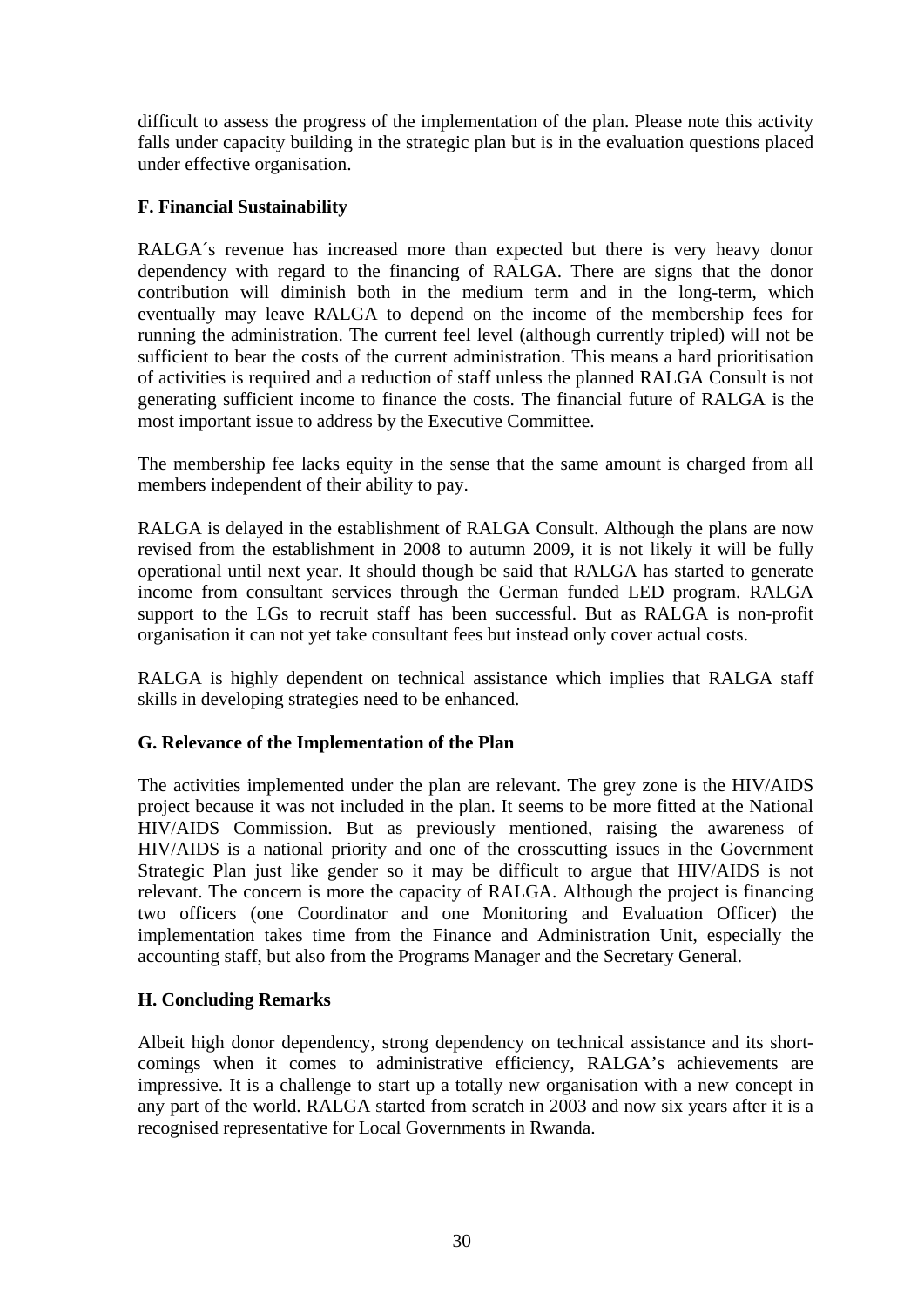difficult to assess the progress of the implementation of the plan. Please note this activity falls under capacity building in the strategic plan but is in the evaluation questions placed under effective organisation.

**F. Financial Sustainability**

RALGA´s revenue has increased more than expected but there is very heavy donor dependency with regard to the financing of RALGA. There are signs that the donor contribution will diminish both in the medium term and in the long-term, which eventually may leave RALGA to depend on the income of the membership fees for running the administration. The current feel level (although currently tripled) will not be sufficient to bear the costs of the current administration. This means a hard prioritisation of activities is required and a reduction of staff unless the planned RALGA Consult is not generating sufficient income to finance the costs. The financial future of RALGA is the most important issue to address by the Executive Committee.

The membership fee lacks equity in the sense that the same amount is charged from all members independent of their ability to pay.

RALGA is delayed in the establishment of RALGA Consult. Although the plans are now revised from the establishment in 2008 to autumn 2009, it is not likely it will be fully operational until next year. It should though be said that RALGA has started to generate income from consultant services through the German funded LED program. RALGA support to the LGs to recruit staff has been successful. But as RALGA is non-profit organisation it can not yet take consultant fees but instead only cover actual costs.

RALGA is highly dependent on technical assistance which implies that RALGA staff skills in developing strategies need to be enhanced.

**G. Relevance of the Implementation of the Plan**

The activities implemented under the plan are relevant. The grey zone is the HIV/AIDS project because it was not included in the plan. It seems to be more fitted at the National HIV/AIDS Commission. But as previously mentioned, raising the awareness of HIV/AIDS is a national priority and one of the crosscutting issues in the Government Strategic Plan just like gender so it may be difficult to argue that HIV/AIDS is not relevant. The concern is more the capacity of RALGA. Although the project is financing two officers (one Coordinator and one Monitoring and Evaluation Officer) the implementation takes time from the Finance and Administration Unit, especially the accounting staff, but also from the Programs Manager and the Secretary General.

**H. Concluding Remarks**

Albeit high donor dependency, strong dependency on technical assistance and its short-comings when it comes to administrative efficiency, RALGA's achievements are impressive. It is a challenge to start up a totally new organisation with a new concept in any part of the world. RALGA started from scratch in 2003 and now six years after it is a recognised representative for Local Governments in Rwanda.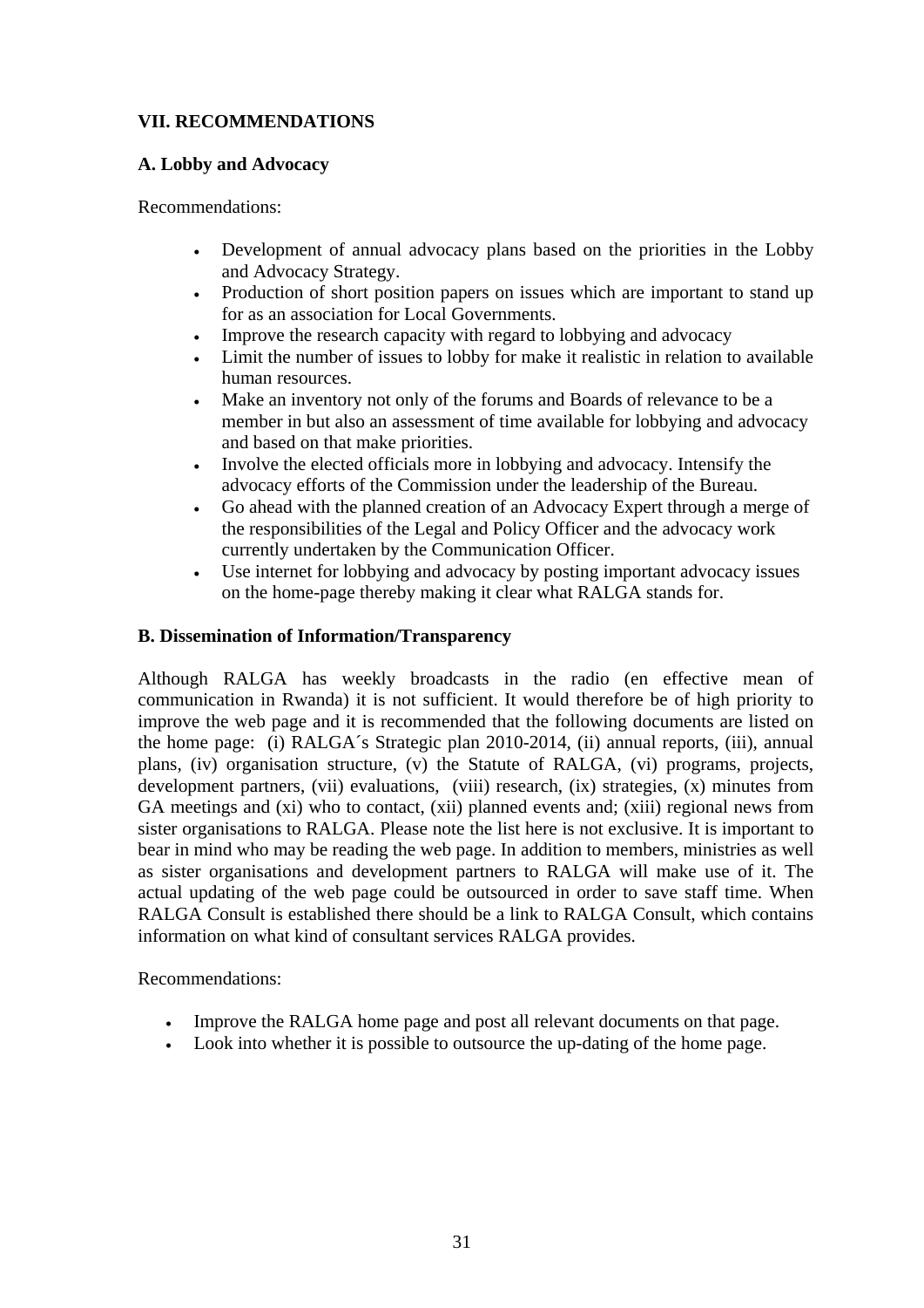## VII. RECOMMENDATIONS

### A. Lobby and Advocacy

Recommendations:

- Development of annual advocacy plans based on the priorities in the Lobby and Advocacy Strategy.
- Production of short position papers on issues which are important to stand up for as an association for Local Governments.
- Improve the research capacity with regard to lobbying and advocacy
- Limit the number of issues to lobby for make it realistic in relation to available human resources.
- Make an inventory not only of the forums and Boards of relevance to be a member in but also an assessment of time available for lobbying and advocacy and based on that make priorities.
- Involve the elected officials more in lobbying and advocacy. Intensify the advocacy efforts of the Commission under the leadership of the Bureau.
- Go ahead with the planned creation of an Advocacy Expert through a merge of the responsibilities of the Legal and Policy Officer and the advocacy work currently undertaken by the Communication Officer.
- Use internet for lobbying and advocacy by posting important advocacy issues on the home-page thereby making it clear what RALGA stands for.

### B. Dissemination of Information/Transparency

Although RALGA has weekly broadcasts in the radio (en effective mean of communication in Rwanda) it is not sufficient. It would therefore be of high priority to improve the web page and it is recommended that the following documents are listed on the home page: (i) RALGA´s Strategic plan 2010-2014, (ii) annual reports, (iii), annual plans, (iv) organisation structure, (v) the Statute of RALGA, (vi) programs, projects, development partners, (vii) evaluations, (viii) research, (ix) strategies, (x) minutes from GA meetings and (xi) who to contact, (xii) planned events and; (xiii) regional news from sister organisations to RALGA. Please note the list here is not exclusive. It is important to bear in mind who may be reading the web page. In addition to members, ministries as well as sister organisations and development partners to RALGA will make use of it. The actual updating of the web page could be outsourced in order to save staff time. When RALGA Consult is established there should be a link to RALGA Consult, which contains information on what kind of consultant services RALGA provides.

Recommendations:

- Improve the RALGA home page and post all relevant documents on that page.
- Look into whether it is possible to outsource the up-dating of the home page.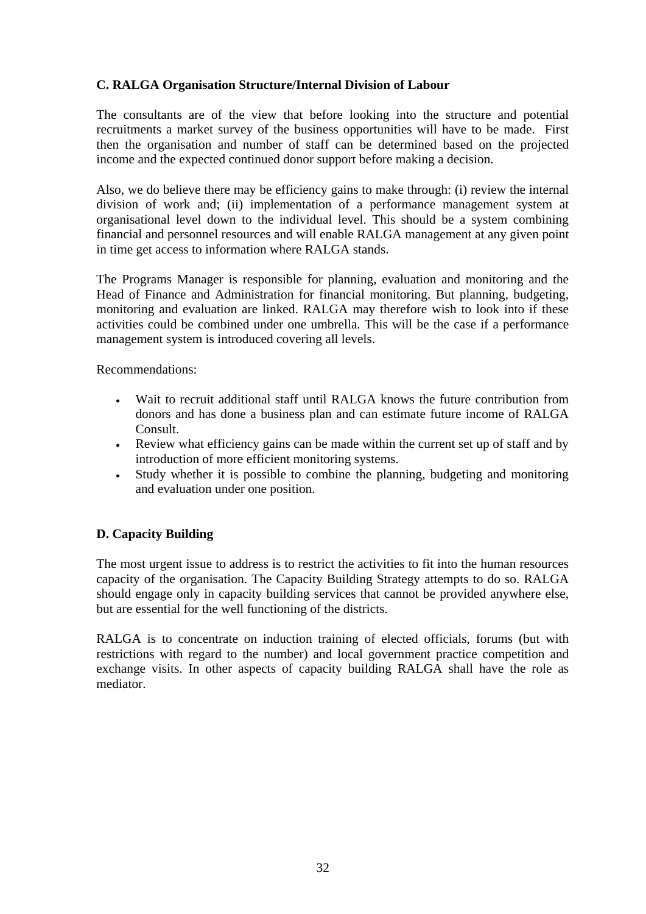### C. RALGA Organisation Structure/Internal Division of Labour

The consultants are of the view that before looking into the structure and potential recruitments a market survey of the business opportunities will have to be made. First then the organisation and number of staff can be determined based on the projected income and the expected continued donor support before making a decision.

Also, we do believe there may be efficiency gains to make through: (i) review the internal division of work and; (ii) implementation of a performance management system at organisational level down to the individual level. This should be a system combining financial and personnel resources and will enable RALGA management at any given point in time get access to information where RALGA stands.

The Programs Manager is responsible for planning, evaluation and monitoring and the Head of Finance and Administration for financial monitoring. But planning, budgeting, monitoring and evaluation are linked. RALGA may therefore wish to look into if these activities could be combined under one umbrella. This will be the case if a performance management system is introduced covering all levels.

Recommendations:

- Wait to recruit additional staff until RALGA knows the future contribution from donors and has done a business plan and can estimate future income of RALGA Consult.
- Review what efficiency gains can be made within the current set up of staff and by introduction of more efficient monitoring systems.
- Study whether it is possible to combine the planning, budgeting and monitoring and evaluation under one position.

### D. Capacity Building

The most urgent issue to address is to restrict the activities to fit into the human resources capacity of the organisation. The Capacity Building Strategy attempts to do so. RALGA should engage only in capacity building services that cannot be provided anywhere else, but are essential for the well functioning of the districts.

RALGA is to concentrate on induction training of elected officials, forums (but with restrictions with regard to the number) and local government practice competition and exchange visits. In other aspects of capacity building RALGA shall have the role as mediator.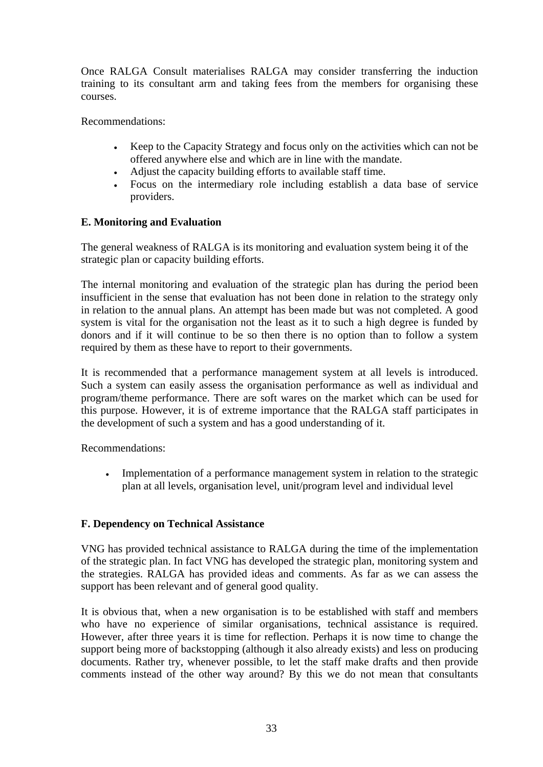Once RALGA Consult materialises RALGA may consider transferring the induction training to its consultant arm and taking fees from the members for organising these courses.

Recommendations:

- Keep to the Capacity Strategy and focus only on the activities which can not be offered anywhere else and which are in line with the mandate.
- Adjust the capacity building efforts to available staff time.
- Focus on the intermediary role including establish a data base of service providers.

**E. Monitoring and Evaluation**

The general weakness of RALGA is its monitoring and evaluation system being it of the strategic plan or capacity building efforts.

The internal monitoring and evaluation of the strategic plan has during the period been insufficient in the sense that evaluation has not been done in relation to the strategy only in relation to the annual plans. An attempt has been made but was not completed. A good system is vital for the organisation not the least as it to such a high degree is funded by donors and if it will continue to be so then there is no option than to follow a system required by them as these have to report to their governments.

It is recommended that a performance management system at all levels is introduced. Such a system can easily assess the organisation performance as well as individual and program/theme performance. There are soft wares on the market which can be used for this purpose. However, it is of extreme importance that the RALGA staff participates in the development of such a system and has a good understanding of it.

Recommendations:

- Implementation of a performance management system in relation to the strategic plan at all levels, organisation level, unit/program level and individual level

**F. Dependency on Technical Assistance**

VNG has provided technical assistance to RALGA during the time of the implementation of the strategic plan. In fact VNG has developed the strategic plan, monitoring system and the strategies. RALGA has provided ideas and comments. As far as we can assess the support has been relevant and of general good quality.

It is obvious that, when a new organisation is to be established with staff and members who have no experience of similar organisations, technical assistance is required. However, after three years it is time for reflection. Perhaps it is now time to change the support being more of backstopping (although it also already exists) and less on producing documents. Rather try, whenever possible, to let the staff make drafts and then provide comments instead of the other way around? By this we do not mean that consultants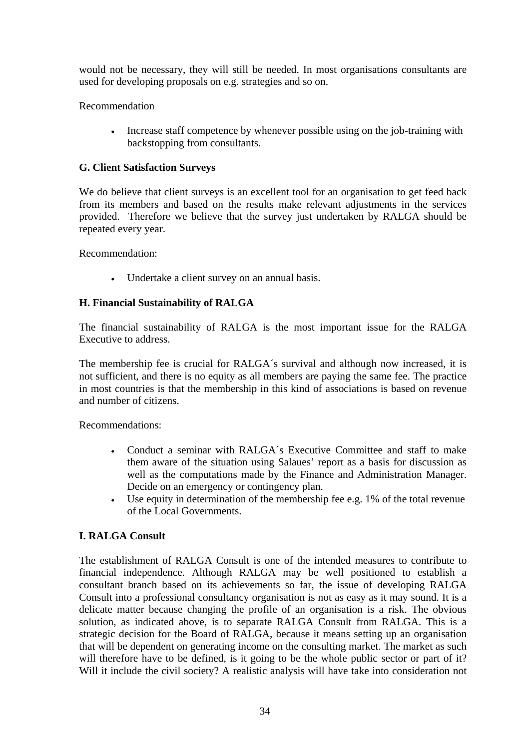would not be necessary, they will still be needed. In most organisations consultants are used for developing proposals on e.g. strategies and so on.

Recommendation

- Increase staff competence by whenever possible using on the job-training with backstopping from consultants.

**G. Client Satisfaction Surveys**

We do believe that client surveys is an excellent tool for an organisation to get feed back from its members and based on the results make relevant adjustments in the services provided. Therefore we believe that the survey just undertaken by RALGA should be repeated every year.

Recommendation:

- Undertake a client survey on an annual basis.

**H. Financial Sustainability of RALGA**

The financial sustainability of RALGA is the most important issue for the RALGA Executive to address.

The membership fee is crucial for RALGA´s survival and although now increased, it is not sufficient, and there is no equity as all members are paying the same fee. The practice in most countries is that the membership in this kind of associations is based on revenue and number of citizens.

Recommendations:

- Conduct a seminar with RALGA´s Executive Committee and staff to make them aware of the situation using Salaues' report as a basis for discussion as well as the computations made by the Finance and Administration Manager. Decide on an emergency or contingency plan.
- Use equity in determination of the membership fee e.g. 1% of the total revenue of the Local Governments.

**I. RALGA Consult**

The establishment of RALGA Consult is one of the intended measures to contribute to financial independence. Although RALGA may be well positioned to establish a consultant branch based on its achievements so far, the issue of developing RALGA Consult into a professional consultancy organisation is not as easy as it may sound. It is a delicate matter because changing the profile of an organisation is a risk. The obvious solution, as indicated above, is to separate RALGA Consult from RALGA. This is a strategic decision for the Board of RALGA, because it means setting up an organisation that will be dependent on generating income on the consulting market. The market as such will therefore have to be defined, is it going to be the whole public sector or part of it? Will it include the civil society? A realistic analysis will have take into consideration not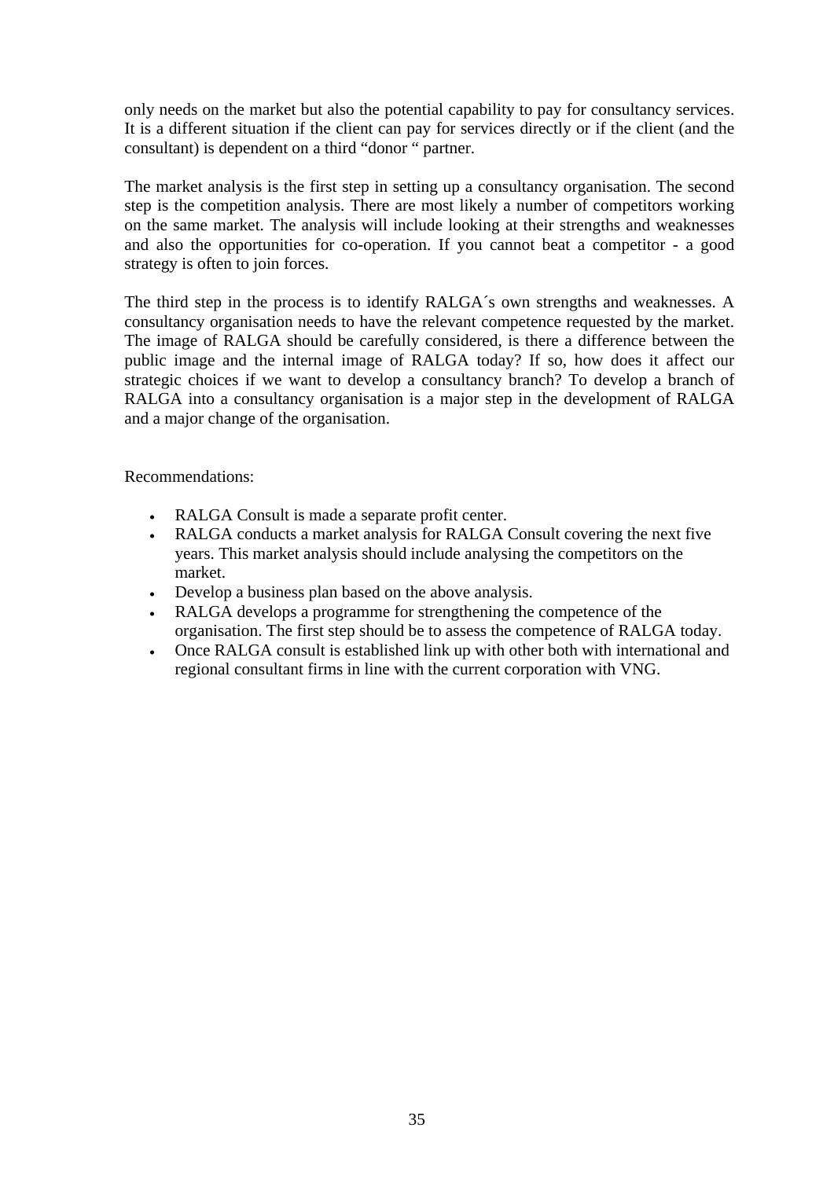only needs on the market but also the potential capability to pay for consultancy services. It is a different situation if the client can pay for services directly or if the client (and the consultant) is dependent on a third "donor " partner.

The market analysis is the first step in setting up a consultancy organisation. The second step is the competition analysis. There are most likely a number of competitors working on the same market. The analysis will include looking at their strengths and weaknesses and also the opportunities for co-operation. If you cannot beat a competitor - a good strategy is often to join forces.

The third step in the process is to identify RALGA´s own strengths and weaknesses. A consultancy organisation needs to have the relevant competence requested by the market. The image of RALGA should be carefully considered, is there a difference between the public image and the internal image of RALGA today? If so, how does it affect our strategic choices if we want to develop a consultancy branch? To develop a branch of RALGA into a consultancy organisation is a major step in the development of RALGA and a major change of the organisation.

Recommendations:

- RALGA Consult is made a separate profit center.
- RALGA conducts a market analysis for RALGA Consult covering the next five years. This market analysis should include analysing the competitors on the market.
- Develop a business plan based on the above analysis.
- RALGA develops a programme for strengthening the competence of the organisation. The first step should be to assess the competence of RALGA today.
- Once RALGA consult is established link up with other both with international and regional consultant firms in line with the current corporation with VNG.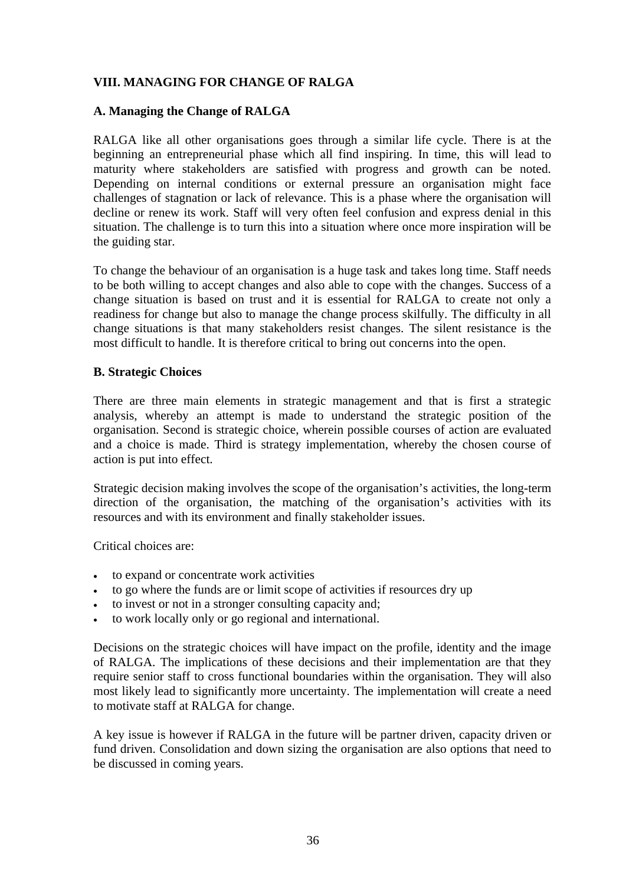## VIII. MANAGING FOR CHANGE OF RALGA

### A. Managing the Change of RALGA

RALGA like all other organisations goes through a similar life cycle. There is at the beginning an entrepreneurial phase which all find inspiring. In time, this will lead to maturity where stakeholders are satisfied with progress and growth can be noted. Depending on internal conditions or external pressure an organisation might face challenges of stagnation or lack of relevance. This is a phase where the organisation will decline or renew its work. Staff will very often feel confusion and express denial in this situation. The challenge is to turn this into a situation where once more inspiration will be the guiding star.

To change the behaviour of an organisation is a huge task and takes long time. Staff needs to be both willing to accept changes and also able to cope with the changes. Success of a change situation is based on trust and it is essential for RALGA to create not only a readiness for change but also to manage the change process skilfully. The difficulty in all change situations is that many stakeholders resist changes. The silent resistance is the most difficult to handle. It is therefore critical to bring out concerns into the open.

### B. Strategic Choices

There are three main elements in strategic management and that is first a strategic analysis, whereby an attempt is made to understand the strategic position of the organisation. Second is strategic choice, wherein possible courses of action are evaluated and a choice is made. Third is strategy implementation, whereby the chosen course of action is put into effect.

Strategic decision making involves the scope of the organisation's activities, the long-term direction of the organisation, the matching of the organisation's activities with its resources and with its environment and finally stakeholder issues.

Critical choices are:

- to expand or concentrate work activities
- to go where the funds are or limit scope of activities if resources dry up
- to invest or not in a stronger consulting capacity and;
- to work locally only or go regional and international.

Decisions on the strategic choices will have impact on the profile, identity and the image of RALGA. The implications of these decisions and their implementation are that they require senior staff to cross functional boundaries within the organisation. They will also most likely lead to significantly more uncertainty. The implementation will create a need to motivate staff at RALGA for change.

A key issue is however if RALGA in the future will be partner driven, capacity driven or fund driven. Consolidation and down sizing the organisation are also options that need to be discussed in coming years.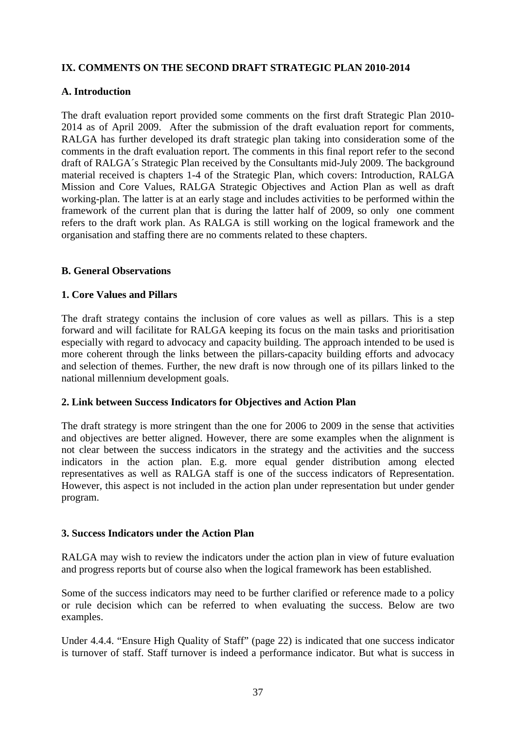## IX. COMMENTS ON THE SECOND DRAFT STRATEGIC PLAN 2010-2014

### A. Introduction

The draft evaluation report provided some comments on the first draft Strategic Plan 2010-2014 as of April 2009. After the submission of the draft evaluation report for comments, RALGA has further developed its draft strategic plan taking into consideration some of the comments in the draft evaluation report. The comments in this final report refer to the second draft of RALGA´s Strategic Plan received by the Consultants mid-July 2009. The background material received is chapters 1-4 of the Strategic Plan, which covers: Introduction, RALGA Mission and Core Values, RALGA Strategic Objectives and Action Plan as well as draft working-plan. The latter is at an early stage and includes activities to be performed within the framework of the current plan that is during the latter half of 2009, so only one comment refers to the draft work plan. As RALGA is still working on the logical framework and the organisation and staffing there are no comments related to these chapters.

### B. General Observations

#### 1. Core Values and Pillars

The draft strategy contains the inclusion of core values as well as pillars. This is a step forward and will facilitate for RALGA keeping its focus on the main tasks and prioritisation especially with regard to advocacy and capacity building. The approach intended to be used is more coherent through the links between the pillars-capacity building efforts and advocacy and selection of themes. Further, the new draft is now through one of its pillars linked to the national millennium development goals.

#### 2. Link between Success Indicators for Objectives and Action Plan

The draft strategy is more stringent than the one for 2006 to 2009 in the sense that activities and objectives are better aligned. However, there are some examples when the alignment is not clear between the success indicators in the strategy and the activities and the success indicators in the action plan. E.g. more equal gender distribution among elected representatives as well as RALGA staff is one of the success indicators of Representation. However, this aspect is not included in the action plan under representation but under gender program.

#### 3. Success Indicators under the Action Plan

RALGA may wish to review the indicators under the action plan in view of future evaluation and progress reports but of course also when the logical framework has been established.

Some of the success indicators may need to be further clarified or reference made to a policy or rule decision which can be referred to when evaluating the success. Below are two examples.

Under 4.4.4. "Ensure High Quality of Staff" (page 22) is indicated that one success indicator is turnover of staff. Staff turnover is indeed a performance indicator. But what is success in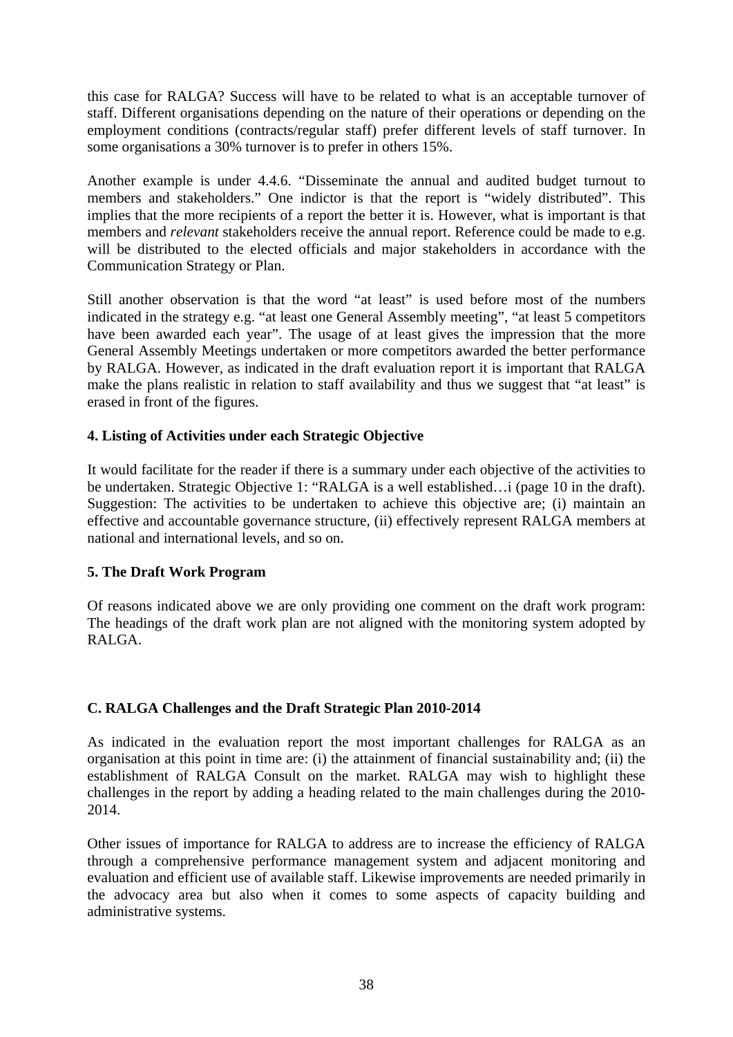this case for RALGA? Success will have to be related to what is an acceptable turnover of staff. Different organisations depending on the nature of their operations or depending on the employment conditions (contracts/regular staff) prefer different levels of staff turnover. In some organisations a 30% turnover is to prefer in others 15%.

Another example is under 4.4.6. "Disseminate the annual and audited budget turnout to members and stakeholders." One indictor is that the report is "widely distributed". This implies that the more recipients of a report the better it is. However, what is important is that members and *relevant* stakeholders receive the annual report. Reference could be made to e.g. will be distributed to the elected officials and major stakeholders in accordance with the Communication Strategy or Plan.

Still another observation is that the word "at least" is used before most of the numbers indicated in the strategy e.g. "at least one General Assembly meeting", "at least 5 competitors have been awarded each year". The usage of at least gives the impression that the more General Assembly Meetings undertaken or more competitors awarded the better performance by RALGA. However, as indicated in the draft evaluation report it is important that RALGA make the plans realistic in relation to staff availability and thus we suggest that "at least" is erased in front of the figures.

### 4. Listing of Activities under each Strategic Objective

It would facilitate for the reader if there is a summary under each objective of the activities to be undertaken. Strategic Objective 1: "RALGA is a well established…i (page 10 in the draft). Suggestion: The activities to be undertaken to achieve this objective are; (i) maintain an effective and accountable governance structure, (ii) effectively represent RALGA members at national and international levels, and so on.

### 5. The Draft Work Program

Of reasons indicated above we are only providing one comment on the draft work program: The headings of the draft work plan are not aligned with the monitoring system adopted by RALGA.

## C. RALGA Challenges and the Draft Strategic Plan 2010-2014

As indicated in the evaluation report the most important challenges for RALGA as an organisation at this point in time are: (i) the attainment of financial sustainability and; (ii) the establishment of RALGA Consult on the market. RALGA may wish to highlight these challenges in the report by adding a heading related to the main challenges during the 2010-2014.

Other issues of importance for RALGA to address are to increase the efficiency of RALGA through a comprehensive performance management system and adjacent monitoring and evaluation and efficient use of available staff. Likewise improvements are needed primarily in the advocacy area but also when it comes to some aspects of capacity building and administrative systems.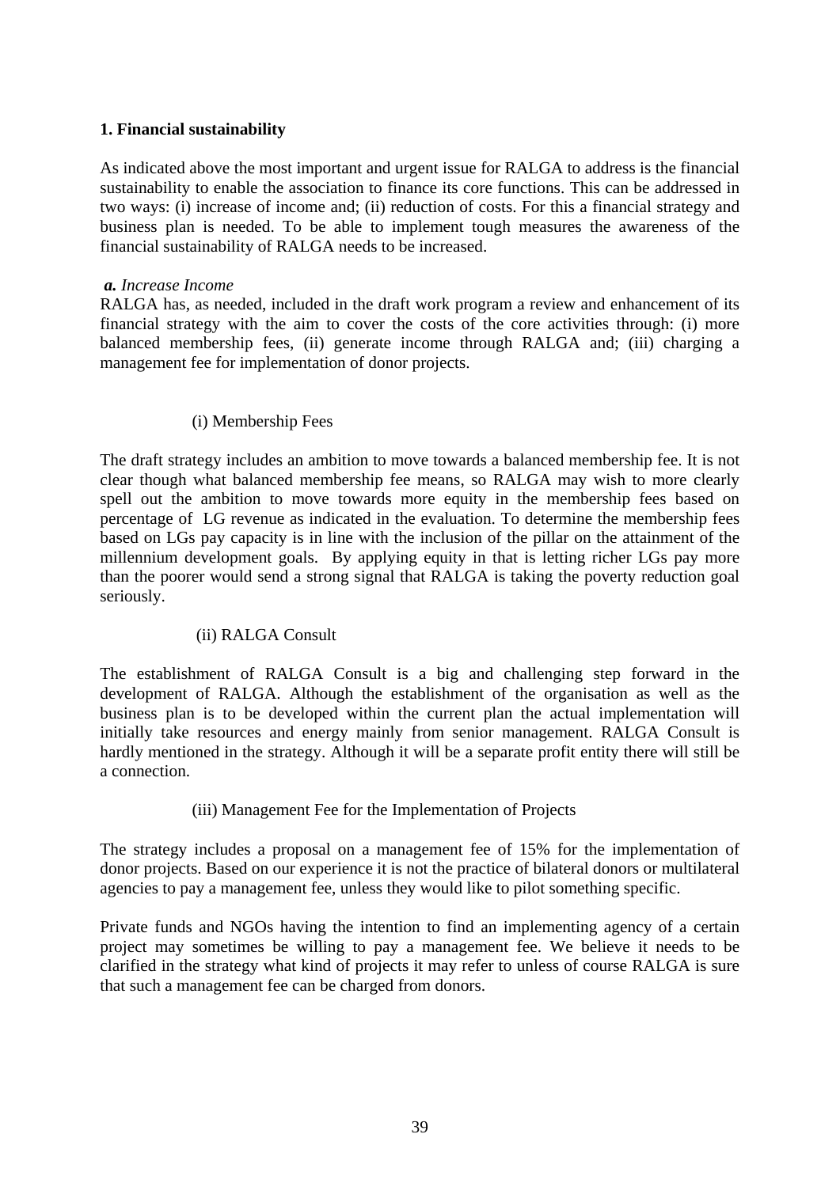**1. Financial sustainability**

As indicated above the most important and urgent issue for RALGA to address is the financial sustainability to enable the association to finance its core functions. This can be addressed in two ways: (i) increase of income and; (ii) reduction of costs. For this a financial strategy and business plan is needed. To be able to implement tough measures the awareness of the financial sustainability of RALGA needs to be increased.

***a.*** *Increase Income*

RALGA has, as needed, included in the draft work program a review and enhancement of its financial strategy with the aim to cover the costs of the core activities through: (i) more balanced membership fees, (ii) generate income through RALGA and; (iii) charging a management fee for implementation of donor projects.

(i) Membership Fees

The draft strategy includes an ambition to move towards a balanced membership fee. It is not clear though what balanced membership fee means, so RALGA may wish to more clearly spell out the ambition to move towards more equity in the membership fees based on percentage of LG revenue as indicated in the evaluation. To determine the membership fees based on LGs pay capacity is in line with the inclusion of the pillar on the attainment of the millennium development goals. By applying equity in that is letting richer LGs pay more than the poorer would send a strong signal that RALGA is taking the poverty reduction goal seriously.

(ii) RALGA Consult

The establishment of RALGA Consult is a big and challenging step forward in the development of RALGA. Although the establishment of the organisation as well as the business plan is to be developed within the current plan the actual implementation will initially take resources and energy mainly from senior management. RALGA Consult is hardly mentioned in the strategy. Although it will be a separate profit entity there will still be a connection.

(iii) Management Fee for the Implementation of Projects

The strategy includes a proposal on a management fee of 15% for the implementation of donor projects. Based on our experience it is not the practice of bilateral donors or multilateral agencies to pay a management fee, unless they would like to pilot something specific.

Private funds and NGOs having the intention to find an implementing agency of a certain project may sometimes be willing to pay a management fee. We believe it needs to be clarified in the strategy what kind of projects it may refer to unless of course RALGA is sure that such a management fee can be charged from donors.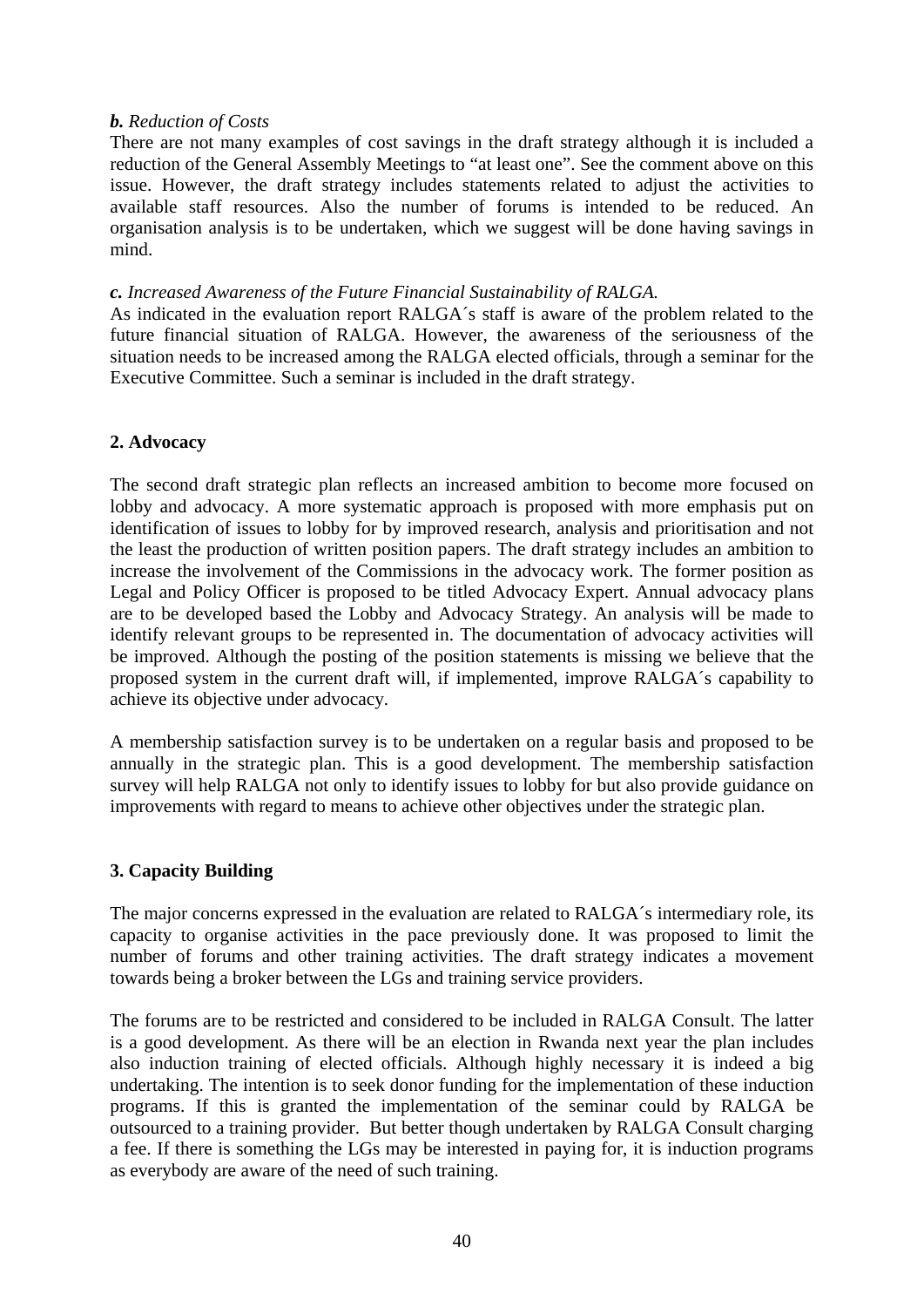***b.** Reduction of Costs*

There are not many examples of cost savings in the draft strategy although it is included a reduction of the General Assembly Meetings to “at least one”. See the comment above on this issue. However, the draft strategy includes statements related to adjust the activities to available staff resources. Also the number of forums is intended to be reduced. An organisation analysis is to be undertaken, which we suggest will be done having savings in mind.

***c.** Increased Awareness of the Future Financial Sustainability of RALGA.*

As indicated in the evaluation report RALGA´s staff is aware of the problem related to the future financial situation of RALGA. However, the awareness of the seriousness of the situation needs to be increased among the RALGA elected officials, through a seminar for the Executive Committee. Such a seminar is included in the draft strategy.

**2. Advocacy**

The second draft strategic plan reflects an increased ambition to become more focused on lobby and advocacy. A more systematic approach is proposed with more emphasis put on identification of issues to lobby for by improved research, analysis and prioritisation and not the least the production of written position papers. The draft strategy includes an ambition to increase the involvement of the Commissions in the advocacy work. The former position as Legal and Policy Officer is proposed to be titled Advocacy Expert. Annual advocacy plans are to be developed based the Lobby and Advocacy Strategy. An analysis will be made to identify relevant groups to be represented in. The documentation of advocacy activities will be improved. Although the posting of the position statements is missing we believe that the proposed system in the current draft will, if implemented, improve RALGA´s capability to achieve its objective under advocacy.

A membership satisfaction survey is to be undertaken on a regular basis and proposed to be annually in the strategic plan. This is a good development. The membership satisfaction survey will help RALGA not only to identify issues to lobby for but also provide guidance on improvements with regard to means to achieve other objectives under the strategic plan.

**3. Capacity Building**

The major concerns expressed in the evaluation are related to RALGA´s intermediary role, its capacity to organise activities in the pace previously done. It was proposed to limit the number of forums and other training activities. The draft strategy indicates a movement towards being a broker between the LGs and training service providers.

The forums are to be restricted and considered to be included in RALGA Consult. The latter is a good development. As there will be an election in Rwanda next year the plan includes also induction training of elected officials. Although highly necessary it is indeed a big undertaking. The intention is to seek donor funding for the implementation of these induction programs. If this is granted the implementation of the seminar could by RALGA be outsourced to a training provider. But better though undertaken by RALGA Consult charging a fee. If there is something the LGs may be interested in paying for, it is induction programs as everybody are aware of the need of such training.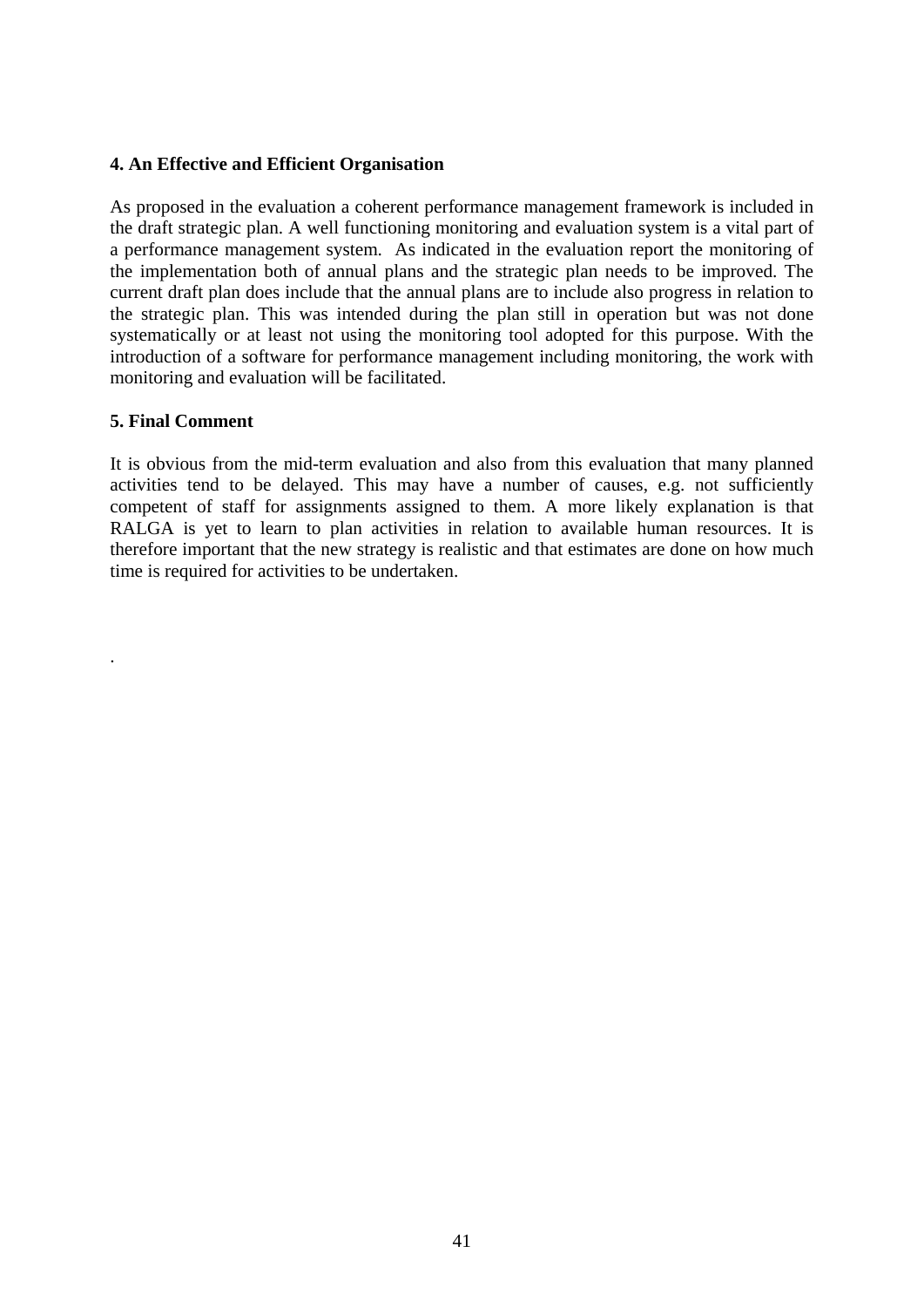**4. An Effective and Efficient Organisation**

As proposed in the evaluation a coherent performance management framework is included in the draft strategic plan. A well functioning monitoring and evaluation system is a vital part of a performance management system. As indicated in the evaluation report the monitoring of the implementation both of annual plans and the strategic plan needs to be improved. The current draft plan does include that the annual plans are to include also progress in relation to the strategic plan. This was intended during the plan still in operation but was not done systematically or at least not using the monitoring tool adopted for this purpose. With the introduction of a software for performance management including monitoring, the work with monitoring and evaluation will be facilitated.

**5. Final Comment**

It is obvious from the mid-term evaluation and also from this evaluation that many planned activities tend to be delayed. This may have a number of causes, e.g. not sufficiently competent of staff for assignments assigned to them. A more likely explanation is that RALGA is yet to learn to plan activities in relation to available human resources. It is therefore important that the new strategy is realistic and that estimates are done on how much time is required for activities to be undertaken.

.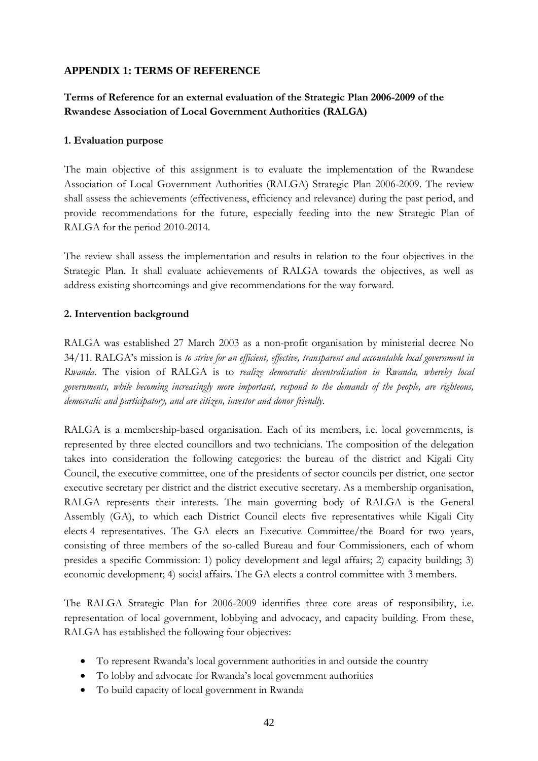## APPENDIX 1: TERMS OF REFERENCE

### Terms of Reference for an external evaluation of the Strategic Plan 2006-2009 of the Rwandese Association of Local Government Authorities (RALGA)

#### 1. Evaluation purpose

The main objective of this assignment is to evaluate the implementation of the Rwandese Association of Local Government Authorities (RALGA) Strategic Plan 2006-2009. The review shall assess the achievements (effectiveness, efficiency and relevance) during the past period, and provide recommendations for the future, especially feeding into the new Strategic Plan of RALGA for the period 2010-2014.

The review shall assess the implementation and results in relation to the four objectives in the Strategic Plan. It shall evaluate achievements of RALGA towards the objectives, as well as address existing shortcomings and give recommendations for the way forward.

#### 2. Intervention background

RALGA was established 27 March 2003 as a non-profit organisation by ministerial decree No 34/11. RALGA's mission is *to strive for an efficient, effective, transparent and accountable local government in Rwanda*. The vision of RALGA is to *realize democratic decentralisation in Rwanda, whereby local governments, while becoming increasingly more important, respond to the demands of the people, are righteous, democratic and participatory, and are citizen, investor and donor friendly*.

RALGA is a membership-based organisation. Each of its members, i.e. local governments, is represented by three elected councillors and two technicians. The composition of the delegation takes into consideration the following categories: the bureau of the district and Kigali City Council, the executive committee, one of the presidents of sector councils per district, one sector executive secretary per district and the district executive secretary. As a membership organisation, RALGA represents their interests. The main governing body of RALGA is the General Assembly (GA), to which each District Council elects five representatives while Kigali City elects 4 representatives. The GA elects an Executive Committee/the Board for two years, consisting of three members of the so-called Bureau and four Commissioners, each of whom presides a specific Commission: 1) policy development and legal affairs; 2) capacity building; 3) economic development; 4) social affairs. The GA elects a control committee with 3 members.

The RALGA Strategic Plan for 2006-2009 identifies three core areas of responsibility, i.e. representation of local government, lobbying and advocacy, and capacity building. From these, RALGA has established the following four objectives:

- To represent Rwanda's local government authorities in and outside the country
- To lobby and advocate for Rwanda's local government authorities
- To build capacity of local government in Rwanda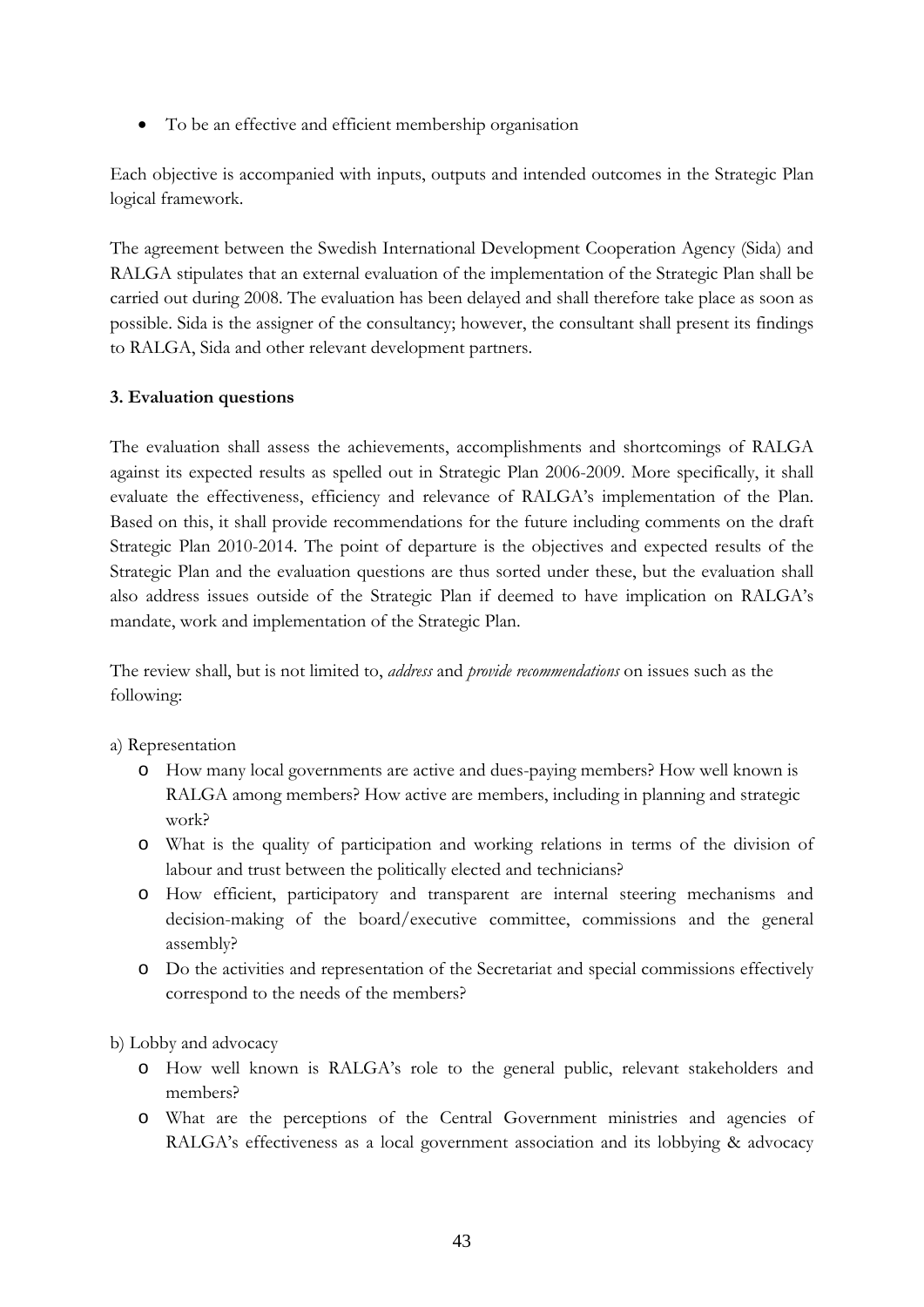- To be an effective and efficient membership organisation

Each objective is accompanied with inputs, outputs and intended outcomes in the Strategic Plan logical framework.

The agreement between the Swedish International Development Cooperation Agency (Sida) and RALGA stipulates that an external evaluation of the implementation of the Strategic Plan shall be carried out during 2008. The evaluation has been delayed and shall therefore take place as soon as possible. Sida is the assigner of the consultancy; however, the consultant shall present its findings to RALGA, Sida and other relevant development partners.

**3. Evaluation questions**

The evaluation shall assess the achievements, accomplishments and shortcomings of RALGA against its expected results as spelled out in Strategic Plan 2006-2009. More specifically, it shall evaluate the effectiveness, efficiency and relevance of RALGA's implementation of the Plan. Based on this, it shall provide recommendations for the future including comments on the draft Strategic Plan 2010-2014. The point of departure is the objectives and expected results of the Strategic Plan and the evaluation questions are thus sorted under these, but the evaluation shall also address issues outside of the Strategic Plan if deemed to have implication on RALGA's mandate, work and implementation of the Strategic Plan.

The review shall, but is not limited to, *address* and *provide recommendations* on issues such as the following:

a) Representation

- How many local governments are active and dues-paying members? How well known is RALGA among members? How active are members, including in planning and strategic work?
- What is the quality of participation and working relations in terms of the division of labour and trust between the politically elected and technicians?
- How efficient, participatory and transparent are internal steering mechanisms and decision-making of the board/executive committee, commissions and the general assembly?
- Do the activities and representation of the Secretariat and special commissions effectively correspond to the needs of the members?

b) Lobby and advocacy

- How well known is RALGA's role to the general public, relevant stakeholders and members?
- What are the perceptions of the Central Government ministries and agencies of RALGA's effectiveness as a local government association and its lobbying & advocacy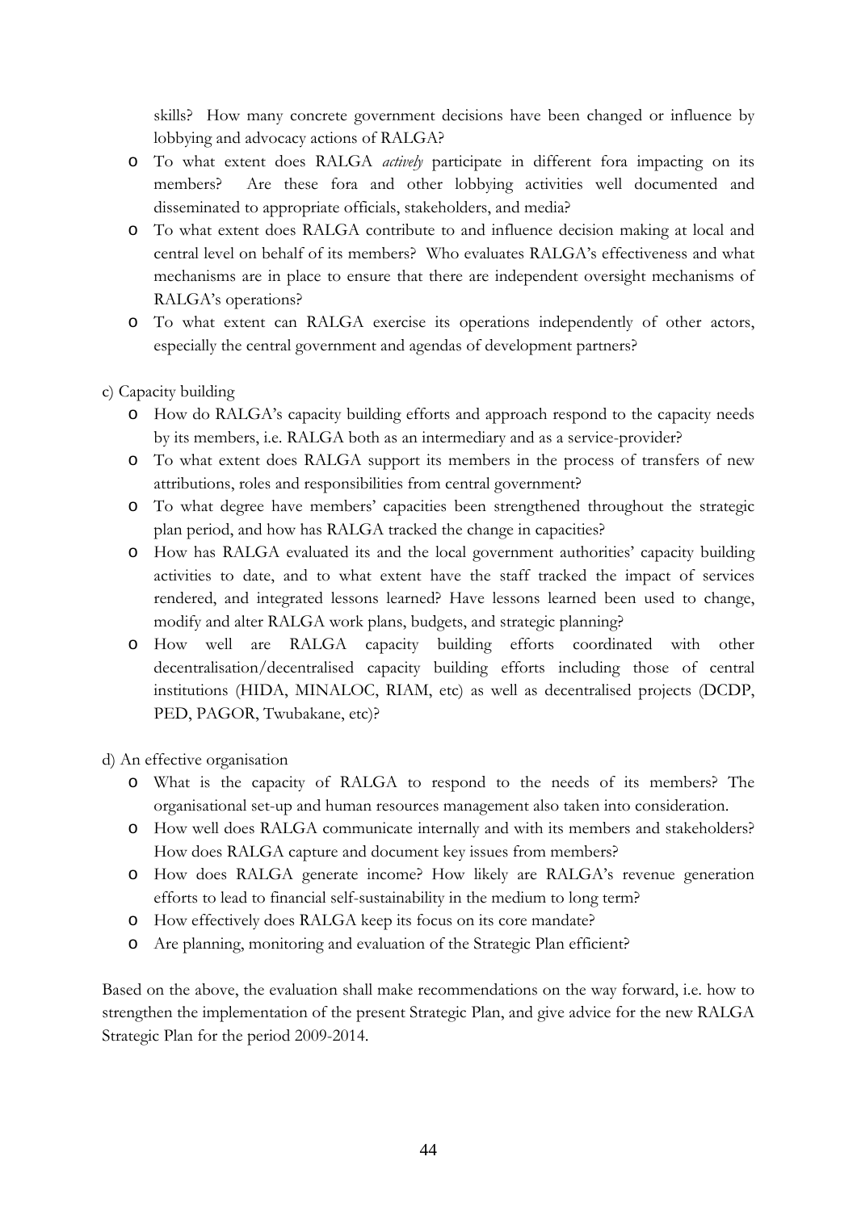skills? How many concrete government decisions have been changed or influence by lobbying and advocacy actions of RALGA?

- To what extent does RALGA *actively* participate in different fora impacting on its members? Are these fora and other lobbying activities well documented and disseminated to appropriate officials, stakeholders, and media?
- To what extent does RALGA contribute to and influence decision making at local and central level on behalf of its members? Who evaluates RALGA's effectiveness and what mechanisms are in place to ensure that there are independent oversight mechanisms of RALGA's operations?
- To what extent can RALGA exercise its operations independently of other actors, especially the central government and agendas of development partners?

c) Capacity building

- How do RALGA's capacity building efforts and approach respond to the capacity needs by its members, i.e. RALGA both as an intermediary and as a service-provider?
- To what extent does RALGA support its members in the process of transfers of new attributions, roles and responsibilities from central government?
- To what degree have members' capacities been strengthened throughout the strategic plan period, and how has RALGA tracked the change in capacities?
- How has RALGA evaluated its and the local government authorities' capacity building activities to date, and to what extent have the staff tracked the impact of services rendered, and integrated lessons learned? Have lessons learned been used to change, modify and alter RALGA work plans, budgets, and strategic planning?
- How well are RALGA capacity building efforts coordinated with other decentralisation/decentralised capacity building efforts including those of central institutions (HIDA, MINALOC, RIAM, etc) as well as decentralised projects (DCDP, PED, PAGOR, Twubakane, etc)?

d) An effective organisation

- What is the capacity of RALGA to respond to the needs of its members? The organisational set-up and human resources management also taken into consideration.
- How well does RALGA communicate internally and with its members and stakeholders? How does RALGA capture and document key issues from members?
- How does RALGA generate income? How likely are RALGA's revenue generation efforts to lead to financial self-sustainability in the medium to long term?
- How effectively does RALGA keep its focus on its core mandate?
- Are planning, monitoring and evaluation of the Strategic Plan efficient?

Based on the above, the evaluation shall make recommendations on the way forward, i.e. how to strengthen the implementation of the present Strategic Plan, and give advice for the new RALGA Strategic Plan for the period 2009-2014.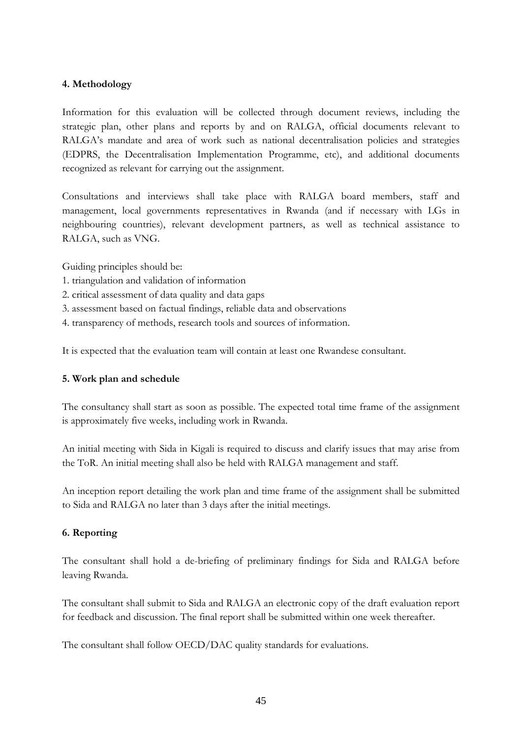**4. Methodology**

Information for this evaluation will be collected through document reviews, including the strategic plan, other plans and reports by and on RALGA, official documents relevant to RALGA's mandate and area of work such as national decentralisation policies and strategies (EDPRS, the Decentralisation Implementation Programme, etc), and additional documents recognized as relevant for carrying out the assignment.

Consultations and interviews shall take place with RALGA board members, staff and management, local governments representatives in Rwanda (and if necessary with LGs in neighbouring countries), relevant development partners, as well as technical assistance to RALGA, such as VNG.

Guiding principles should be:

1. triangulation and validation of information
2. critical assessment of data quality and data gaps
3. assessment based on factual findings, reliable data and observations
4. transparency of methods, research tools and sources of information.

It is expected that the evaluation team will contain at least one Rwandese consultant.

**5. Work plan and schedule**

The consultancy shall start as soon as possible. The expected total time frame of the assignment is approximately five weeks, including work in Rwanda.

An initial meeting with Sida in Kigali is required to discuss and clarify issues that may arise from the ToR. An initial meeting shall also be held with RALGA management and staff.

An inception report detailing the work plan and time frame of the assignment shall be submitted to Sida and RALGA no later than 3 days after the initial meetings.

**6. Reporting**

The consultant shall hold a de-briefing of preliminary findings for Sida and RALGA before leaving Rwanda.

The consultant shall submit to Sida and RALGA an electronic copy of the draft evaluation report for feedback and discussion. The final report shall be submitted within one week thereafter.

The consultant shall follow OECD/DAC quality standards for evaluations.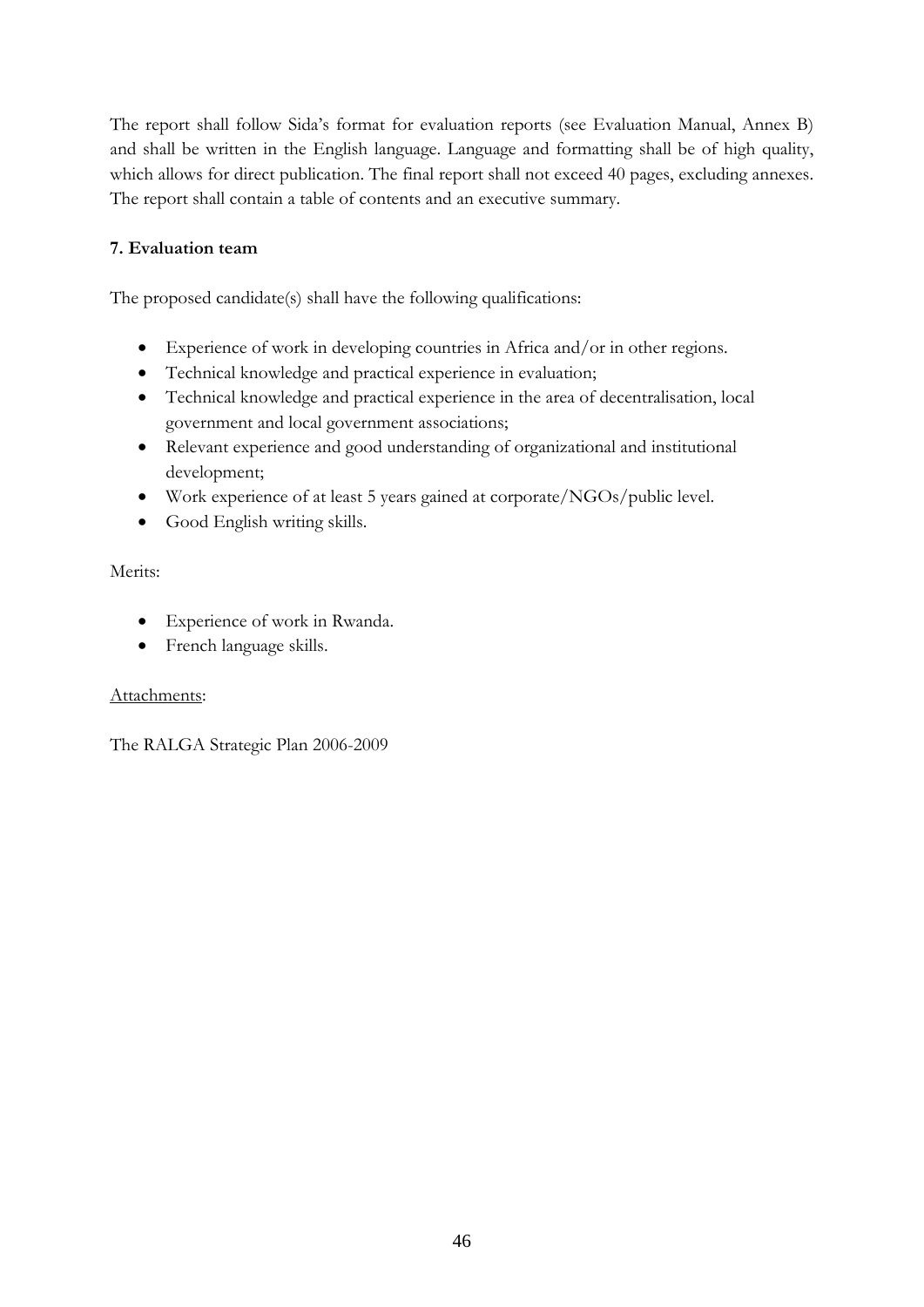The report shall follow Sida's format for evaluation reports (see Evaluation Manual, Annex B) and shall be written in the English language. Language and formatting shall be of high quality, which allows for direct publication. The final report shall not exceed 40 pages, excluding annexes. The report shall contain a table of contents and an executive summary.

**7. Evaluation team**

The proposed candidate(s) shall have the following qualifications:

- Experience of work in developing countries in Africa and/or in other regions.
- Technical knowledge and practical experience in evaluation;
- Technical knowledge and practical experience in the area of decentralisation, local government and local government associations;
- Relevant experience and good understanding of organizational and institutional development;
- Work experience of at least 5 years gained at corporate/NGOs/public level.
- Good English writing skills.

Merits:

- Experience of work in Rwanda.
- French language skills.

<u>Attachments</u>:

The RALGA Strategic Plan 2006-2009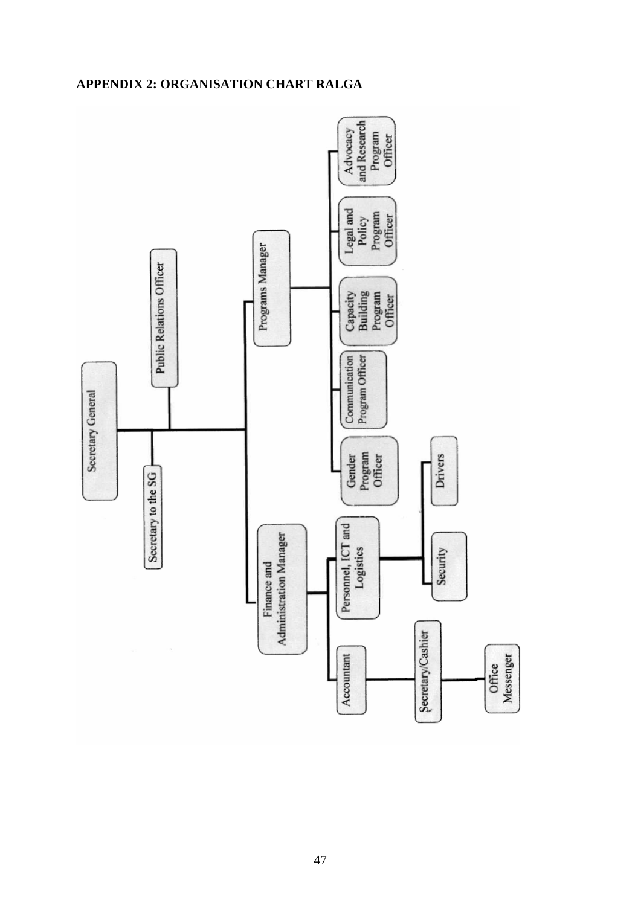## APPENDIX 2: ORGANISATION CHART RALGA

- Secretary General
  - Secretary to the SG
  - Public Relations Officer
  - Programs Manager
    - Gender Program Officer
    - Communication Program Officer
    - Capacity Building Program Officer
    - Legal and Policy Program Officer
    - Advocacy and Research Program Officer
  - Finance and Administration Manager
    - Personnel, ICT and Logistics
      - Security
      - Drivers
    - Accountant
      - Secretary/Cashier
        - Office Messenger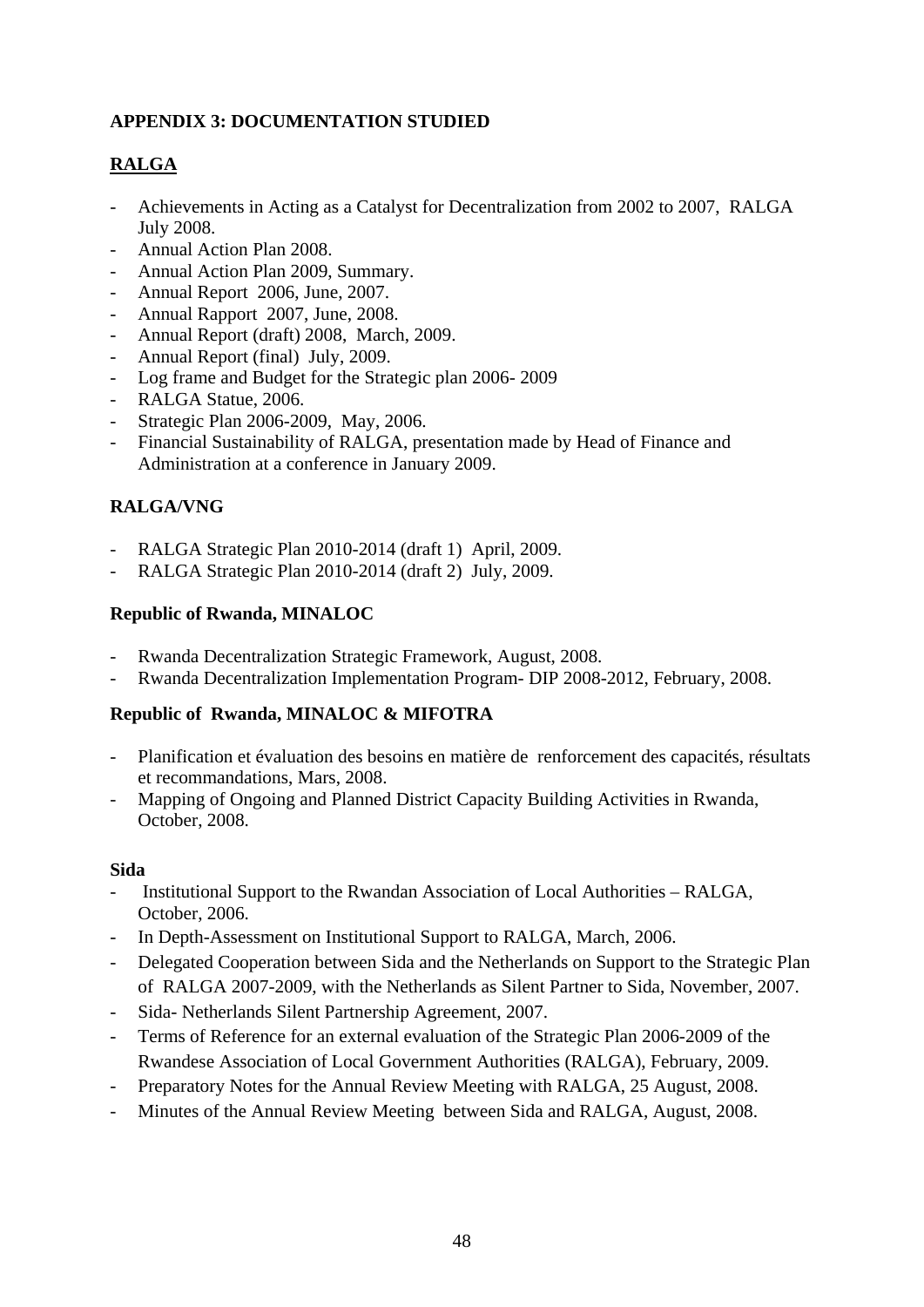**APPENDIX 3: DOCUMENTATION STUDIED**

**RALGA**

- Achievements in Acting as a Catalyst for Decentralization from 2002 to 2007, RALGA July 2008.
- Annual Action Plan 2008.
- Annual Action Plan 2009, Summary.
- Annual Report 2006, June, 2007.
- Annual Rapport 2007, June, 2008.
- Annual Report (draft) 2008, March, 2009.
- Annual Report (final) July, 2009.
- Log frame and Budget for the Strategic plan 2006- 2009
- RALGA Statue, 2006.
- Strategic Plan 2006-2009, May, 2006.
- Financial Sustainability of RALGA, presentation made by Head of Finance and Administration at a conference in January 2009.

**RALGA/VNG**

- RALGA Strategic Plan 2010-2014 (draft 1) April, 2009.
- RALGA Strategic Plan 2010-2014 (draft 2) July, 2009.

**Republic of Rwanda, MINALOC**

- Rwanda Decentralization Strategic Framework, August, 2008.
- Rwanda Decentralization Implementation Program- DIP 2008-2012, February, 2008.

**Republic of Rwanda, MINALOC & MIFOTRA**

- Planification et évaluation des besoins en matière de renforcement des capacités, résultats et recommandations, Mars, 2008.
- Mapping of Ongoing and Planned District Capacity Building Activities in Rwanda, October, 2008.

**Sida**

- Institutional Support to the Rwandan Association of Local Authorities – RALGA, October, 2006.
- In Depth-Assessment on Institutional Support to RALGA, March, 2006.
- Delegated Cooperation between Sida and the Netherlands on Support to the Strategic Plan of RALGA 2007-2009, with the Netherlands as Silent Partner to Sida, November, 2007.
- Sida- Netherlands Silent Partnership Agreement, 2007.
- Terms of Reference for an external evaluation of the Strategic Plan 2006-2009 of the Rwandese Association of Local Government Authorities (RALGA), February, 2009.
- Preparatory Notes for the Annual Review Meeting with RALGA, 25 August, 2008.
- Minutes of the Annual Review Meeting between Sida and RALGA, August, 2008.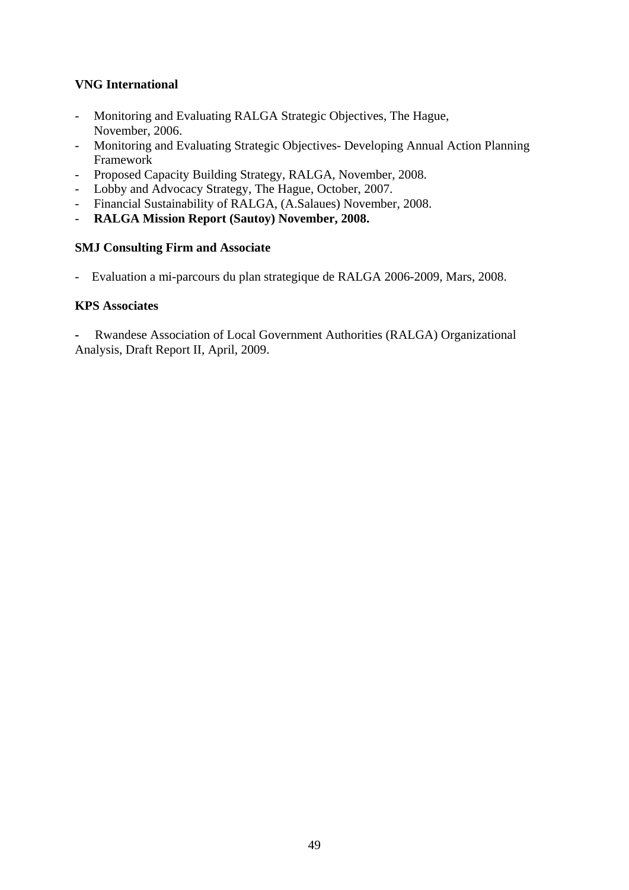**VNG International**

- Monitoring and Evaluating RALGA Strategic Objectives, The Hague, November, 2006.
- Monitoring and Evaluating Strategic Objectives- Developing Annual Action Planning Framework
- Proposed Capacity Building Strategy, RALGA, November, 2008.
- Lobby and Advocacy Strategy, The Hague, October, 2007.
- Financial Sustainability of RALGA, (A.Salaues) November, 2008.
- **RALGA Mission Report (Sautoy) November, 2008.**

**SMJ Consulting Firm and Associate**

- Evaluation a mi-parcours du plan strategique de RALGA 2006-2009, Mars, 2008.

**KPS Associates**

- Rwandese Association of Local Government Authorities (RALGA) Organizational Analysis, Draft Report II, April, 2009.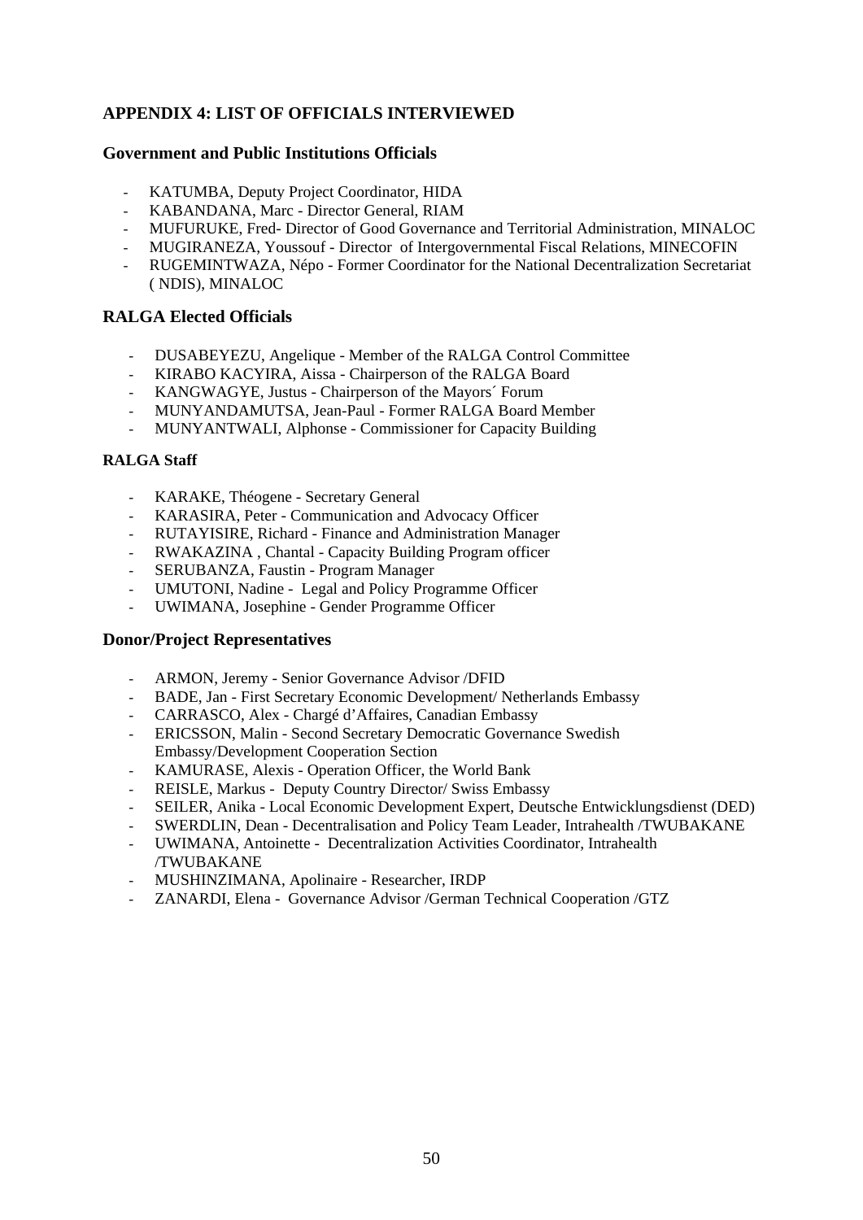## APPENDIX 4: LIST OF OFFICIALS INTERVIEWED

### Government and Public Institutions Officials

- KATUMBA, Deputy Project Coordinator, HIDA
- KABANDANA, Marc - Director General, RIAM
- MUFURUKE, Fred- Director of Good Governance and Territorial Administration, MINALOC
- MUGIRANEZA, Youssouf - Director of Intergovernmental Fiscal Relations, MINECOFIN
- RUGEMINTWAZA, Népo - Former Coordinator for the National Decentralization Secretariat ( NDIS), MINALOC

### RALGA Elected Officials

- DUSABEYEZU, Angelique - Member of the RALGA Control Committee
- KIRABO KACYIRA, Aissa - Chairperson of the RALGA Board
- KANGWAGYE, Justus - Chairperson of the Mayors´ Forum
- MUNYANDAMUTSA, Jean-Paul - Former RALGA Board Member
- MUNYANTWALI, Alphonse - Commissioner for Capacity Building

**RALGA Staff**

- KARAKE, Théogene - Secretary General
- KARASIRA, Peter - Communication and Advocacy Officer
- RUTAYISIRE, Richard - Finance and Administration Manager
- RWAKAZINA , Chantal - Capacity Building Program officer
- SERUBANZA, Faustin - Program Manager
- UMUTONI, Nadine - Legal and Policy Programme Officer
- UWIMANA, Josephine - Gender Programme Officer

### Donor/Project Representatives

- ARMON, Jeremy - Senior Governance Advisor /DFID
- BADE, Jan - First Secretary Economic Development/ Netherlands Embassy
- CARRASCO, Alex - Chargé d'Affaires, Canadian Embassy
- ERICSSON, Malin - Second Secretary Democratic Governance Swedish Embassy/Development Cooperation Section
- KAMURASE, Alexis - Operation Officer, the World Bank
- REISLE, Markus - Deputy Country Director/ Swiss Embassy
- SEILER, Anika - Local Economic Development Expert, Deutsche Entwicklungsdienst (DED)
- SWERDLIN, Dean - Decentralisation and Policy Team Leader, Intrahealth /TWUBAKANE
- UWIMANA, Antoinette - Decentralization Activities Coordinator, Intrahealth /TWUBAKANE
- MUSHINZIMANA, Apolinaire - Researcher, IRDP
- ZANARDI, Elena - Governance Advisor /German Technical Cooperation /GTZ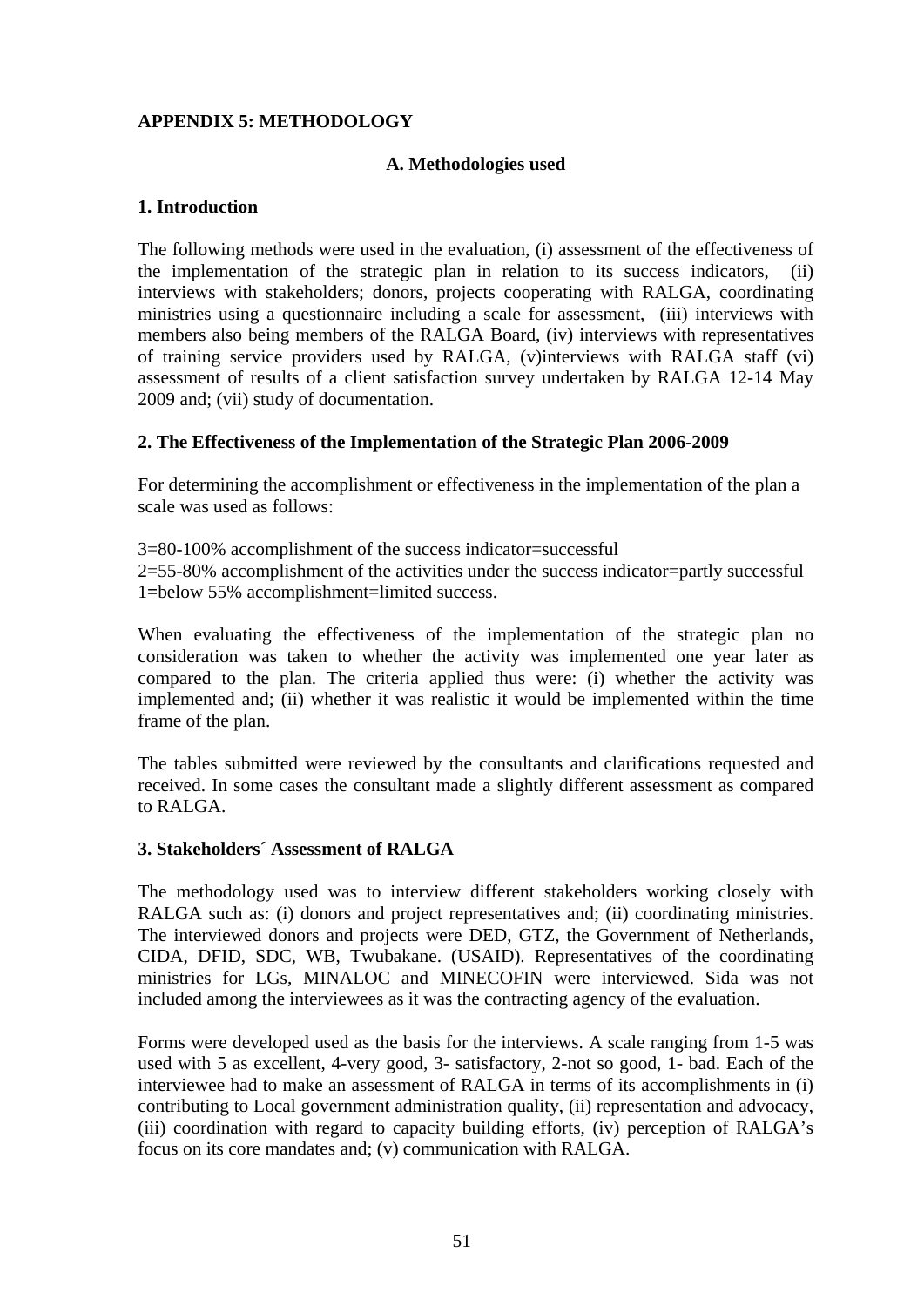## APPENDIX 5: METHODOLOGY

### A. Methodologies used

### 1. Introduction

The following methods were used in the evaluation, (i) assessment of the effectiveness of the implementation of the strategic plan in relation to its success indicators, (ii) interviews with stakeholders; donors, projects cooperating with RALGA, coordinating ministries using a questionnaire including a scale for assessment, (iii) interviews with members also being members of the RALGA Board, (iv) interviews with representatives of training service providers used by RALGA, (v)interviews with RALGA staff (vi) assessment of results of a client satisfaction survey undertaken by RALGA 12-14 May 2009 and; (vii) study of documentation.

### 2. The Effectiveness of the Implementation of the Strategic Plan 2006-2009

For determining the accomplishment or effectiveness in the implementation of the plan a scale was used as follows:

3=80-100% accomplishment of the success indicator=successful
2=55-80% accomplishment of the activities under the success indicator=partly successful
1=below 55% accomplishment=limited success.

When evaluating the effectiveness of the implementation of the strategic plan no consideration was taken to whether the activity was implemented one year later as compared to the plan. The criteria applied thus were: (i) whether the activity was implemented and; (ii) whether it was realistic it would be implemented within the time frame of the plan.

The tables submitted were reviewed by the consultants and clarifications requested and received. In some cases the consultant made a slightly different assessment as compared to RALGA.

### 3. Stakeholders´ Assessment of RALGA

The methodology used was to interview different stakeholders working closely with RALGA such as: (i) donors and project representatives and; (ii) coordinating ministries. The interviewed donors and projects were DED, GTZ, the Government of Netherlands, CIDA, DFID, SDC, WB, Twubakane. (USAID). Representatives of the coordinating ministries for LGs, MINALOC and MINECOFIN were interviewed. Sida was not included among the interviewees as it was the contracting agency of the evaluation.

Forms were developed used as the basis for the interviews. A scale ranging from 1-5 was used with 5 as excellent, 4-very good, 3- satisfactory, 2-not so good, 1- bad. Each of the interviewee had to make an assessment of RALGA in terms of its accomplishments in (i) contributing to Local government administration quality, (ii) representation and advocacy, (iii) coordination with regard to capacity building efforts, (iv) perception of RALGA's focus on its core mandates and; (v) communication with RALGA.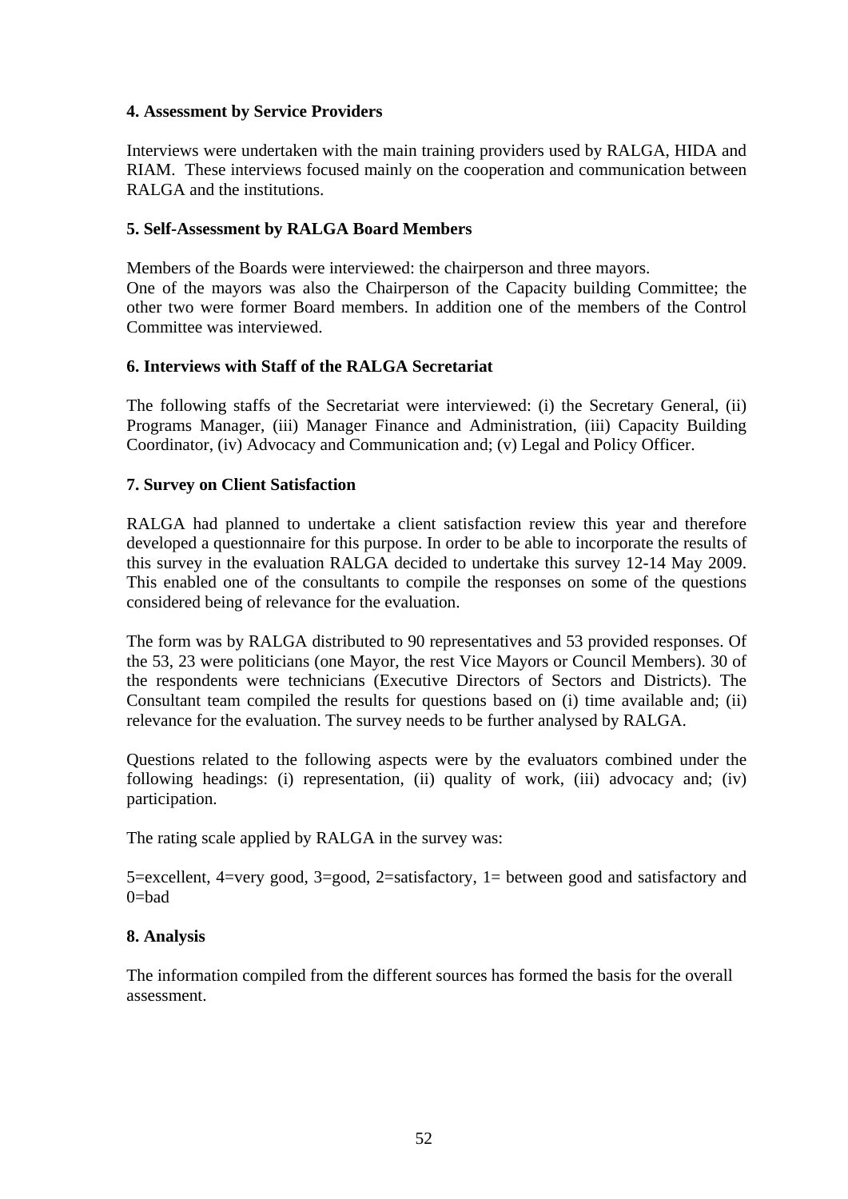**4. Assessment by Service Providers**

Interviews were undertaken with the main training providers used by RALGA, HIDA and RIAM. These interviews focused mainly on the cooperation and communication between RALGA and the institutions.

**5. Self-Assessment by RALGA Board Members**

Members of the Boards were interviewed: the chairperson and three mayors.
One of the mayors was also the Chairperson of the Capacity building Committee; the other two were former Board members. In addition one of the members of the Control Committee was interviewed.

**6. Interviews with Staff of the RALGA Secretariat**

The following staffs of the Secretariat were interviewed: (i) the Secretary General, (ii) Programs Manager, (iii) Manager Finance and Administration, (iii) Capacity Building Coordinator, (iv) Advocacy and Communication and; (v) Legal and Policy Officer.

**7. Survey on Client Satisfaction**

RALGA had planned to undertake a client satisfaction review this year and therefore developed a questionnaire for this purpose. In order to be able to incorporate the results of this survey in the evaluation RALGA decided to undertake this survey 12-14 May 2009. This enabled one of the consultants to compile the responses on some of the questions considered being of relevance for the evaluation.

The form was by RALGA distributed to 90 representatives and 53 provided responses. Of the 53, 23 were politicians (one Mayor, the rest Vice Mayors or Council Members). 30 of the respondents were technicians (Executive Directors of Sectors and Districts). The Consultant team compiled the results for questions based on (i) time available and; (ii) relevance for the evaluation. The survey needs to be further analysed by RALGA.

Questions related to the following aspects were by the evaluators combined under the following headings: (i) representation, (ii) quality of work, (iii) advocacy and; (iv) participation.

The rating scale applied by RALGA in the survey was:

5=excellent, 4=very good, 3=good, 2=satisfactory, 1= between good and satisfactory and 0=bad

**8. Analysis**

The information compiled from the different sources has formed the basis for the overall assessment.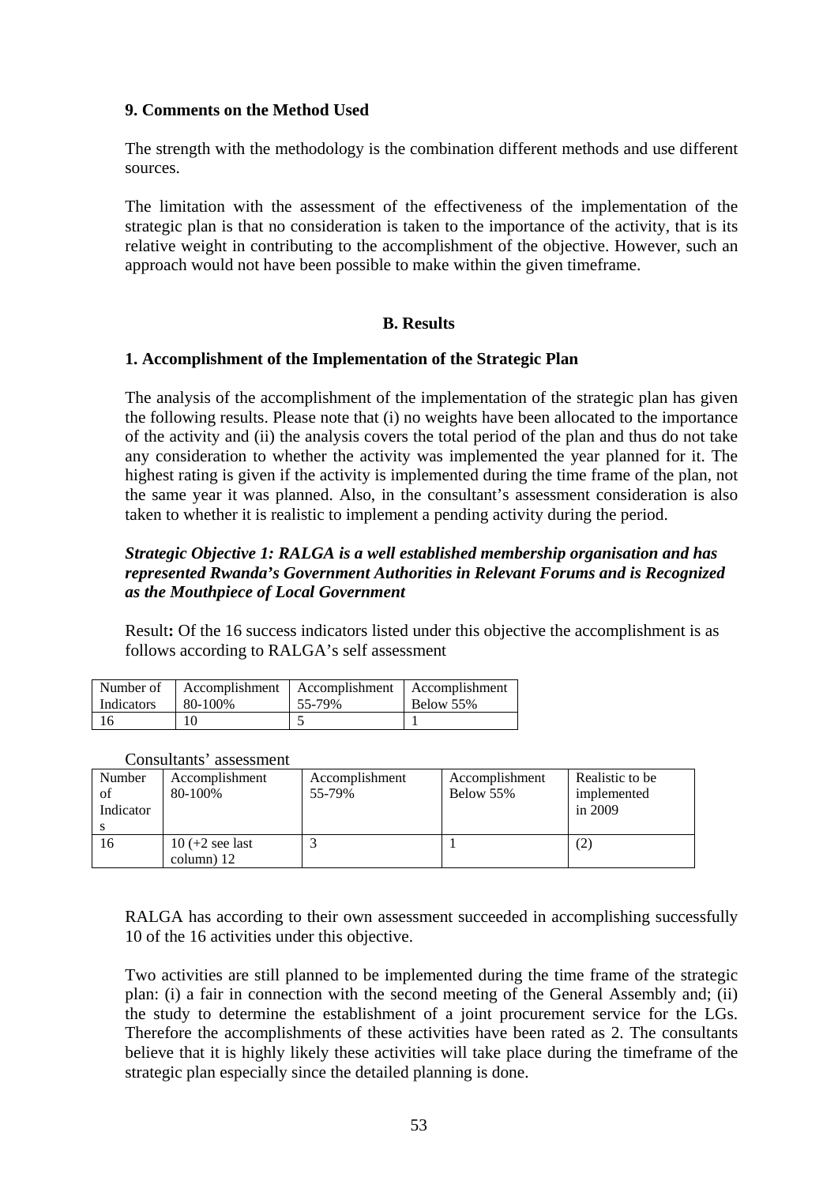### 9. Comments on the Method Used

The strength with the methodology is the combination different methods and use different sources.

The limitation with the assessment of the effectiveness of the implementation of the strategic plan is that no consideration is taken to the importance of the activity, that is its relative weight in contributing to the accomplishment of the objective. However, such an approach would not have been possible to make within the given timeframe.

## B. Results

### 1. Accomplishment of the Implementation of the Strategic Plan

The analysis of the accomplishment of the implementation of the strategic plan has given the following results. Please note that (i) no weights have been allocated to the importance of the activity and (ii) the analysis covers the total period of the plan and thus do not take any consideration to whether the activity was implemented the year planned for it. The highest rating is given if the activity is implemented during the time frame of the plan, not the same year it was planned. Also, in the consultant's assessment consideration is also taken to whether it is realistic to implement a pending activity during the period.

***Strategic Objective 1: RALGA is a well established membership organisation and has represented Rwanda's Government Authorities in Relevant Forums and is Recognized as the Mouthpiece of Local Government***

Result**:** Of the 16 success indicators listed under this objective the accomplishment is as follows according to RALGA's self assessment

| Number of Indicators | Accomplishment 80-100% | Accomplishment 55-79% | Accomplishment Below 55% |
|---|---|---|---|
| 16 | 10 | 5 | 1 |

Consultants' assessment

| Number of Indicators | Accomplishment 80-100% | Accomplishment 55-79% | Accomplishment Below 55% | Realistic to be implemented in 2009 |
|---|---|---|---|---|
| 16 | 10 (+2 see last column) 12 | 3 | 1 | (2) |

RALGA has according to their own assessment succeeded in accomplishing successfully 10 of the 16 activities under this objective.

Two activities are still planned to be implemented during the time frame of the strategic plan: (i) a fair in connection with the second meeting of the General Assembly and; (ii) the study to determine the establishment of a joint procurement service for the LGs. Therefore the accomplishments of these activities have been rated as 2. The consultants believe that it is highly likely these activities will take place during the timeframe of the strategic plan especially since the detailed planning is done.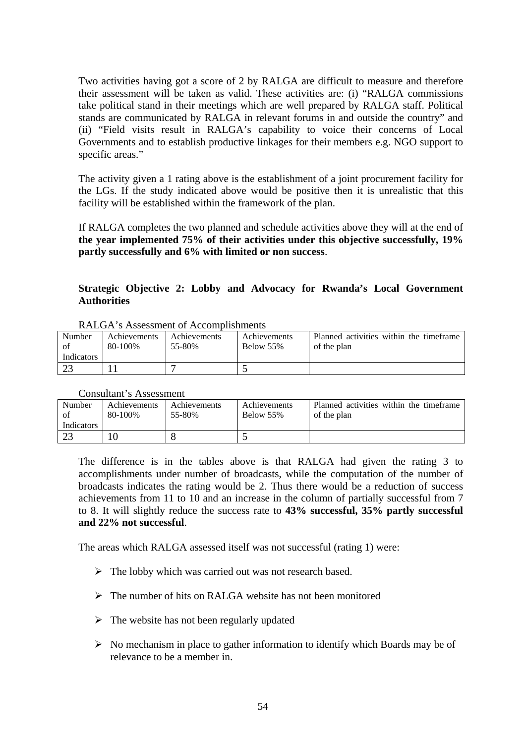Two activities having got a score of 2 by RALGA are difficult to measure and therefore their assessment will be taken as valid. These activities are: (i) "RALGA commissions take political stand in their meetings which are well prepared by RALGA staff. Political stands are communicated by RALGA in relevant forums in and outside the country" and (ii) "Field visits result in RALGA's capability to voice their concerns of Local Governments and to establish productive linkages for their members e.g. NGO support to specific areas."

The activity given a 1 rating above is the establishment of a joint procurement facility for the LGs. If the study indicated above would be positive then it is unrealistic that this facility will be established within the framework of the plan.

If RALGA completes the two planned and schedule activities above they will at the end of **the year implemented 75% of their activities under this objective successfully, 19% partly successfully and 6% with limited or non success**.

**Strategic Objective 2: Lobby and Advocacy for Rwanda's Local Government Authorities**

RALGA's Assessment of Accomplishments

| Number of Indicators | Achievements 80-100% | Achievements 55-80% | Achievements Below 55% | Planned activities within the timeframe of the plan |
|---|---|---|---|---|
| 23 | 11 | 7 | 5 | |

Consultant's Assessment

| Number of Indicators | Achievements 80-100% | Achievements 55-80% | Achievements Below 55% | Planned activities within the timeframe of the plan |
|---|---|---|---|---|
| 23 | 10 | 8 | 5 | |

The difference is in the tables above is that RALGA had given the rating 3 to accomplishments under number of broadcasts, while the computation of the number of broadcasts indicates the rating would be 2. Thus there would be a reduction of success achievements from 11 to 10 and an increase in the column of partially successful from 7 to 8. It will slightly reduce the success rate to **43% successful, 35% partly successful and 22% not successful**.

The areas which RALGA assessed itself was not successful (rating 1) were:

- The lobby which was carried out was not research based.
- The number of hits on RALGA website has not been monitored
- The website has not been regularly updated
- No mechanism in place to gather information to identify which Boards may be of relevance to be a member in.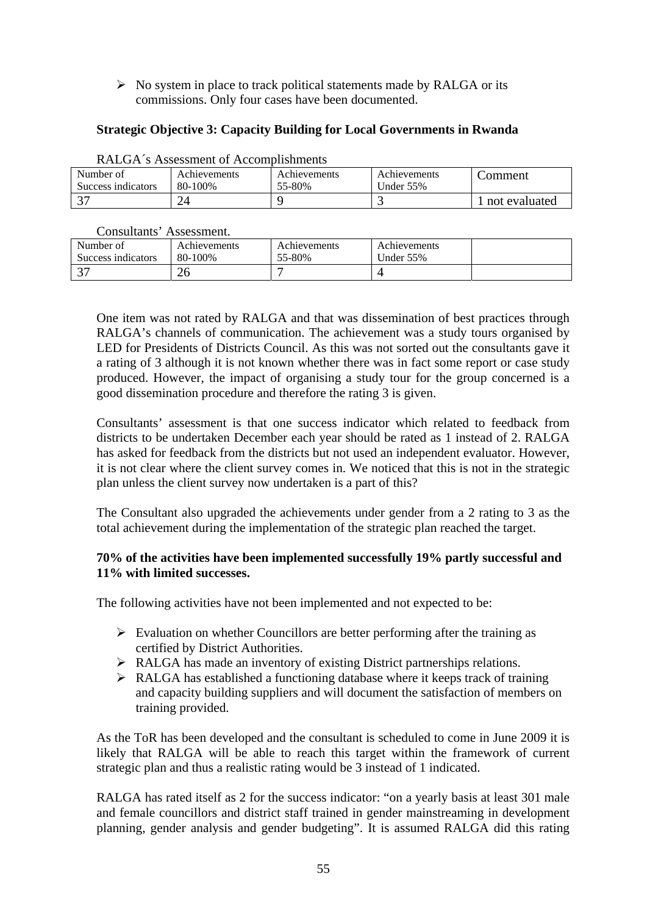- No system in place to track political statements made by RALGA or its commissions. Only four cases have been documented.

**Strategic Objective 3: Capacity Building for Local Governments in Rwanda**

RALGA´s Assessment of Accomplishments

| Number of Success indicators | Achievements 80-100% | Achievements 55-80% | Achievements Under 55% | Comment |
|---|---|---|---|---|
| 37 | 24 | 9 | 3 | 1 not evaluated |

Consultants' Assessment.

| Number of Success indicators | Achievements 80-100% | Achievements 55-80% | Achievements Under 55% | |
|---|---|---|---|---|
| 37 | 26 | 7 | 4 | |

One item was not rated by RALGA and that was dissemination of best practices through RALGA's channels of communication. The achievement was a study tours organised by LED for Presidents of Districts Council. As this was not sorted out the consultants gave it a rating of 3 although it is not known whether there was in fact some report or case study produced. However, the impact of organising a study tour for the group concerned is a good dissemination procedure and therefore the rating 3 is given.

Consultants' assessment is that one success indicator which related to feedback from districts to be undertaken December each year should be rated as 1 instead of 2. RALGA has asked for feedback from the districts but not used an independent evaluator. However, it is not clear where the client survey comes in. We noticed that this is not in the strategic plan unless the client survey now undertaken is a part of this?

The Consultant also upgraded the achievements under gender from a 2 rating to 3 as the total achievement during the implementation of the strategic plan reached the target.

**70% of the activities have been implemented successfully 19% partly successful and 11% with limited successes.**

The following activities have not been implemented and not expected to be:

- Evaluation on whether Councillors are better performing after the training as certified by District Authorities.
- RALGA has made an inventory of existing District partnerships relations.
- RALGA has established a functioning database where it keeps track of training and capacity building suppliers and will document the satisfaction of members on training provided.

As the ToR has been developed and the consultant is scheduled to come in June 2009 it is likely that RALGA will be able to reach this target within the framework of current strategic plan and thus a realistic rating would be 3 instead of 1 indicated.

RALGA has rated itself as 2 for the success indicator: "on a yearly basis at least 301 male and female councillors and district staff trained in gender mainstreaming in development planning, gender analysis and gender budgeting". It is assumed RALGA did this rating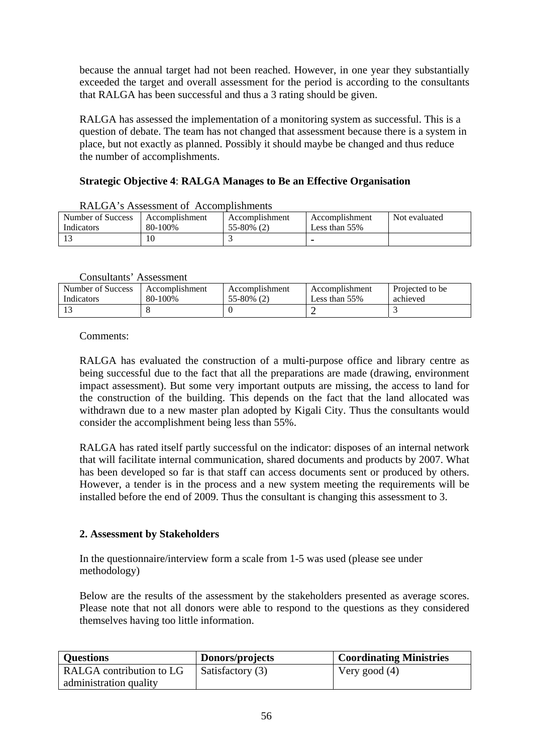because the annual target had not been reached. However, in one year they substantially exceeded the target and overall assessment for the period is according to the consultants that RALGA has been successful and thus a 3 rating should be given.

RALGA has assessed the implementation of a monitoring system as successful. This is a question of debate. The team has not changed that assessment because there is a system in place, but not exactly as planned. Possibly it should maybe be changed and thus reduce the number of accomplishments.

**Strategic Objective 4**: **RALGA Manages to Be an Effective Organisation**

RALGA's Assessment of Accomplishments

| Number of Success Indicators | Accomplishment 80-100% | Accomplishment 55-80% (2) | Accomplishment Less than 55% | Not evaluated |
|---|---|---|---|---|
| 13 | 10 | 3 | - | |

Consultants' Assessment

| Number of Success Indicators | Accomplishment 80-100% | Accomplishment 55-80% (2) | Accomplishment Less than 55% | Projected to be achieved |
|---|---|---|---|---|
| 13 | 8 | 0 | 2 | 3 |

Comments:

RALGA has evaluated the construction of a multi-purpose office and library centre as being successful due to the fact that all the preparations are made (drawing, environment impact assessment). But some very important outputs are missing, the access to land for the construction of the building. This depends on the fact that the land allocated was withdrawn due to a new master plan adopted by Kigali City. Thus the consultants would consider the accomplishment being less than 55%.

RALGA has rated itself partly successful on the indicator: disposes of an internal network that will facilitate internal communication, shared documents and products by 2007. What has been developed so far is that staff can access documents sent or produced by others. However, a tender is in the process and a new system meeting the requirements will be installed before the end of 2009. Thus the consultant is changing this assessment to 3.

**2. Assessment by Stakeholders**

In the questionnaire/interview form a scale from 1-5 was used (please see under methodology)

Below are the results of the assessment by the stakeholders presented as average scores. Please note that not all donors were able to respond to the questions as they considered themselves having too little information.

| **Questions** | **Donors/projects** | **Coordinating Ministries** |
|---|---|---|
| RALGA contribution to LG administration quality | Satisfactory (3) | Very good (4) |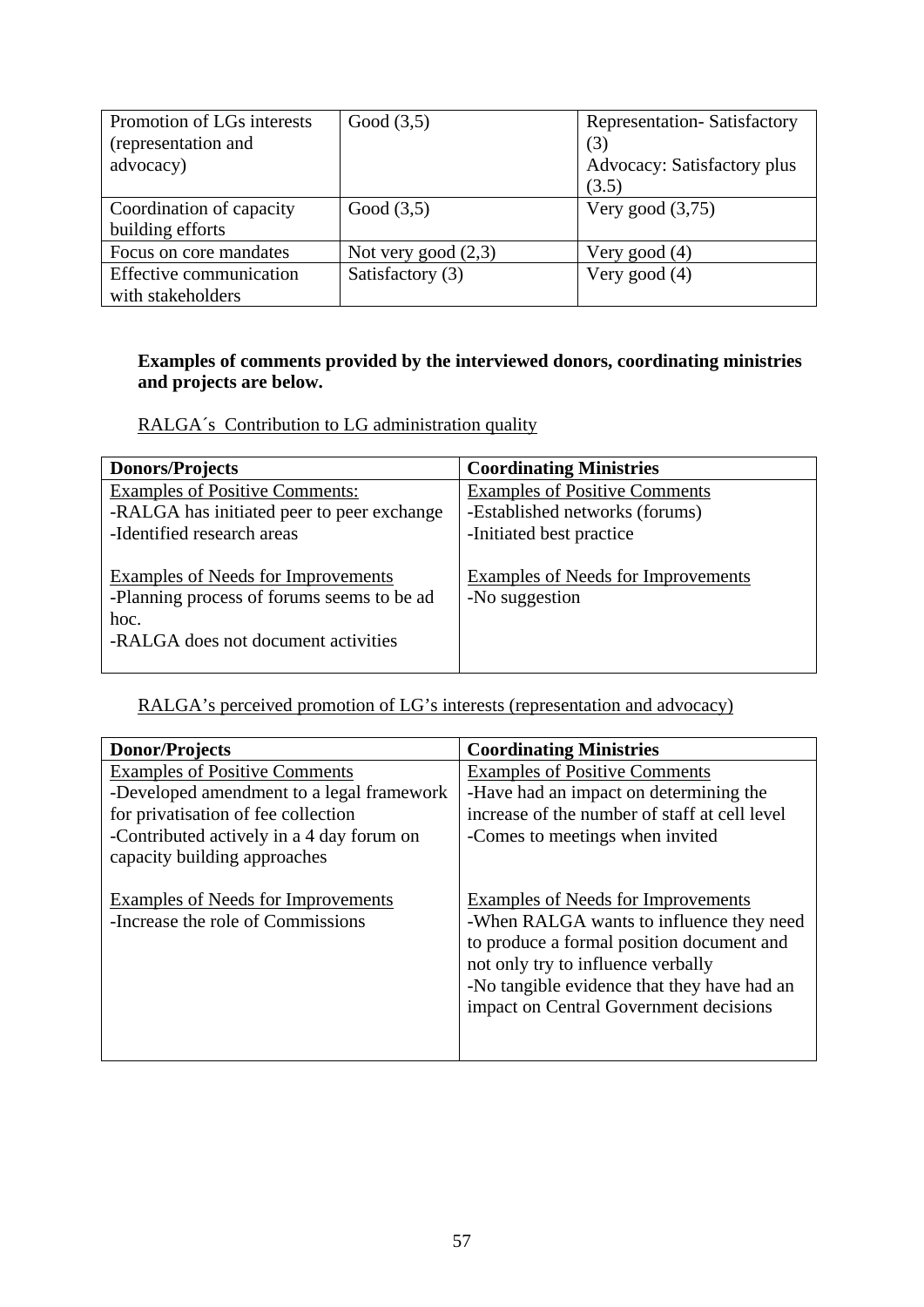| Promotion of LGs interests (representation and advocacy) | Good (3,5) | Representation- Satisfactory (3)<br>Advocacy: Satisfactory plus (3.5) |
|---|---|---|
| Coordination of capacity building efforts | Good (3,5) | Very good (3,75) |
| Focus on core mandates | Not very good (2,3) | Very good (4) |
| Effective communication with stakeholders | Satisfactory (3) | Very good (4) |

**Examples of comments provided by the interviewed donors, coordinating ministries and projects are below.**

RALGA´s Contribution to LG administration quality

| Donors/Projects | Coordinating Ministries |
|---|---|
| Examples of Positive Comments:<br>-RALGA has initiated peer to peer exchange<br>-Identified research areas<br><br>Examples of Needs for Improvements<br>-Planning process of forums seems to be ad hoc.<br>-RALGA does not document activities | Examples of Positive Comments<br>-Established networks (forums)<br>-Initiated best practice<br><br>Examples of Needs for Improvements<br>-No suggestion |

RALGA's perceived promotion of LG's interests (representation and advocacy)

| Donor/Projects | Coordinating Ministries |
|---|---|
| Examples of Positive Comments<br>-Developed amendment to a legal framework for privatisation of fee collection<br>-Contributed actively in a 4 day forum on capacity building approaches<br><br>Examples of Needs for Improvements<br>-Increase the role of Commissions | Examples of Positive Comments<br>-Have had an impact on determining the increase of the number of staff at cell level<br>-Comes to meetings when invited<br><br>Examples of Needs for Improvements<br>-When RALGA wants to influence they need to produce a formal position document and not only try to influence verbally<br>-No tangible evidence that they have had an impact on Central Government decisions |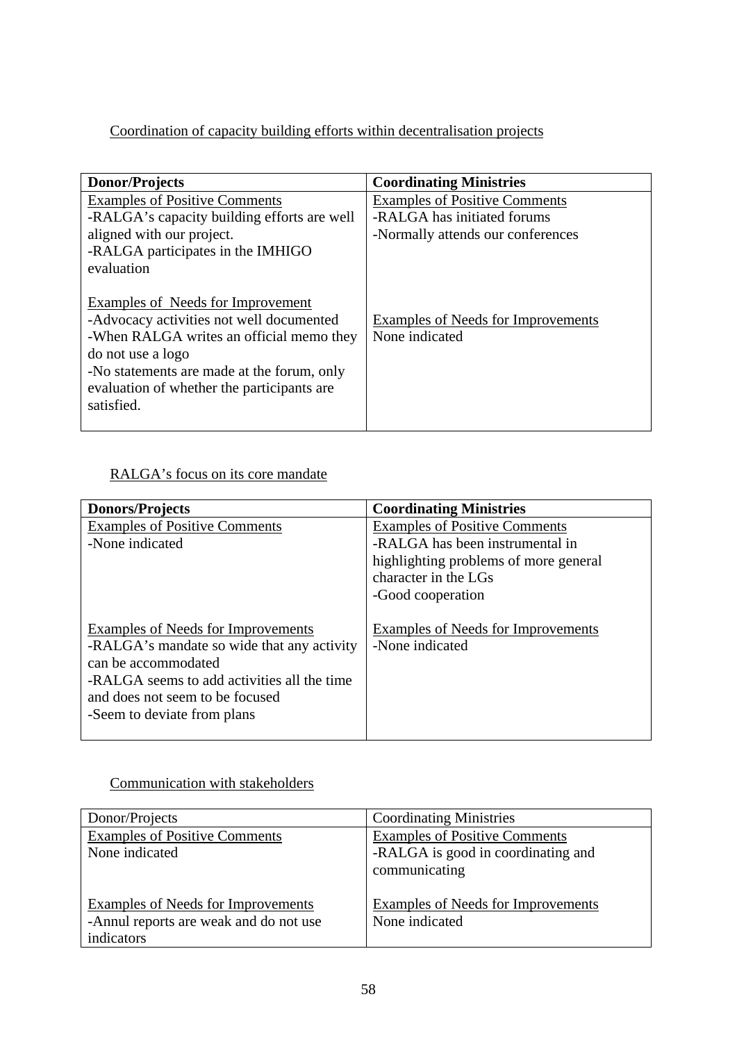<u>Coordination of capacity building efforts within decentralisation projects</u>

| **Donor/Projects** | **Coordinating Ministries** |
|---|---|
| <u>Examples of Positive Comments</u><br>-RALGA's capacity building efforts are well aligned with our project.<br>-RALGA participates in the IMHIGO evaluation<br><br><u>Examples of Needs for Improvement</u><br>-Advocacy activities not well documented<br>-When RALGA writes an official memo they do not use a logo<br>-No statements are made at the forum, only evaluation of whether the participants are satisfied. | <u>Examples of Positive Comments</u><br>-RALGA has initiated forums<br>-Normally attends our conferences<br><br><u>Examples of Needs for Improvements</u><br>None indicated |

<u>RALGA's focus on its core mandate</u>

| **Donors/Projects** | **Coordinating Ministries** |
|---|---|
| <u>Examples of Positive Comments</u><br>-None indicated<br><br><u>Examples of Needs for Improvements</u><br>-RALGA's mandate so wide that any activity can be accommodated<br>-RALGA seems to add activities all the time and does not seem to be focused<br>-Seem to deviate from plans | <u>Examples of Positive Comments</u><br>-RALGA has been instrumental in highlighting problems of more general character in the LGs<br>-Good cooperation<br><br><u>Examples of Needs for Improvements</u><br>-None indicated |

<u>Communication with stakeholders</u>

| Donor/Projects | Coordinating Ministries |
|---|---|
| <u>Examples of Positive Comments</u><br>None indicated<br><br><u>Examples of Needs for Improvements</u><br>-Annul reports are weak and do not use indicators | <u>Examples of Positive Comments</u><br>-RALGA is good in coordinating and communicating<br><br><u>Examples of Needs for Improvements</u><br>None indicated |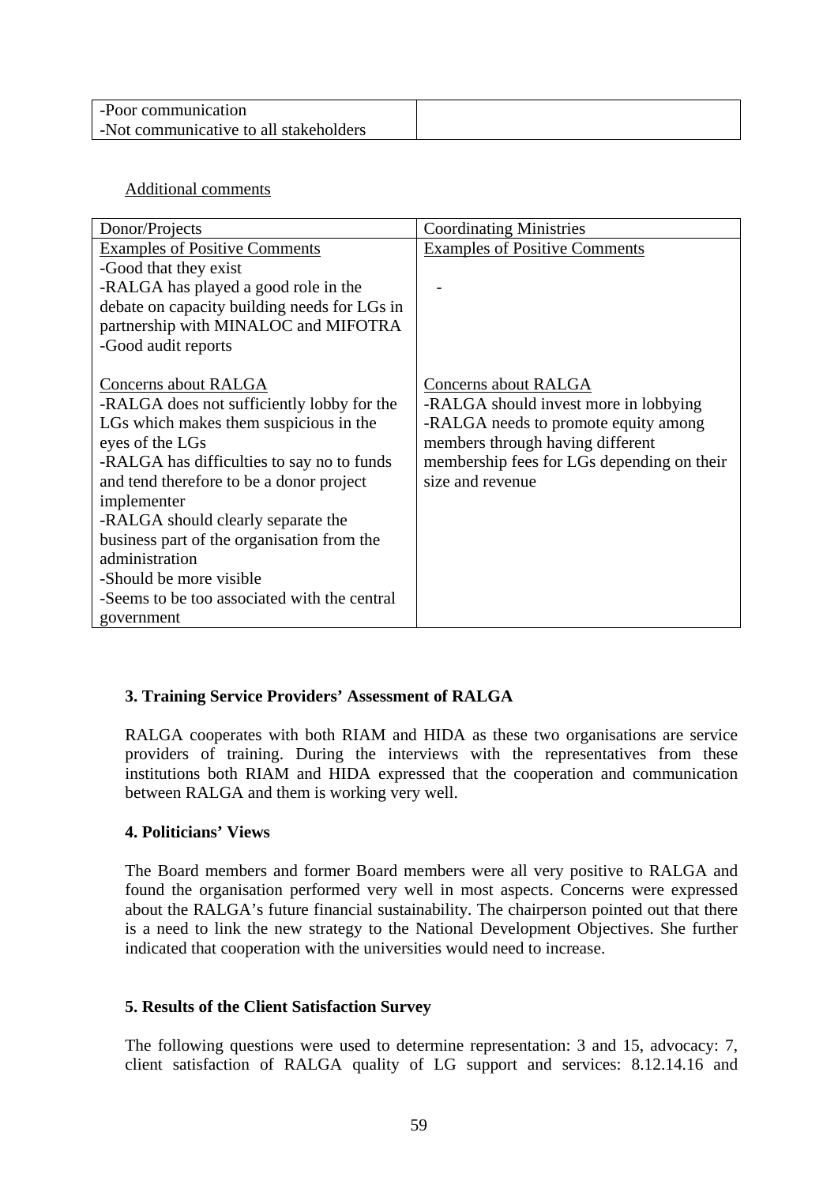| -Poor communication<br>-Not communicative to all stakeholders | |
|---|---|

Additional comments

| Donor/Projects | Coordinating Ministries |
|---|---|
| Examples of Positive Comments<br>-Good that they exist<br>-RALGA has played a good role in the debate on capacity building needs for LGs in partnership with MINALOC and MIFOTRA<br>-Good audit reports | Examples of Positive Comments<br><br>- |
| Concerns about RALGA<br>-RALGA does not sufficiently lobby for the LGs which makes them suspicious in the eyes of the LGs<br>-RALGA has difficulties to say no to funds and tend therefore to be a donor project implementer<br>-RALGA should clearly separate the business part of the organisation from the administration<br>-Should be more visible<br>-Seems to be too associated with the central government | Concerns about RALGA<br>-RALGA should invest more in lobbying<br>-RALGA needs to promote equity among members through having different membership fees for LGs depending on their size and revenue |

### 3. Training Service Providers' Assessment of RALGA

RALGA cooperates with both RIAM and HIDA as these two organisations are service providers of training. During the interviews with the representatives from these institutions both RIAM and HIDA expressed that the cooperation and communication between RALGA and them is working very well.

### 4. Politicians' Views

The Board members and former Board members were all very positive to RALGA and found the organisation performed very well in most aspects. Concerns were expressed about the RALGA's future financial sustainability. The chairperson pointed out that there is a need to link the new strategy to the National Development Objectives. She further indicated that cooperation with the universities would need to increase.

### 5. Results of the Client Satisfaction Survey

The following questions were used to determine representation: 3 and 15, advocacy: 7, client satisfaction of RALGA quality of LG support and services: 8.12.14.16 and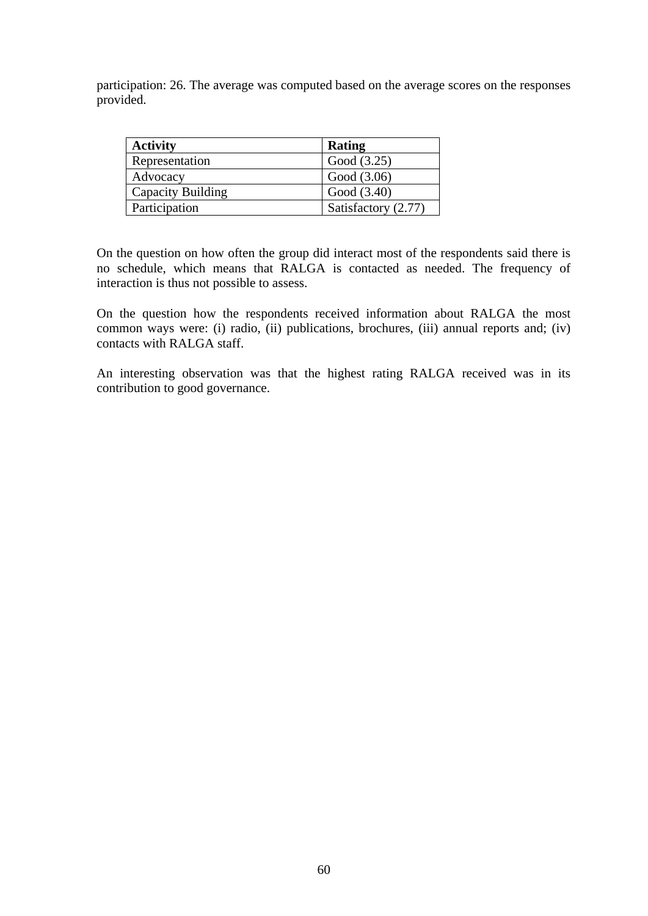participation: 26. The average was computed based on the average scores on the responses provided.

| **Activity** | **Rating** |
|---|---|
| Representation | Good (3.25) |
| Advocacy | Good (3.06) |
| Capacity Building | Good (3.40) |
| Participation | Satisfactory (2.77) |

On the question on how often the group did interact most of the respondents said there is no schedule, which means that RALGA is contacted as needed. The frequency of interaction is thus not possible to assess.

On the question how the respondents received information about RALGA the most common ways were: (i) radio, (ii) publications, brochures, (iii) annual reports and; (iv) contacts with RALGA staff.

An interesting observation was that the highest rating RALGA received was in its contribution to good governance.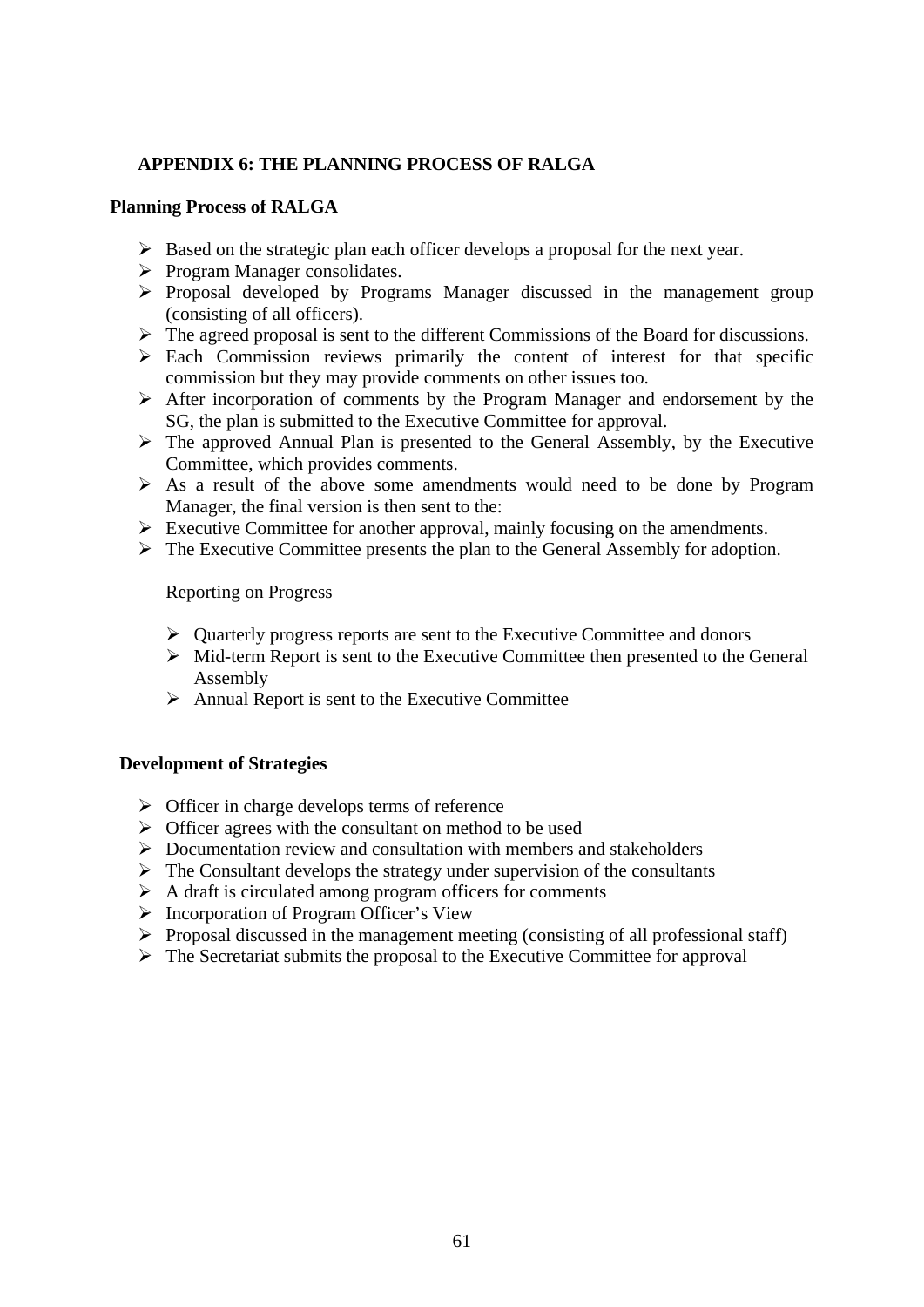## APPENDIX 6: THE PLANNING PROCESS OF RALGA

### Planning Process of RALGA

- Based on the strategic plan each officer develops a proposal for the next year.
- Program Manager consolidates.
- Proposal developed by Programs Manager discussed in the management group (consisting of all officers).
- The agreed proposal is sent to the different Commissions of the Board for discussions.
- Each Commission reviews primarily the content of interest for that specific commission but they may provide comments on other issues too.
- After incorporation of comments by the Program Manager and endorsement by the SG, the plan is submitted to the Executive Committee for approval.
- The approved Annual Plan is presented to the General Assembly, by the Executive Committee, which provides comments.
- As a result of the above some amendments would need to be done by Program Manager, the final version is then sent to the:
- Executive Committee for another approval, mainly focusing on the amendments.
- The Executive Committee presents the plan to the General Assembly for adoption.

Reporting on Progress

- Quarterly progress reports are sent to the Executive Committee and donors
- Mid-term Report is sent to the Executive Committee then presented to the General Assembly
- Annual Report is sent to the Executive Committee

### Development of Strategies

- Officer in charge develops terms of reference
- Officer agrees with the consultant on method to be used
- Documentation review and consultation with members and stakeholders
- The Consultant develops the strategy under supervision of the consultants
- A draft is circulated among program officers for comments
- Incorporation of Program Officer's View
- Proposal discussed in the management meeting (consisting of all professional staff)
- The Secretariat submits the proposal to the Executive Committee for approval